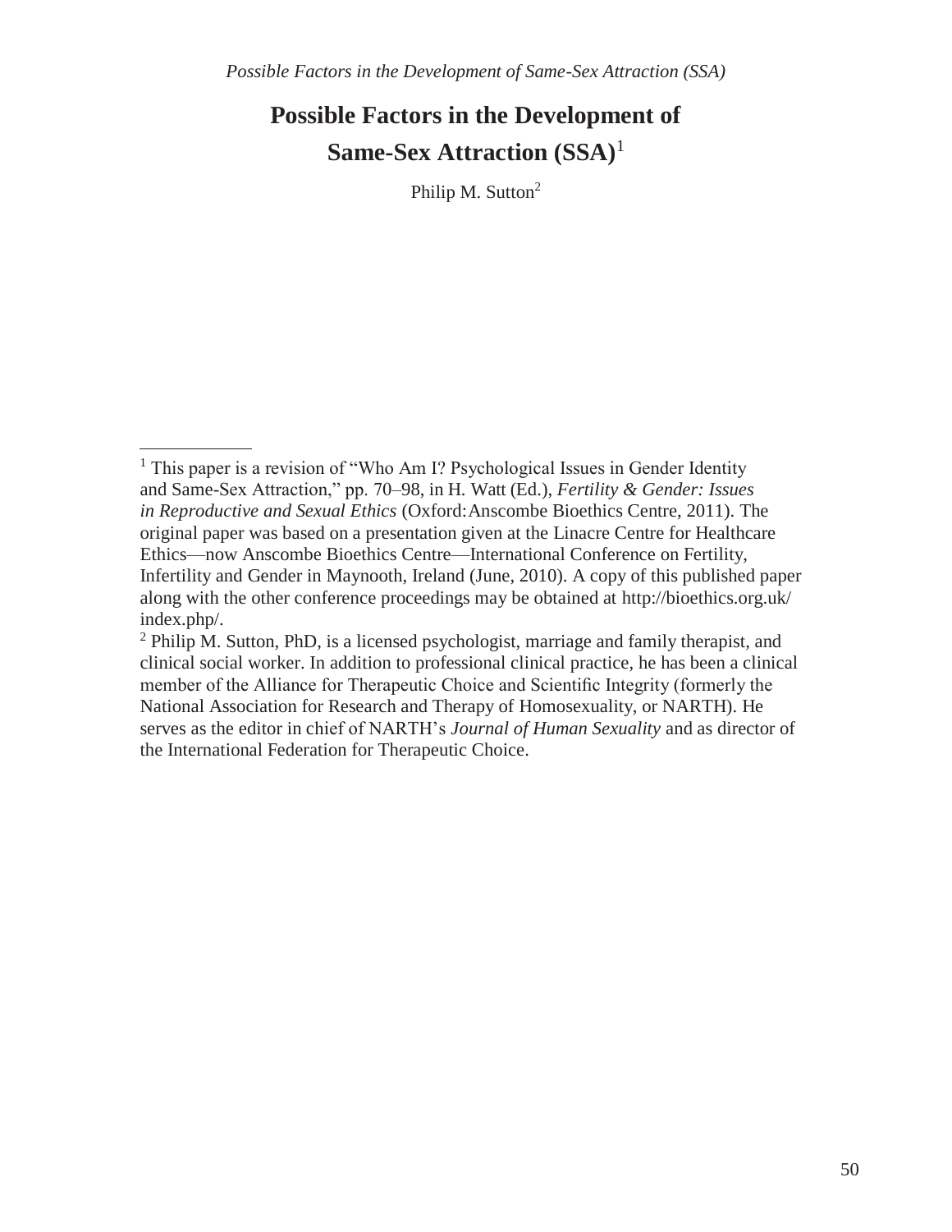# Possible Factors in the Development of Same-Sex Attraction (SSA)[1]

Philip M. Sutton[2]

---

[1] This paper is a revision of "Who Am I? Psychological Issues in Gender Identity and Same-Sex Attraction," pp. 70–98, in H. Watt (Ed.), *Fertility & Gender: Issues in Reproductive and Sexual Ethics* (Oxford: Anscombe Bioethics Centre, 2011). The original paper was based on a presentation given at the Linacre Centre for Healthcare Ethics—now Anscombe Bioethics Centre—International Conference on Fertility, Infertility and Gender in Maynooth, Ireland (June, 2010). A copy of this published paper along with the other conference proceedings may be obtained at http://bioethics.org.uk/index.php/.

[2] Philip M. Sutton, PhD, is a licensed psychologist, marriage and family therapist, and clinical social worker. In addition to professional clinical practice, he has been a clinical member of the Alliance for Therapeutic Choice and Scientific Integrity (formerly the National Association for Research and Therapy of Homosexuality, or NARTH). He serves as the editor in chief of NARTH's *Journal of Human Sexuality* and as director of the International Federation for Therapeutic Choice.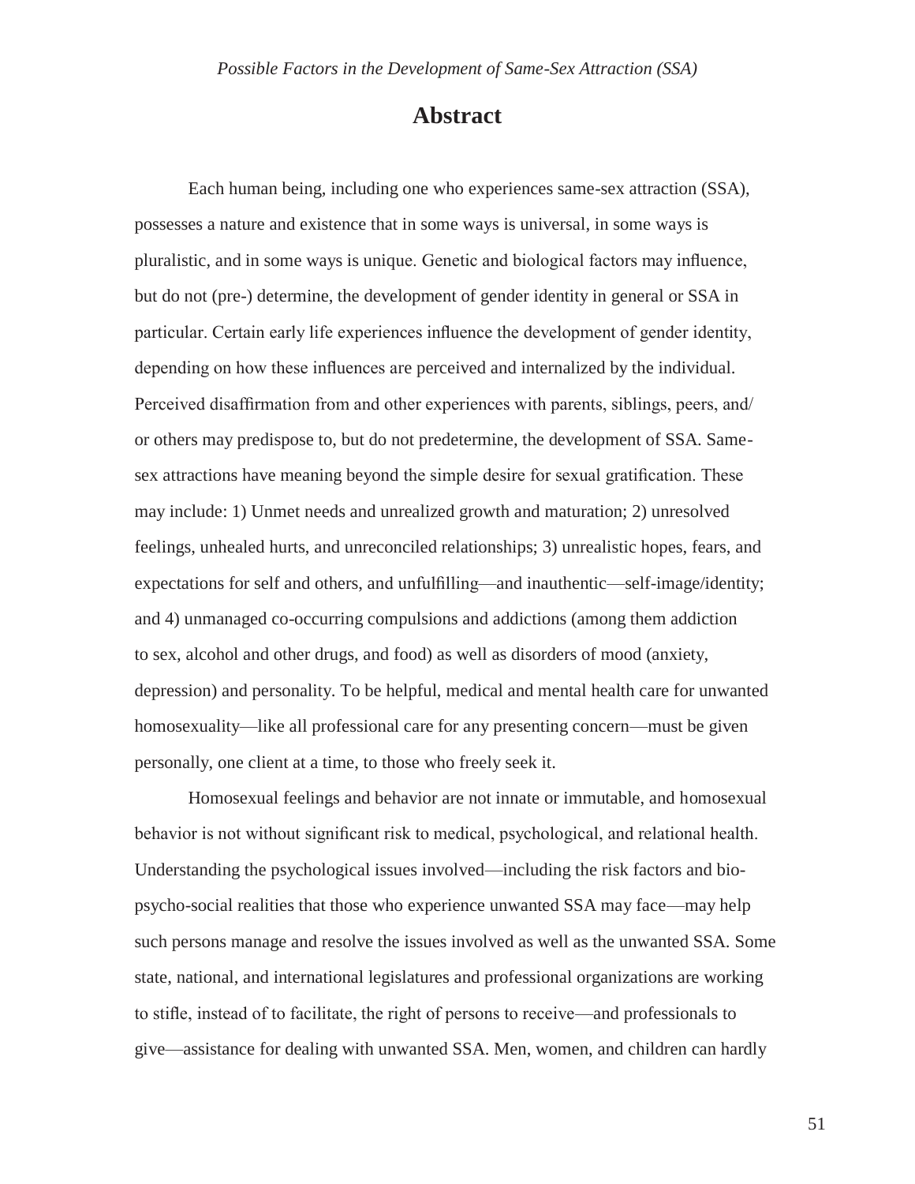# Abstract

Each human being, including one who experiences same-sex attraction (SSA), possesses a nature and existence that in some ways is universal, in some ways is pluralistic, and in some ways is unique. Genetic and biological factors may influence, but do not (pre-) determine, the development of gender identity in general or SSA in particular. Certain early life experiences influence the development of gender identity, depending on how these influences are perceived and internalized by the individual. Perceived disaffirmation from and other experiences with parents, siblings, peers, and/or others may predispose to, but do not predetermine, the development of SSA. Same-sex attractions have meaning beyond the simple desire for sexual gratification. These may include: 1) Unmet needs and unrealized growth and maturation; 2) unresolved feelings, unhealed hurts, and unreconciled relationships; 3) unrealistic hopes, fears, and expectations for self and others, and unfulfilling—and inauthentic—self-image/identity; and 4) unmanaged co-occurring compulsions and addictions (among them addiction to sex, alcohol and other drugs, and food) as well as disorders of mood (anxiety, depression) and personality. To be helpful, medical and mental health care for unwanted homosexuality—like all professional care for any presenting concern—must be given personally, one client at a time, to those who freely seek it.

Homosexual feelings and behavior are not innate or immutable, and homosexual behavior is not without significant risk to medical, psychological, and relational health. Understanding the psychological issues involved—including the risk factors and bio-psycho-social realities that those who experience unwanted SSA may face—may help such persons manage and resolve the issues involved as well as the unwanted SSA. Some state, national, and international legislatures and professional organizations are working to stifle, instead of to facilitate, the right of persons to receive—and professionals to give—assistance for dealing with unwanted SSA. Men, women, and children can hardly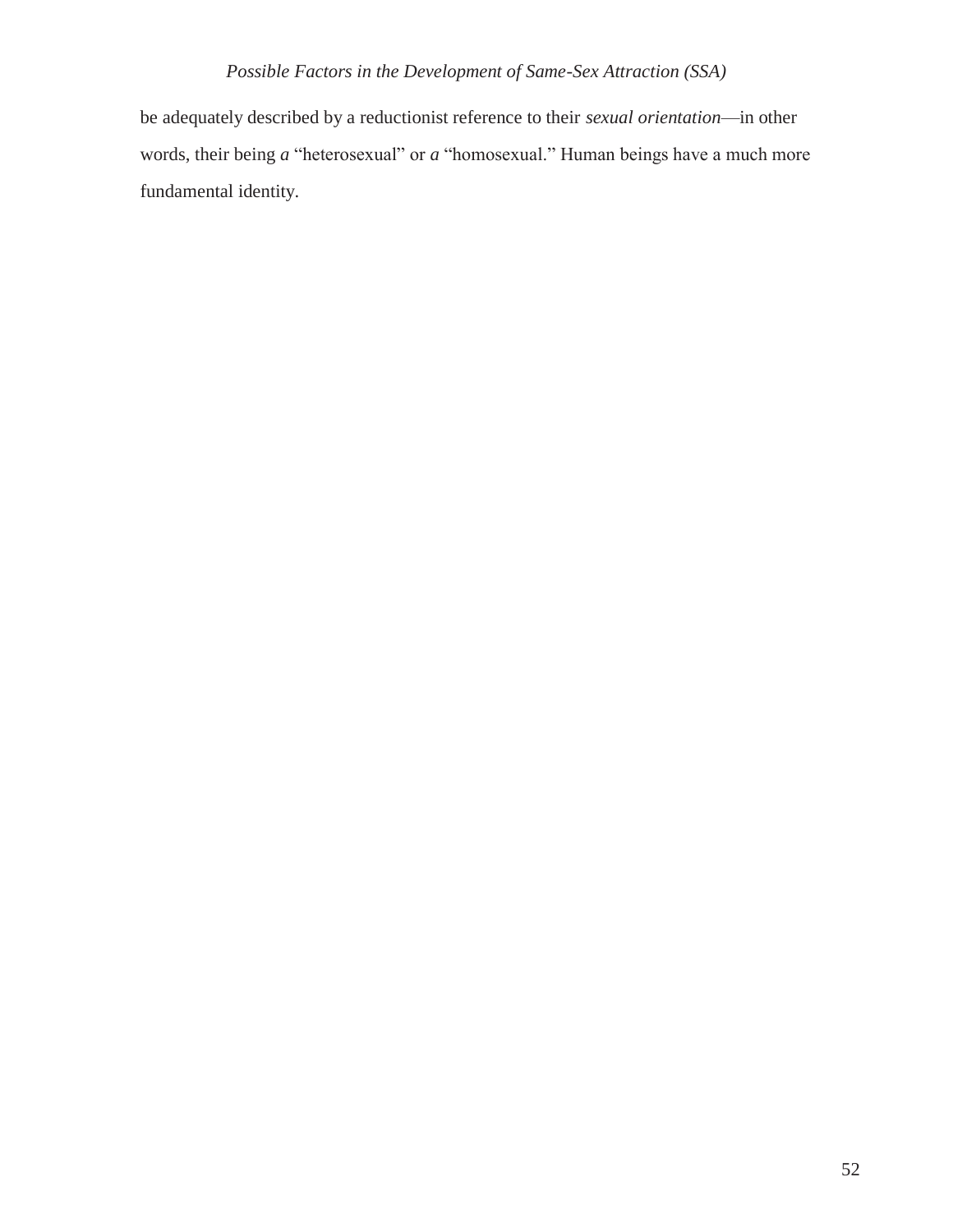be adequately described by a reductionist reference to their *sexual orientation*—in other words, their being *a* “heterosexual” or *a* “homosexual.” Human beings have a much more fundamental identity.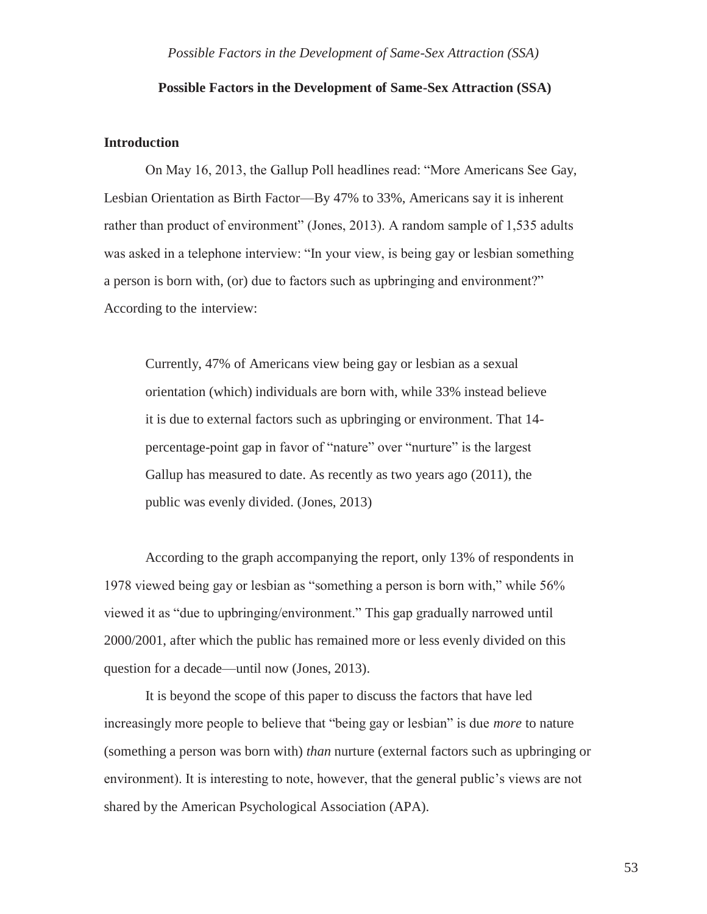## Possible Factors in the Development of Same-Sex Attraction (SSA)

### Introduction

On May 16, 2013, the Gallup Poll headlines read: "More Americans See Gay, Lesbian Orientation as Birth Factor—By 47% to 33%, Americans say it is inherent rather than product of environment" (Jones, 2013). A random sample of 1,535 adults was asked in a telephone interview: "In your view, is being gay or lesbian something a person is born with, (or) due to factors such as upbringing and environment?" According to the interview:

> Currently, 47% of Americans view being gay or lesbian as a sexual orientation (which) individuals are born with, while 33% instead believe it is due to external factors such as upbringing or environment. That 14-percentage-point gap in favor of "nature" over "nurture" is the largest Gallup has measured to date. As recently as two years ago (2011), the public was evenly divided. (Jones, 2013)

According to the graph accompanying the report, only 13% of respondents in 1978 viewed being gay or lesbian as "something a person is born with," while 56% viewed it as "due to upbringing/environment." This gap gradually narrowed until 2000/2001, after which the public has remained more or less evenly divided on this question for a decade—until now (Jones, 2013).

It is beyond the scope of this paper to discuss the factors that have led increasingly more people to believe that "being gay or lesbian" is due *more* to nature (something a person was born with) *than* nurture (external factors such as upbringing or environment). It is interesting to note, however, that the general public's views are not shared by the American Psychological Association (APA).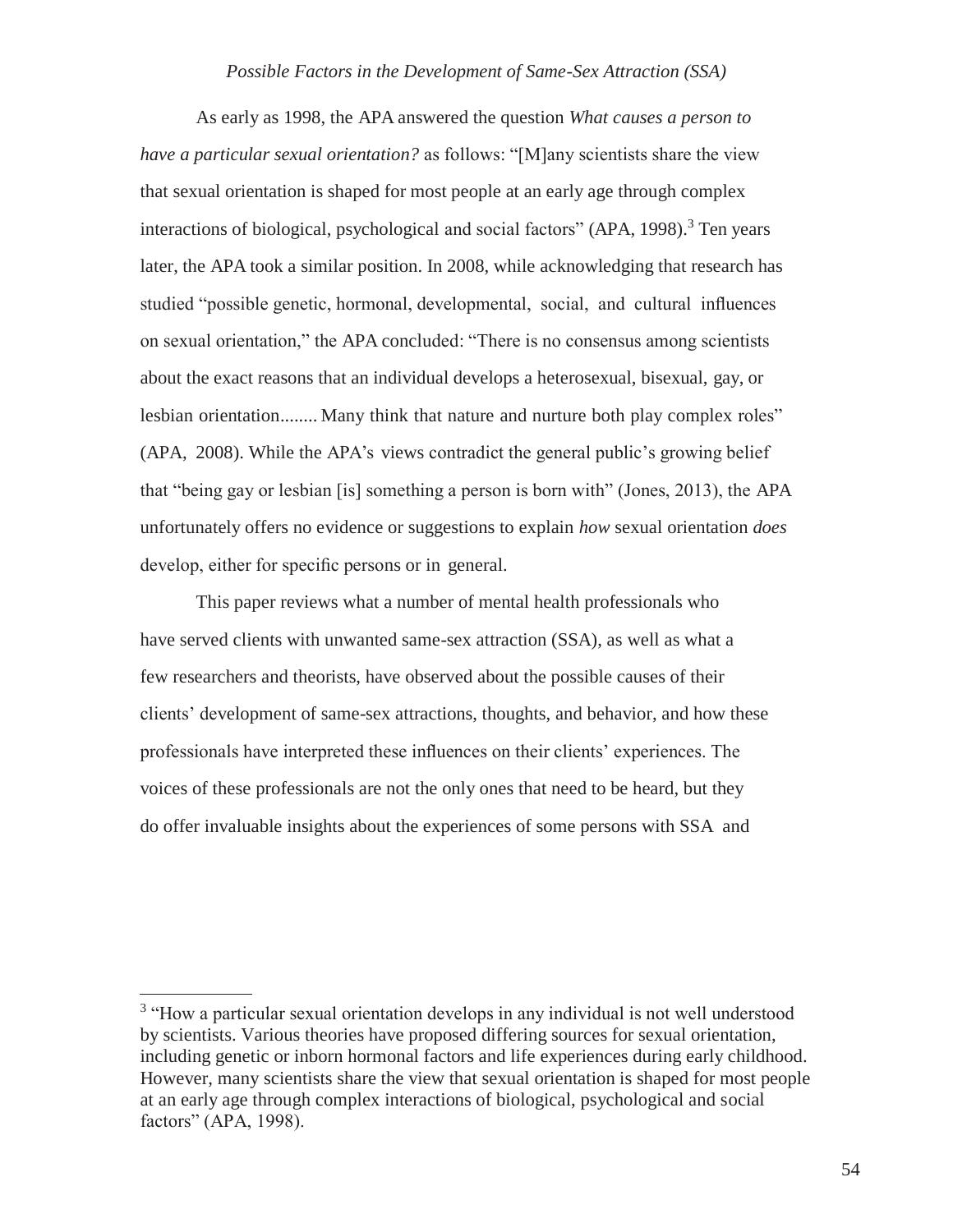*Possible Factors in the Development of Same-Sex Attraction (SSA)*

As early as 1998, the APA answered the question *What causes a person to have a particular sexual orientation?* as follows: "[M]any scientists share the view that sexual orientation is shaped for most people at an early age through complex interactions of biological, psychological and social factors" (APA, 1998).[3] Ten years later, the APA took a similar position. In 2008, while acknowledging that research has studied "possible genetic, hormonal, developmental, social, and cultural influences on sexual orientation," the APA concluded: "There is no consensus among scientists about the exact reasons that an individual develops a heterosexual, bisexual, gay, or lesbian orientation........ Many think that nature and nurture both play complex roles" (APA, 2008). While the APA's views contradict the general public's growing belief that "being gay or lesbian [is] something a person is born with" (Jones, 2013), the APA unfortunately offers no evidence or suggestions to explain *how* sexual orientation *does* develop, either for specific persons or in general.

This paper reviews what a number of mental health professionals who have served clients with unwanted same-sex attraction (SSA), as well as what a few researchers and theorists, have observed about the possible causes of their clients' development of same-sex attractions, thoughts, and behavior, and how these professionals have interpreted these influences on their clients' experiences. The voices of these professionals are not the only ones that need to be heard, but they do offer invaluable insights about the experiences of some persons with SSA and

[3] "How a particular sexual orientation develops in any individual is not well understood by scientists. Various theories have proposed differing sources for sexual orientation, including genetic or inborn hormonal factors and life experiences during early childhood. However, many scientists share the view that sexual orientation is shaped for most people at an early age through complex interactions of biological, psychological and social factors" (APA, 1998).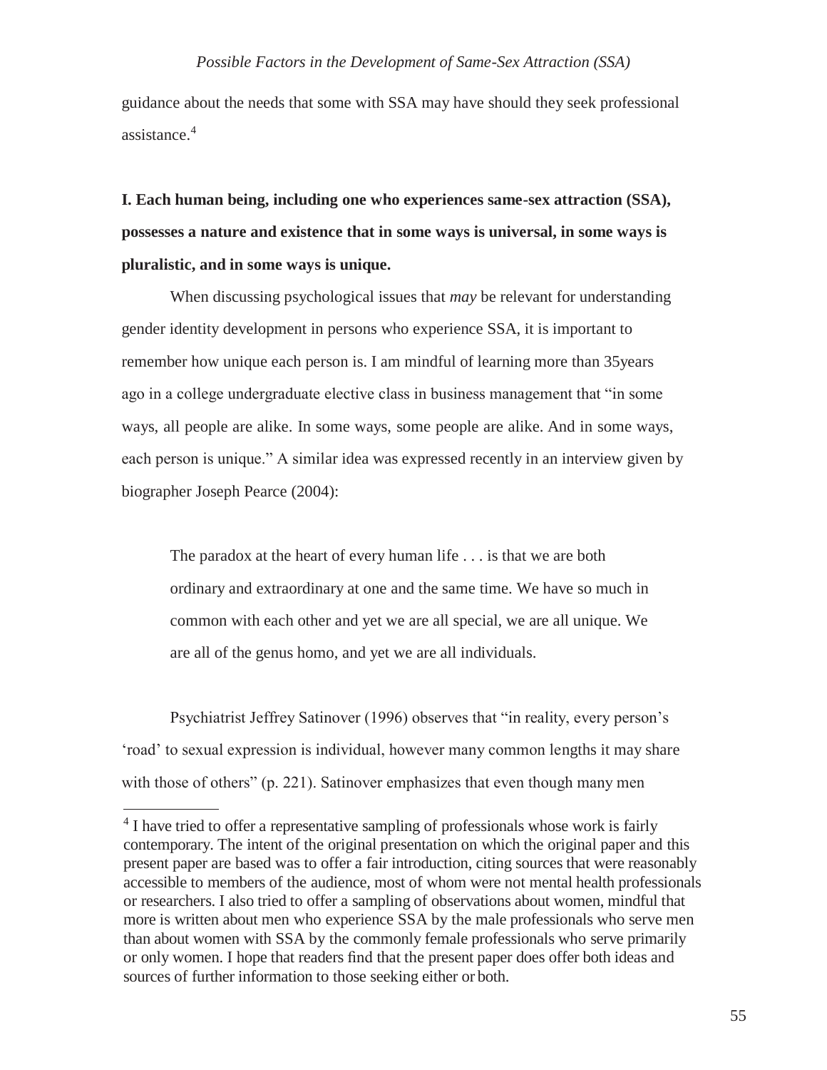guidance about the needs that some with SSA may have should they seek professional assistance.[4]

**I. Each human being, including one who experiences same-sex attraction (SSA), possesses a nature and existence that in some ways is universal, in some ways is pluralistic, and in some ways is unique.**

When discussing psychological issues that *may* be relevant for understanding gender identity development in persons who experience SSA, it is important to remember how unique each person is. I am mindful of learning more than 35years ago in a college undergraduate elective class in business management that "in some ways, all people are alike. In some ways, some people are alike. And in some ways, each person is unique." A similar idea was expressed recently in an interview given by biographer Joseph Pearce (2004):

> The paradox at the heart of every human life . . . is that we are both ordinary and extraordinary at one and the same time. We have so much in common with each other and yet we are all special, we are all unique. We are all of the genus homo, and yet we are all individuals.

Psychiatrist Jeffrey Satinover (1996) observes that "in reality, every person's 'road' to sexual expression is individual, however many common lengths it may share with those of others" (p. 221). Satinover emphasizes that even though many men

---

[4] I have tried to offer a representative sampling of professionals whose work is fairly contemporary. The intent of the original presentation on which the original paper and this present paper are based was to offer a fair introduction, citing sources that were reasonably accessible to members of the audience, most of whom were not mental health professionals or researchers. I also tried to offer a sampling of observations about women, mindful that more is written about men who experience SSA by the male professionals who serve men than about women with SSA by the commonly female professionals who serve primarily or only women. I hope that readers find that the present paper does offer both ideas and sources of further information to those seeking either or both.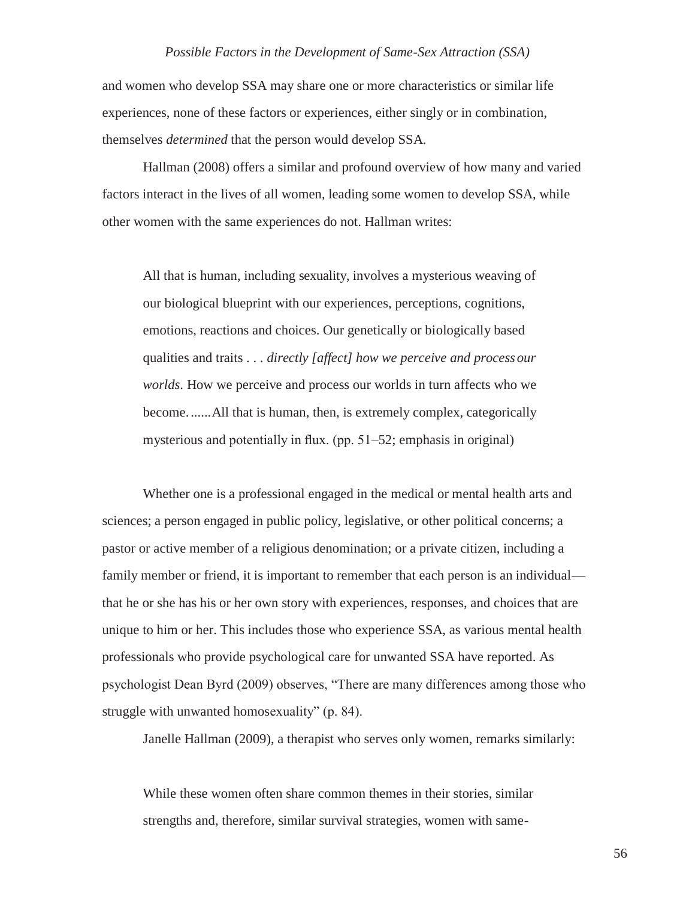and women who develop SSA may share one or more characteristics or similar life experiences, none of these factors or experiences, either singly or in combination, themselves *determined* that the person would develop SSA.

Hallman (2008) offers a similar and profound overview of how many and varied factors interact in the lives of all women, leading some women to develop SSA, while other women with the same experiences do not. Hallman writes:

> All that is human, including sexuality, involves a mysterious weaving of our biological blueprint with our experiences, perceptions, cognitions, emotions, reactions and choices. Our genetically or biologically based qualities and traits . . . *directly [affect] how we perceive and process our worlds*. How we perceive and process our worlds in turn affects who we become.......All that is human, then, is extremely complex, categorically mysterious and potentially in flux. (pp. 51–52; emphasis in original)

Whether one is a professional engaged in the medical or mental health arts and sciences; a person engaged in public policy, legislative, or other political concerns; a pastor or active member of a religious denomination; or a private citizen, including a family member or friend, it is important to remember that each person is an individual—that he or she has his or her own story with experiences, responses, and choices that are unique to him or her. This includes those who experience SSA, as various mental health professionals who provide psychological care for unwanted SSA have reported. As psychologist Dean Byrd (2009) observes, "There are many differences among those who struggle with unwanted homosexuality" (p. 84).

Janelle Hallman (2009), a therapist who serves only women, remarks similarly:

> While these women often share common themes in their stories, similar strengths and, therefore, similar survival strategies, women with same-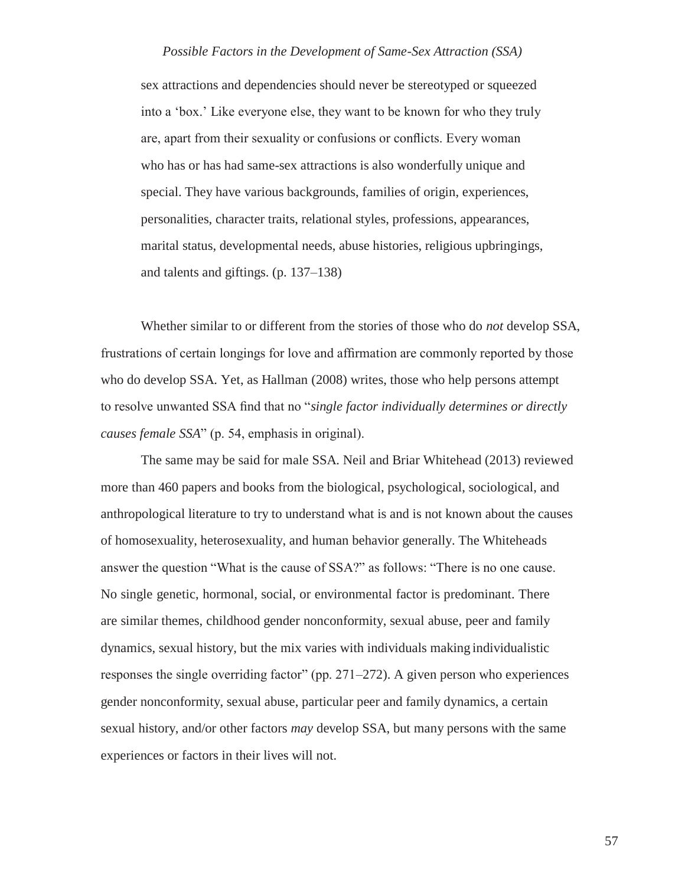sex attractions and dependencies should never be stereotyped or squeezed into a 'box.' Like everyone else, they want to be known for who they truly are, apart from their sexuality or confusions or conflicts. Every woman who has or has had same-sex attractions is also wonderfully unique and special. They have various backgrounds, families of origin, experiences, personalities, character traits, relational styles, professions, appearances, marital status, developmental needs, abuse histories, religious upbringings, and talents and giftings. (p. 137–138)

Whether similar to or different from the stories of those who do *not* develop SSA, frustrations of certain longings for love and affirmation are commonly reported by those who do develop SSA. Yet, as Hallman (2008) writes, those who help persons attempt to resolve unwanted SSA find that no "*single factor individually determines or directly causes female SSA*" (p. 54, emphasis in original).

The same may be said for male SSA. Neil and Briar Whitehead (2013) reviewed more than 460 papers and books from the biological, psychological, sociological, and anthropological literature to try to understand what is and is not known about the causes of homosexuality, heterosexuality, and human behavior generally. The Whiteheads answer the question "What is the cause of SSA?" as follows: "There is no one cause. No single genetic, hormonal, social, or environmental factor is predominant. There are similar themes, childhood gender nonconformity, sexual abuse, peer and family dynamics, sexual history, but the mix varies with individuals making individualistic responses the single overriding factor" (pp. 271–272). A given person who experiences gender nonconformity, sexual abuse, particular peer and family dynamics, a certain sexual history, and/or other factors *may* develop SSA, but many persons with the same experiences or factors in their lives will not.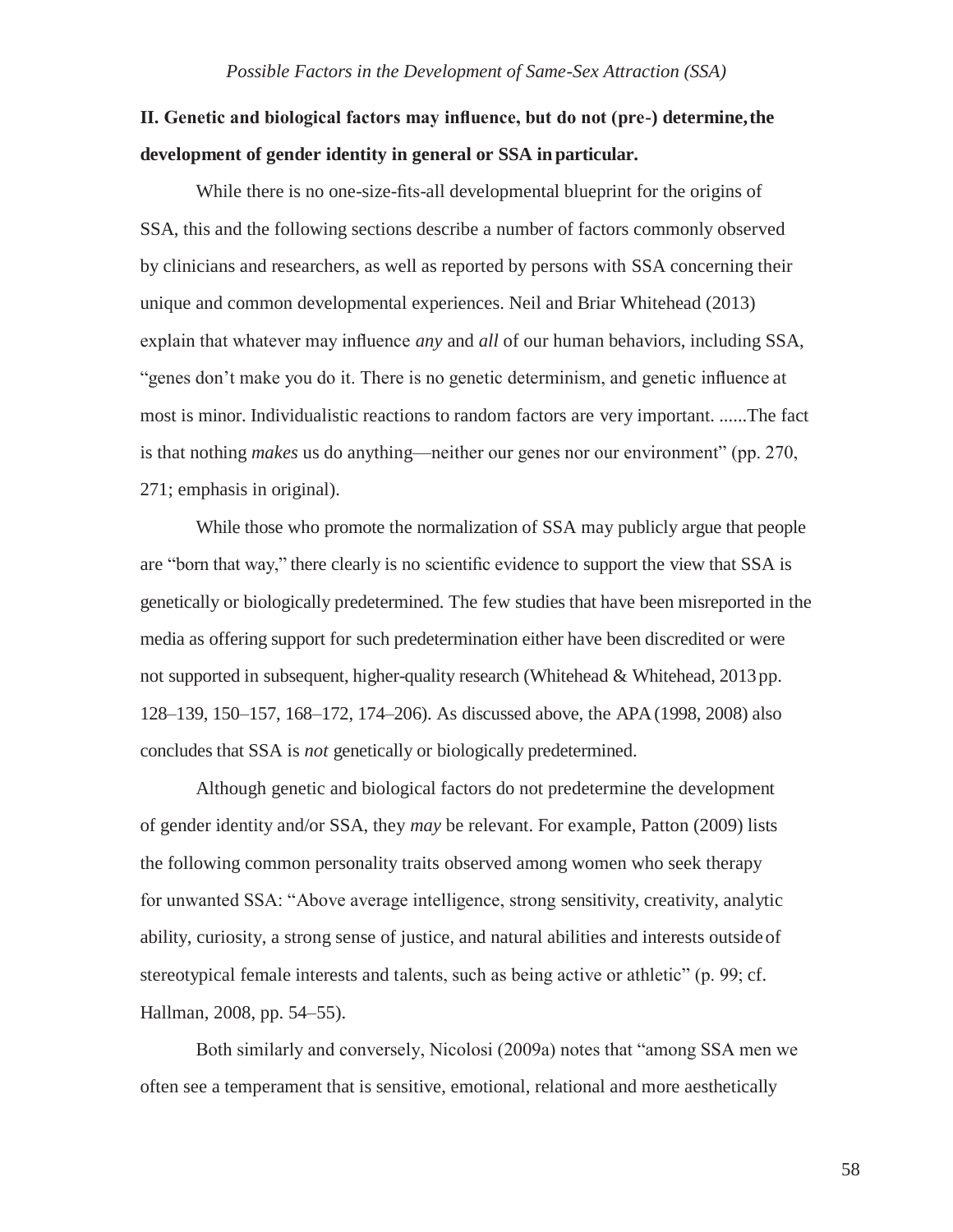## II. Genetic and biological factors may influence, but do not (pre-) determine, the development of gender identity in general or SSA in particular.

While there is no one-size-fits-all developmental blueprint for the origins of SSA, this and the following sections describe a number of factors commonly observed by clinicians and researchers, as well as reported by persons with SSA concerning their unique and common developmental experiences. Neil and Briar Whitehead (2013) explain that whatever may influence *any* and *all* of our human behaviors, including SSA, "genes don't make you do it. There is no genetic determinism, and genetic influence at most is minor. Individualistic reactions to random factors are very important. ......The fact is that nothing *makes* us do anything—neither our genes nor our environment" (pp. 270, 271; emphasis in original).

While those who promote the normalization of SSA may publicly argue that people are "born that way," there clearly is no scientific evidence to support the view that SSA is genetically or biologically predetermined. The few studies that have been misreported in the media as offering support for such predetermination either have been discredited or were not supported in subsequent, higher-quality research (Whitehead & Whitehead, 2013 pp. 128–139, 150–157, 168–172, 174–206). As discussed above, the APA (1998, 2008) also concludes that SSA is *not* genetically or biologically predetermined.

Although genetic and biological factors do not predetermine the development of gender identity and/or SSA, they *may* be relevant. For example, Patton (2009) lists the following common personality traits observed among women who seek therapy for unwanted SSA: "Above average intelligence, strong sensitivity, creativity, analytic ability, curiosity, a strong sense of justice, and natural abilities and interests outside of stereotypical female interests and talents, such as being active or athletic" (p. 99; cf. Hallman, 2008, pp. 54–55).

Both similarly and conversely, Nicolosi (2009a) notes that "among SSA men we often see a temperament that is sensitive, emotional, relational and more aesthetically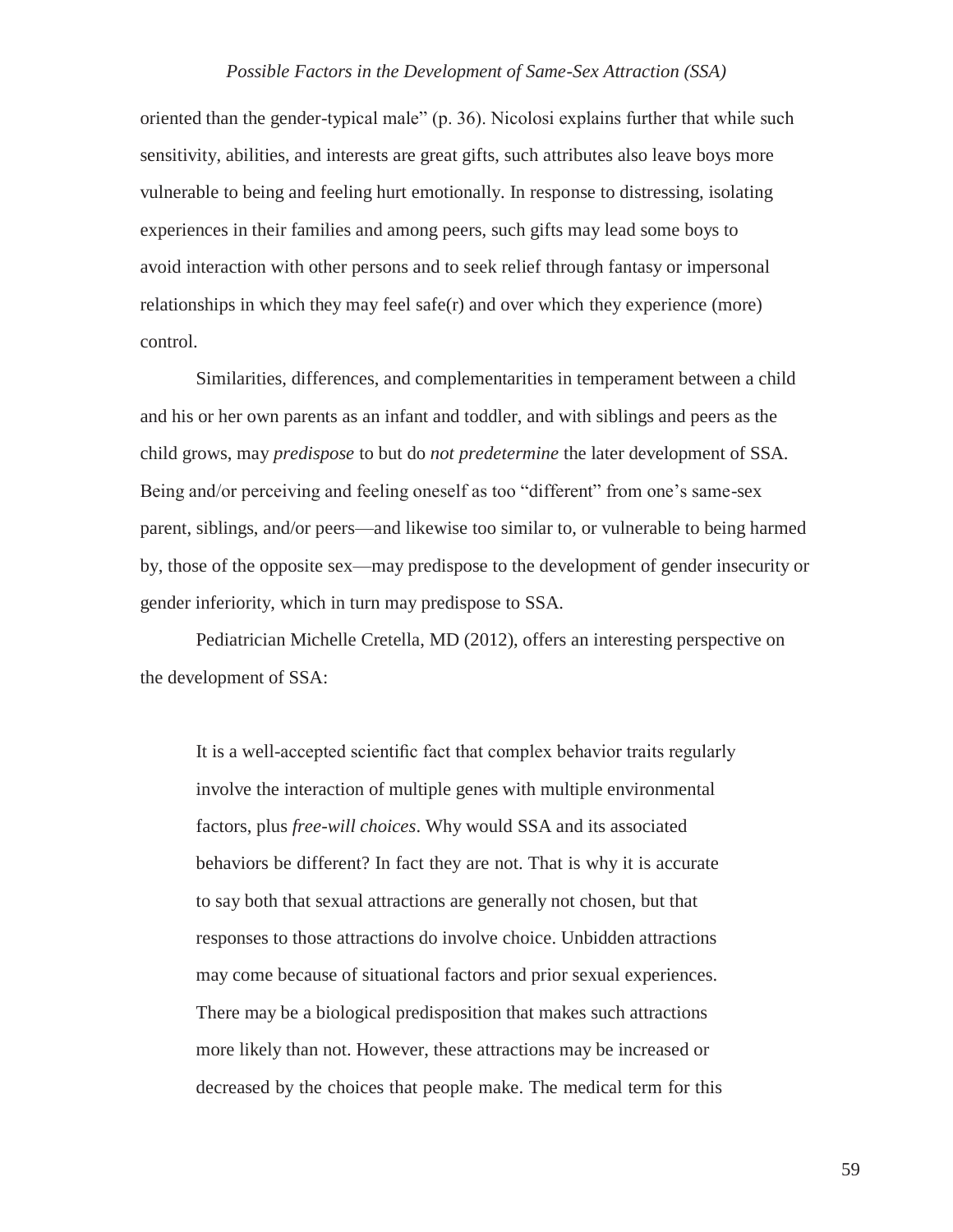oriented than the gender-typical male" (p. 36). Nicolosi explains further that while such sensitivity, abilities, and interests are great gifts, such attributes also leave boys more vulnerable to being and feeling hurt emotionally. In response to distressing, isolating experiences in their families and among peers, such gifts may lead some boys to avoid interaction with other persons and to seek relief through fantasy or impersonal relationships in which they may feel safe(r) and over which they experience (more) control.

Similarities, differences, and complementarities in temperament between a child and his or her own parents as an infant and toddler, and with siblings and peers as the child grows, may *predispose* to but do *not predetermine* the later development of SSA. Being and/or perceiving and feeling oneself as too "different" from one's same-sex parent, siblings, and/or peers—and likewise too similar to, or vulnerable to being harmed by, those of the opposite sex—may predispose to the development of gender insecurity or gender inferiority, which in turn may predispose to SSA.

Pediatrician Michelle Cretella, MD (2012), offers an interesting perspective on the development of SSA:

> It is a well-accepted scientific fact that complex behavior traits regularly involve the interaction of multiple genes with multiple environmental factors, plus *free-will choices*. Why would SSA and its associated behaviors be different? In fact they are not. That is why it is accurate to say both that sexual attractions are generally not chosen, but that responses to those attractions do involve choice. Unbidden attractions may come because of situational factors and prior sexual experiences. There may be a biological predisposition that makes such attractions more likely than not. However, these attractions may be increased or decreased by the choices that people make. The medical term for this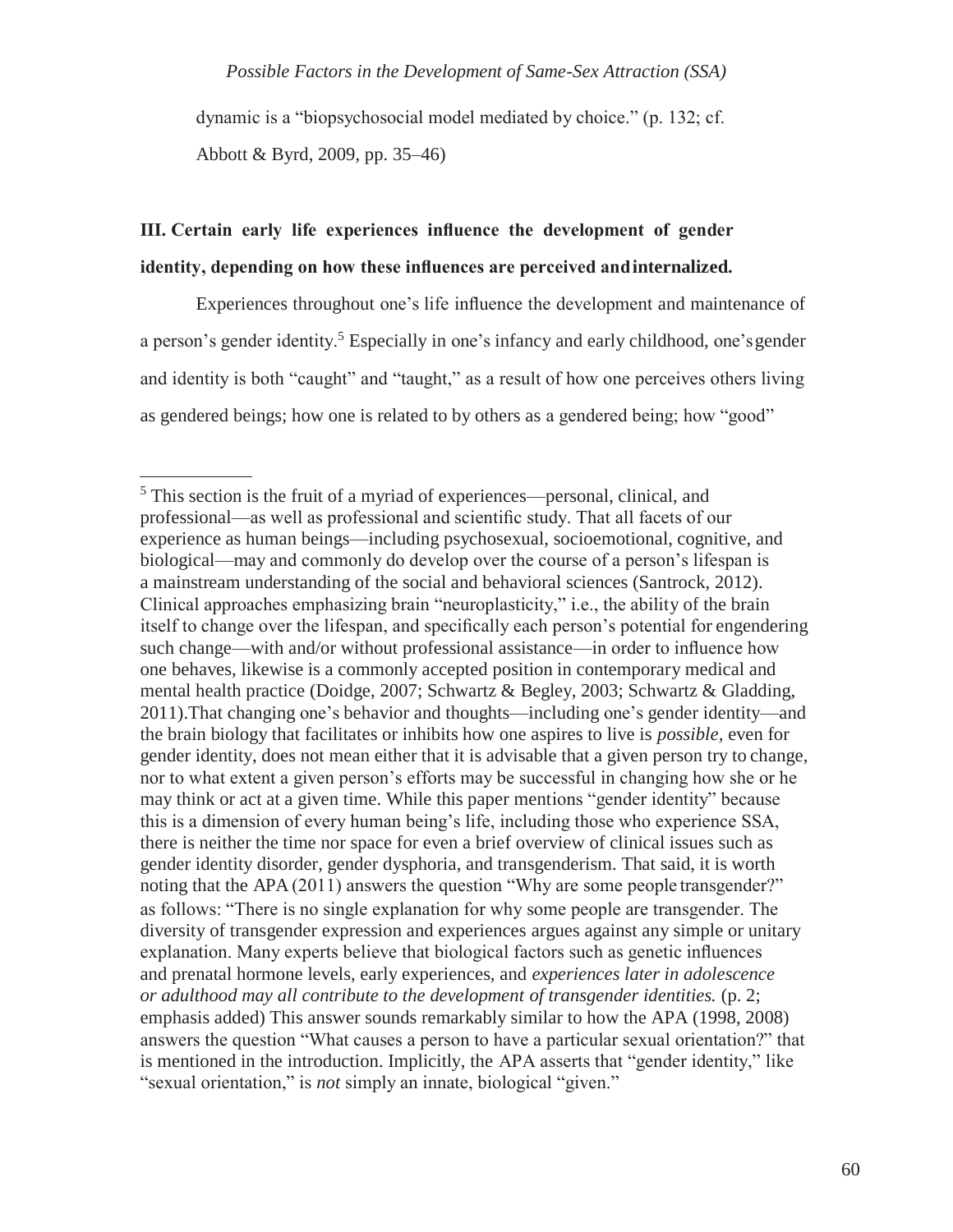dynamic is a "biopsychosocial model mediated by choice." (p. 132; cf. Abbott & Byrd, 2009, pp. 35–46)

## III. Certain early life experiences influence the development of gender identity, depending on how these influences are perceived and internalized.

Experiences throughout one's life influence the development and maintenance of a person's gender identity.[5] Especially in one's infancy and early childhood, one's gender and identity is both "caught" and "taught," as a result of how one perceives others living as gendered beings; how one is related to by others as a gendered being; how "good"

---

[5] This section is the fruit of a myriad of experiences—personal, clinical, and professional—as well as professional and scientific study. That all facets of our experience as human beings—including psychosexual, socioemotional, cognitive, and biological—may and commonly do develop over the course of a person's lifespan is a mainstream understanding of the social and behavioral sciences (Santrock, 2012). Clinical approaches emphasizing brain "neuroplasticity," i.e., the ability of the brain itself to change over the lifespan, and specifically each person's potential for engendering such change—with and/or without professional assistance—in order to influence how one behaves, likewise is a commonly accepted position in contemporary medical and mental health practice (Doidge, 2007; Schwartz & Begley, 2003; Schwartz & Gladding, 2011).That changing one's behavior and thoughts—including one's gender identity—and the brain biology that facilitates or inhibits how one aspires to live is *possible*, even for gender identity, does not mean either that it is advisable that a given person try to change, nor to what extent a given person's efforts may be successful in changing how she or he may think or act at a given time. While this paper mentions "gender identity" because this is a dimension of every human being's life, including those who experience SSA, there is neither the time nor space for even a brief overview of clinical issues such as gender identity disorder, gender dysphoria, and transgenderism. That said, it is worth noting that the APA (2011) answers the question "Why are some people transgender?" as follows: "There is no single explanation for why some people are transgender. The diversity of transgender expression and experiences argues against any simple or unitary explanation. Many experts believe that biological factors such as genetic influences and prenatal hormone levels, early experiences, and *experiences later in adolescence or adulthood may all contribute to the development of transgender identities.* (p. 2; emphasis added) This answer sounds remarkably similar to how the APA (1998, 2008) answers the question "What causes a person to have a particular sexual orientation?" that is mentioned in the introduction. Implicitly, the APA asserts that "gender identity," like "sexual orientation," is *not* simply an innate, biological "given."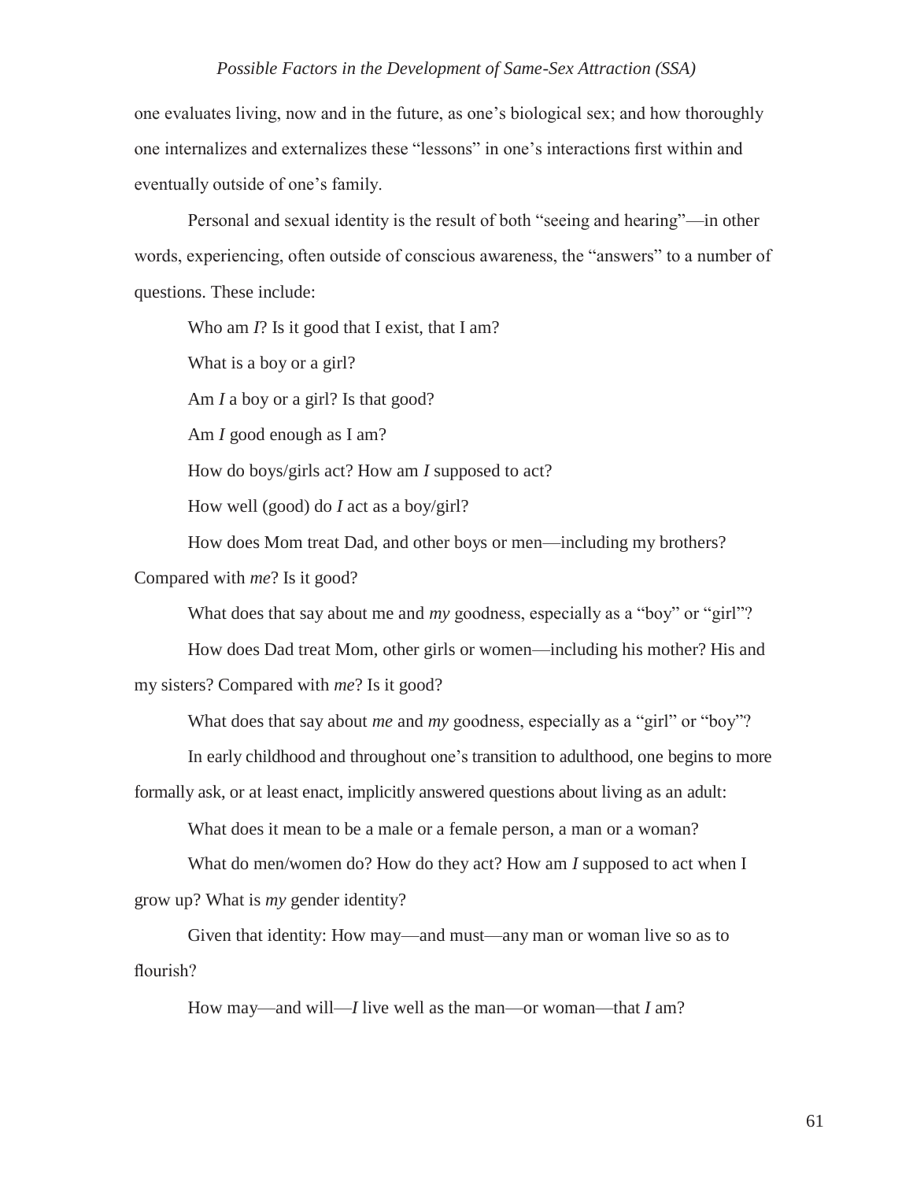one evaluates living, now and in the future, as one's biological sex; and how thoroughly one internalizes and externalizes these "lessons" in one's interactions first within and eventually outside of one's family.

Personal and sexual identity is the result of both "seeing and hearing"—in other words, experiencing, often outside of conscious awareness, the "answers" to a number of questions. These include:

Who am *I*? Is it good that I exist, that I am?

What is a boy or a girl?

Am *I* a boy or a girl? Is that good?

Am *I* good enough as I am?

How do boys/girls act? How am *I* supposed to act?

How well (good) do *I* act as a boy/girl?

How does Mom treat Dad, and other boys or men—including my brothers? Compared with *me*? Is it good?

What does that say about me and *my* goodness, especially as a "boy" or "girl"?

How does Dad treat Mom, other girls or women—including his mother? His and my sisters? Compared with *me*? Is it good?

What does that say about *me* and *my* goodness, especially as a "girl" or "boy"?

In early childhood and throughout one's transition to adulthood, one begins to more formally ask, or at least enact, implicitly answered questions about living as an adult:

What does it mean to be a male or a female person, a man or a woman?

What do men/women do? How do they act? How am *I* supposed to act when I grow up? What is *my* gender identity?

Given that identity: How may—and must—any man or woman live so as to flourish?

How may—and will—*I* live well as the man—or woman—that *I* am?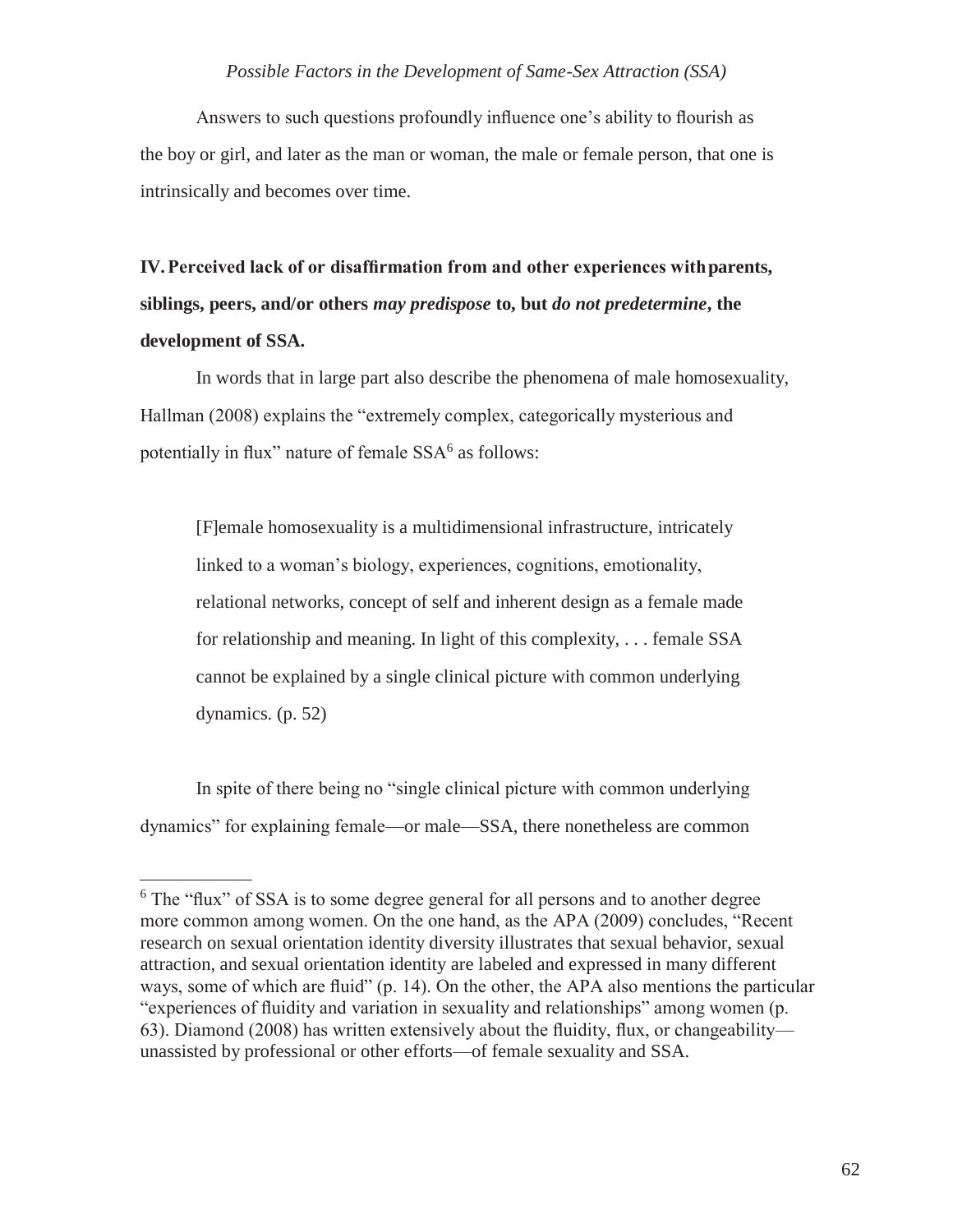Answers to such questions profoundly influence one's ability to flourish as the boy or girl, and later as the man or woman, the male or female person, that one is intrinsically and becomes over time.

**IV. Perceived lack of or disaffirmation from and other experiences with parents, siblings, peers, and/or others *may predispose* to, but *do not predetermine*, the development of SSA.**

In words that in large part also describe the phenomena of male homosexuality, Hallman (2008) explains the "extremely complex, categorically mysterious and potentially in flux" nature of female SSA[6] as follows:

> [F]emale homosexuality is a multidimensional infrastructure, intricately linked to a woman's biology, experiences, cognitions, emotionality, relational networks, concept of self and inherent design as a female made for relationship and meaning. In light of this complexity, . . . female SSA cannot be explained by a single clinical picture with common underlying dynamics. (p. 52)

In spite of there being no "single clinical picture with common underlying dynamics" for explaining female—or male—SSA, there nonetheless are common

---

[6] The "flux" of SSA is to some degree general for all persons and to another degree more common among women. On the one hand, as the APA (2009) concludes, "Recent research on sexual orientation identity diversity illustrates that sexual behavior, sexual attraction, and sexual orientation identity are labeled and expressed in many different ways, some of which are fluid" (p. 14). On the other, the APA also mentions the particular "experiences of fluidity and variation in sexuality and relationships" among women (p. 63). Diamond (2008) has written extensively about the fluidity, flux, or changeability—unassisted by professional or other efforts—of female sexuality and SSA.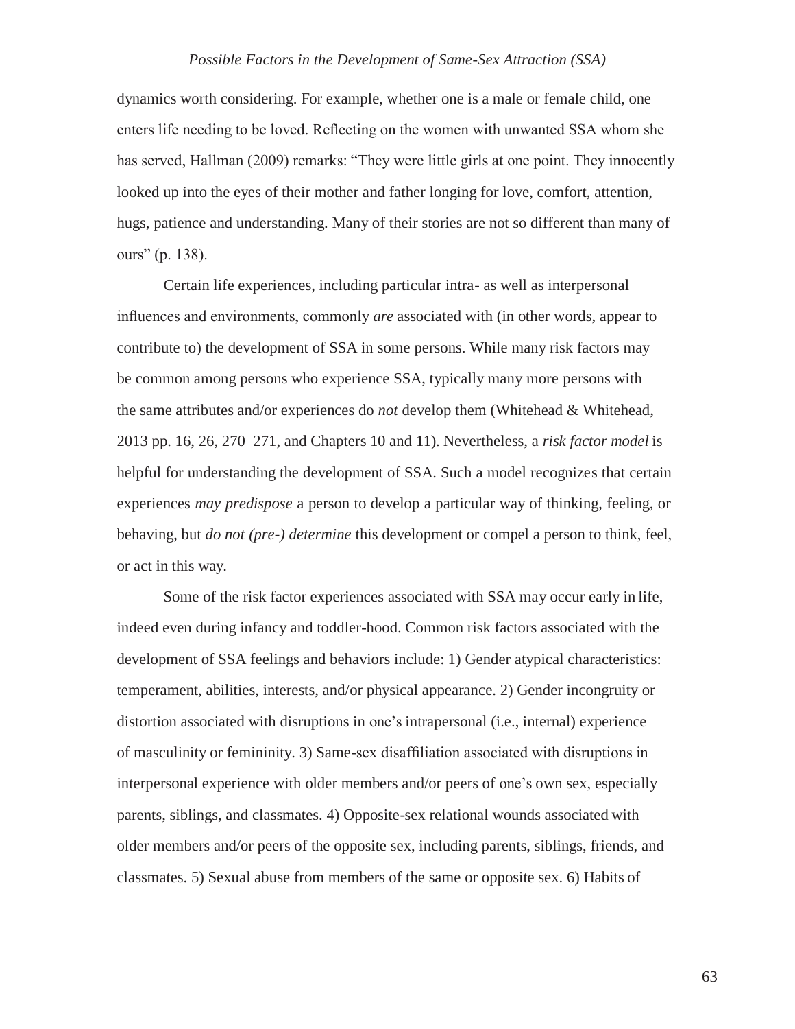dynamics worth considering. For example, whether one is a male or female child, one enters life needing to be loved. Reflecting on the women with unwanted SSA whom she has served, Hallman (2009) remarks: "They were little girls at one point. They innocently looked up into the eyes of their mother and father longing for love, comfort, attention, hugs, patience and understanding. Many of their stories are not so different than many of ours" (p. 138).

Certain life experiences, including particular intra- as well as interpersonal influences and environments, commonly *are* associated with (in other words, appear to contribute to) the development of SSA in some persons. While many risk factors may be common among persons who experience SSA, typically many more persons with the same attributes and/or experiences do *not* develop them (Whitehead & Whitehead, 2013 pp. 16, 26, 270–271, and Chapters 10 and 11). Nevertheless, a *risk factor model* is helpful for understanding the development of SSA. Such a model recognizes that certain experiences *may predispose* a person to develop a particular way of thinking, feeling, or behaving, but *do not (pre-) determine* this development or compel a person to think, feel, or act in this way.

Some of the risk factor experiences associated with SSA may occur early in life, indeed even during infancy and toddler-hood. Common risk factors associated with the development of SSA feelings and behaviors include: 1) Gender atypical characteristics: temperament, abilities, interests, and/or physical appearance. 2) Gender incongruity or distortion associated with disruptions in one's intrapersonal (i.e., internal) experience of masculinity or femininity. 3) Same-sex disaffiliation associated with disruptions in interpersonal experience with older members and/or peers of one's own sex, especially parents, siblings, and classmates. 4) Opposite-sex relational wounds associated with older members and/or peers of the opposite sex, including parents, siblings, friends, and classmates. 5) Sexual abuse from members of the same or opposite sex. 6) Habits of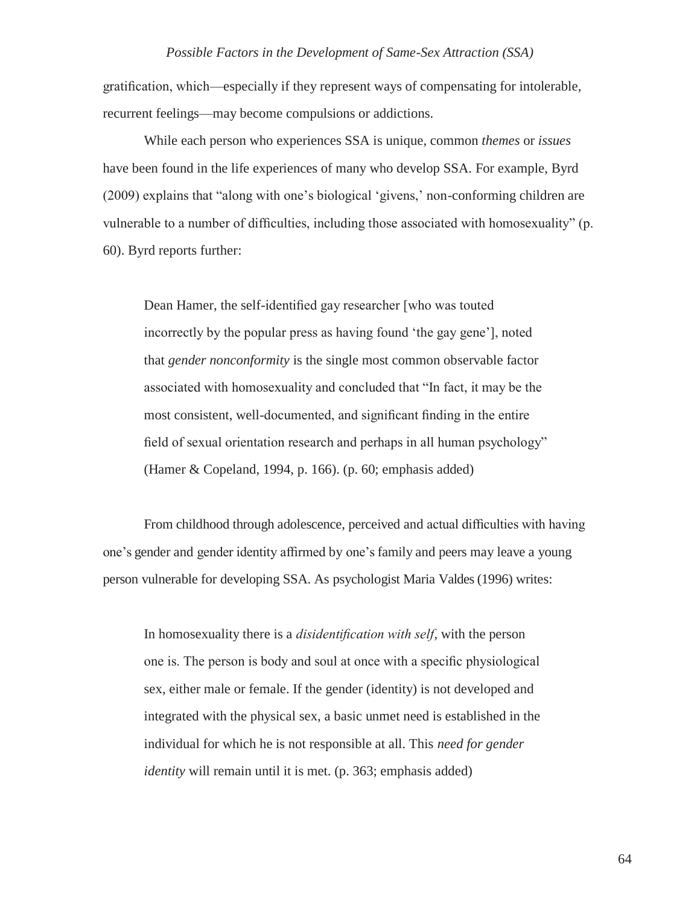gratification, which—especially if they represent ways of compensating for intolerable, recurrent feelings—may become compulsions or addictions.

While each person who experiences SSA is unique, common *themes* or *issues* have been found in the life experiences of many who develop SSA. For example, Byrd (2009) explains that "along with one's biological 'givens,' non-conforming children are vulnerable to a number of difficulties, including those associated with homosexuality" (p. 60). Byrd reports further:

> Dean Hamer, the self-identified gay researcher [who was touted incorrectly by the popular press as having found 'the gay gene'], noted that *gender nonconformity* is the single most common observable factor associated with homosexuality and concluded that "In fact, it may be the most consistent, well-documented, and significant finding in the entire field of sexual orientation research and perhaps in all human psychology" (Hamer & Copeland, 1994, p. 166). (p. 60; emphasis added)

From childhood through adolescence, perceived and actual difficulties with having one's gender and gender identity affirmed by one's family and peers may leave a young person vulnerable for developing SSA. As psychologist Maria Valdes (1996) writes:

> In homosexuality there is a *disidentification with self*, with the person one is. The person is body and soul at once with a specific physiological sex, either male or female. If the gender (identity) is not developed and integrated with the physical sex, a basic unmet need is established in the individual for which he is not responsible at all. This *need for gender identity* will remain until it is met. (p. 363; emphasis added)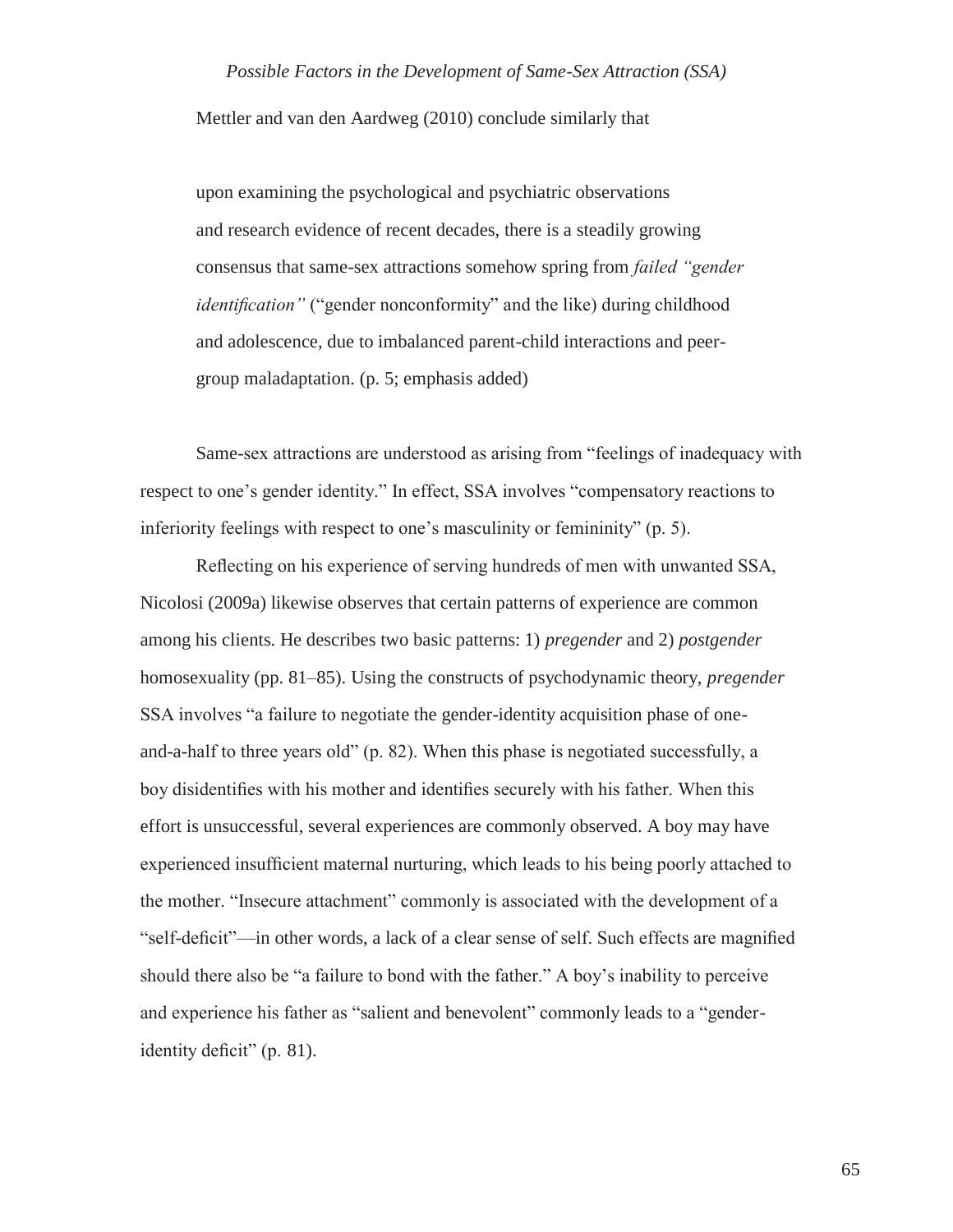Mettler and van den Aardweg (2010) conclude similarly that

> upon examining the psychological and psychiatric observations and research evidence of recent decades, there is a steadily growing consensus that same-sex attractions somehow spring from *failed "gender identification"* ("gender nonconformity" and the like) during childhood and adolescence, due to imbalanced parent-child interactions and peer-group maladaptation. (p. 5; emphasis added)

Same-sex attractions are understood as arising from "feelings of inadequacy with respect to one's gender identity." In effect, SSA involves "compensatory reactions to inferiority feelings with respect to one's masculinity or femininity" (p. 5).

Reflecting on his experience of serving hundreds of men with unwanted SSA, Nicolosi (2009a) likewise observes that certain patterns of experience are common among his clients. He describes two basic patterns: 1) *pregender* and 2) *postgender* homosexuality (pp. 81–85). Using the constructs of psychodynamic theory, *pregender* SSA involves "a failure to negotiate the gender-identity acquisition phase of one-and-a-half to three years old" (p. 82). When this phase is negotiated successfully, a boy disidentifies with his mother and identifies securely with his father. When this effort is unsuccessful, several experiences are commonly observed. A boy may have experienced insufficient maternal nurturing, which leads to his being poorly attached to the mother. "Insecure attachment" commonly is associated with the development of a "self-deficit"—in other words, a lack of a clear sense of self. Such effects are magnified should there also be "a failure to bond with the father." A boy's inability to perceive and experience his father as "salient and benevolent" commonly leads to a "gender-identity deficit" (p. 81).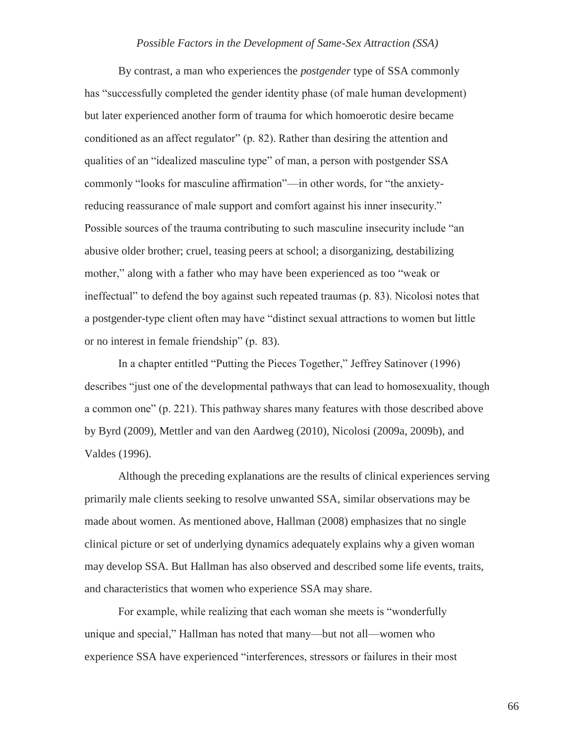By contrast, a man who experiences the *postgender* type of SSA commonly has "successfully completed the gender identity phase (of male human development) but later experienced another form of trauma for which homoerotic desire became conditioned as an affect regulator" (p. 82). Rather than desiring the attention and qualities of an "idealized masculine type" of man, a person with postgender SSA commonly "looks for masculine affirmation"—in other words, for "the anxiety-reducing reassurance of male support and comfort against his inner insecurity." Possible sources of the trauma contributing to such masculine insecurity include "an abusive older brother; cruel, teasing peers at school; a disorganizing, destabilizing mother," along with a father who may have been experienced as too "weak or ineffectual" to defend the boy against such repeated traumas (p. 83). Nicolosi notes that a postgender-type client often may have "distinct sexual attractions to women but little or no interest in female friendship" (p. 83).

In a chapter entitled "Putting the Pieces Together," Jeffrey Satinover (1996) describes "just one of the developmental pathways that can lead to homosexuality, though a common one" (p. 221). This pathway shares many features with those described above by Byrd (2009), Mettler and van den Aardweg (2010), Nicolosi (2009a, 2009b), and Valdes (1996).

Although the preceding explanations are the results of clinical experiences serving primarily male clients seeking to resolve unwanted SSA, similar observations may be made about women. As mentioned above, Hallman (2008) emphasizes that no single clinical picture or set of underlying dynamics adequately explains why a given woman may develop SSA. But Hallman has also observed and described some life events, traits, and characteristics that women who experience SSA may share.

For example, while realizing that each woman she meets is "wonderfully unique and special," Hallman has noted that many—but not all—women who experience SSA have experienced "interferences, stressors or failures in their most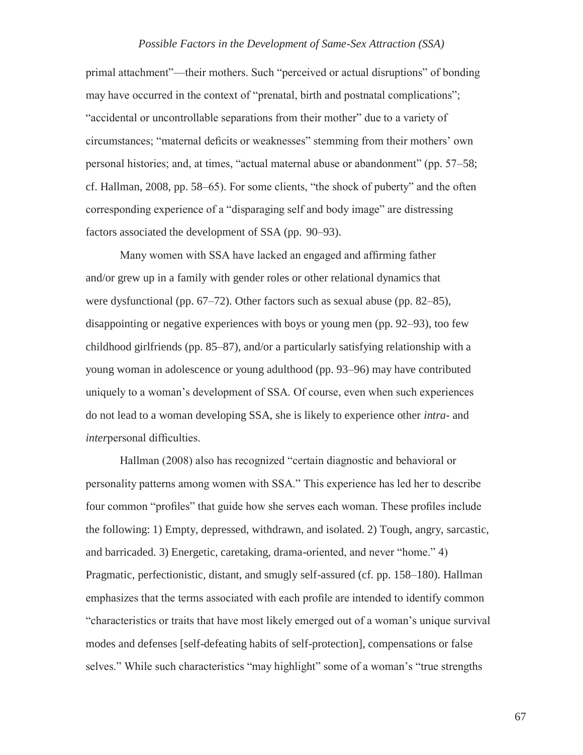primal attachment"—their mothers. Such "perceived or actual disruptions" of bonding may have occurred in the context of "prenatal, birth and postnatal complications"; "accidental or uncontrollable separations from their mother" due to a variety of circumstances; "maternal deficits or weaknesses" stemming from their mothers' own personal histories; and, at times, "actual maternal abuse or abandonment" (pp. 57–58; cf. Hallman, 2008, pp. 58–65). For some clients, "the shock of puberty" and the often corresponding experience of a "disparaging self and body image" are distressing factors associated the development of SSA (pp. 90–93).

Many women with SSA have lacked an engaged and affirming father and/or grew up in a family with gender roles or other relational dynamics that were dysfunctional (pp. 67–72). Other factors such as sexual abuse (pp. 82–85), disappointing or negative experiences with boys or young men (pp. 92–93), too few childhood girlfriends (pp. 85–87), and/or a particularly satisfying relationship with a young woman in adolescence or young adulthood (pp. 93–96) may have contributed uniquely to a woman's development of SSA. Of course, even when such experiences do not lead to a woman developing SSA, she is likely to experience other *intra*- and *inter*personal difficulties.

Hallman (2008) also has recognized "certain diagnostic and behavioral or personality patterns among women with SSA." This experience has led her to describe four common "profiles" that guide how she serves each woman. These profiles include the following: 1) Empty, depressed, withdrawn, and isolated. 2) Tough, angry, sarcastic, and barricaded. 3) Energetic, caretaking, drama-oriented, and never "home." 4) Pragmatic, perfectionistic, distant, and smugly self-assured (cf. pp. 158–180). Hallman emphasizes that the terms associated with each profile are intended to identify common "characteristics or traits that have most likely emerged out of a woman's unique survival modes and defenses [self-defeating habits of self-protection], compensations or false selves." While such characteristics "may highlight" some of a woman's "true strengths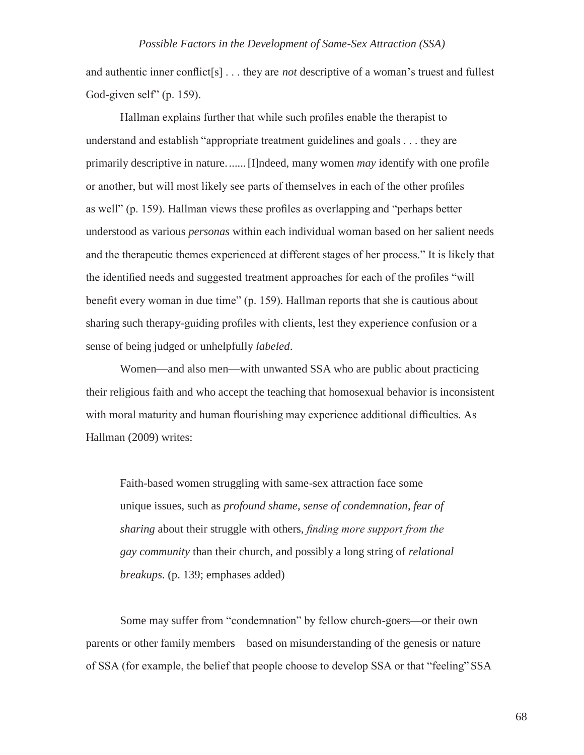and authentic inner conflict[s] . . . they are *not* descriptive of a woman's truest and fullest God-given self" (p. 159).

Hallman explains further that while such profiles enable the therapist to understand and establish "appropriate treatment guidelines and goals . . . they are primarily descriptive in nature. ...... [I]ndeed, many women *may* identify with one profile or another, but will most likely see parts of themselves in each of the other profiles as well" (p. 159). Hallman views these profiles as overlapping and "perhaps better understood as various *personas* within each individual woman based on her salient needs and the therapeutic themes experienced at different stages of her process." It is likely that the identified needs and suggested treatment approaches for each of the profiles "will benefit every woman in due time" (p. 159). Hallman reports that she is cautious about sharing such therapy-guiding profiles with clients, lest they experience confusion or a sense of being judged or unhelpfully *labeled*.

Women—and also men—with unwanted SSA who are public about practicing their religious faith and who accept the teaching that homosexual behavior is inconsistent with moral maturity and human flourishing may experience additional difficulties. As Hallman (2009) writes:

> Faith-based women struggling with same-sex attraction face some unique issues, such as *profound shame*, *sense of condemnation*, *fear of sharing* about their struggle with others, *finding more support from the gay community* than their church, and possibly a long string of *relational breakups*. (p. 139; emphases added)

Some may suffer from "condemnation" by fellow church-goers—or their own parents or other family members—based on misunderstanding of the genesis or nature of SSA (for example, the belief that people choose to develop SSA or that "feeling" SSA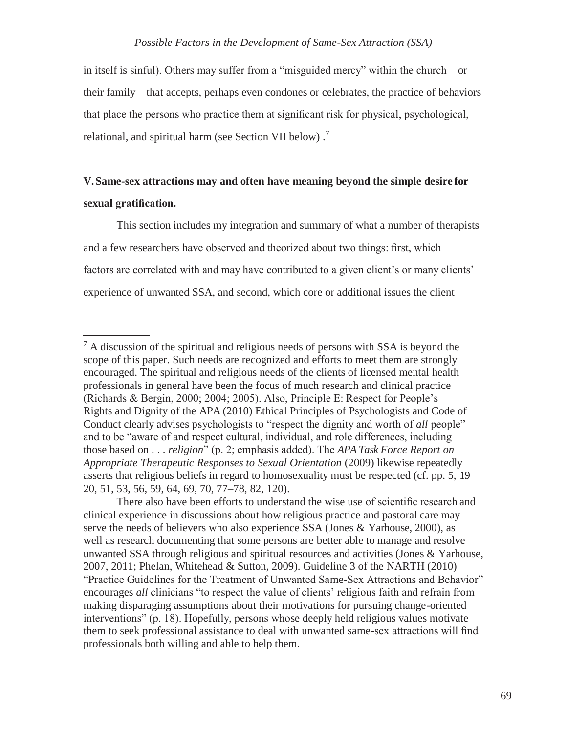in itself is sinful). Others may suffer from a "misguided mercy" within the church—or their family—that accepts, perhaps even condones or celebrates, the practice of behaviors that place the persons who practice them at significant risk for physical, psychological, relational, and spiritual harm (see Section VII below) .[7]

## V. Same-sex attractions may and often have meaning beyond the simple desire for sexual gratification.

This section includes my integration and summary of what a number of therapists and a few researchers have observed and theorized about two things: first, which factors are correlated with and may have contributed to a given client's or many clients' experience of unwanted SSA, and second, which core or additional issues the client

---

[7] A discussion of the spiritual and religious needs of persons with SSA is beyond the scope of this paper. Such needs are recognized and efforts to meet them are strongly encouraged. The spiritual and religious needs of the clients of licensed mental health professionals in general have been the focus of much research and clinical practice (Richards & Bergin, 2000; 2004; 2005). Also, Principle E: Respect for People's Rights and Dignity of the APA (2010) Ethical Principles of Psychologists and Code of Conduct clearly advises psychologists to "respect the dignity and worth of *all* people" and to be "aware of and respect cultural, individual, and role differences, including those based on . . . *religion*" (p. 2; emphasis added). The *APA Task Force Report on Appropriate Therapeutic Responses to Sexual Orientation* (2009) likewise repeatedly asserts that religious beliefs in regard to homosexuality must be respected (cf. pp. 5, 19–20, 51, 53, 56, 59, 64, 69, 70, 77–78, 82, 120).

There also have been efforts to understand the wise use of scientific research and clinical experience in discussions about how religious practice and pastoral care may serve the needs of believers who also experience SSA (Jones & Yarhouse, 2000), as well as research documenting that some persons are better able to manage and resolve unwanted SSA through religious and spiritual resources and activities (Jones & Yarhouse, 2007, 2011; Phelan, Whitehead & Sutton, 2009). Guideline 3 of the NARTH (2010) "Practice Guidelines for the Treatment of Unwanted Same-Sex Attractions and Behavior" encourages *all* clinicians "to respect the value of clients' religious faith and refrain from making disparaging assumptions about their motivations for pursuing change-oriented interventions" (p. 18). Hopefully, persons whose deeply held religious values motivate them to seek professional assistance to deal with unwanted same-sex attractions will find professionals both willing and able to help them.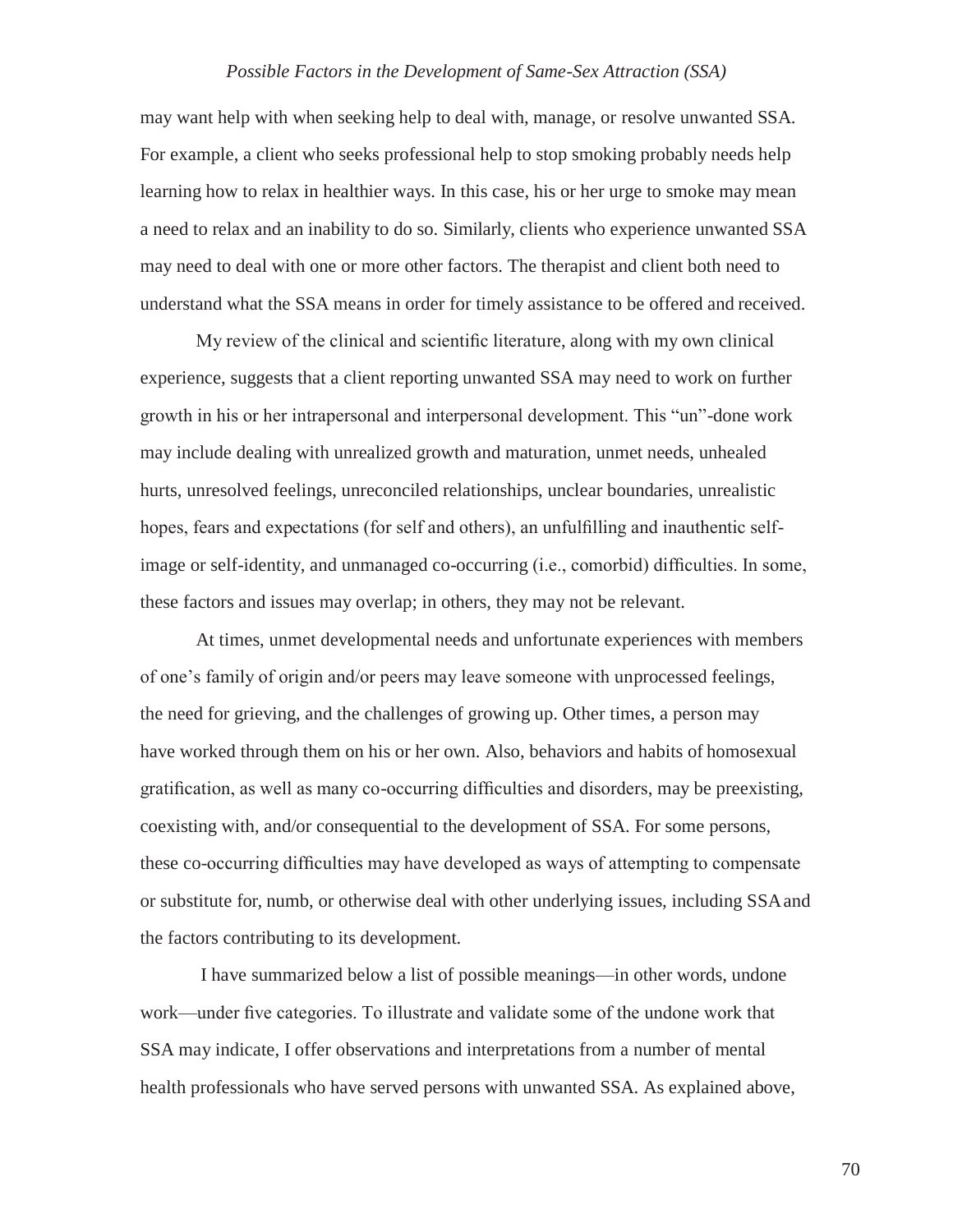may want help with when seeking help to deal with, manage, or resolve unwanted SSA. For example, a client who seeks professional help to stop smoking probably needs help learning how to relax in healthier ways. In this case, his or her urge to smoke may mean a need to relax and an inability to do so. Similarly, clients who experience unwanted SSA may need to deal with one or more other factors. The therapist and client both need to understand what the SSA means in order for timely assistance to be offered and received.

My review of the clinical and scientific literature, along with my own clinical experience, suggests that a client reporting unwanted SSA may need to work on further growth in his or her intrapersonal and interpersonal development. This "un"-done work may include dealing with unrealized growth and maturation, unmet needs, unhealed hurts, unresolved feelings, unreconciled relationships, unclear boundaries, unrealistic hopes, fears and expectations (for self and others), an unfulfilling and inauthentic self-image or self-identity, and unmanaged co-occurring (i.e., comorbid) difficulties. In some, these factors and issues may overlap; in others, they may not be relevant.

At times, unmet developmental needs and unfortunate experiences with members of one's family of origin and/or peers may leave someone with unprocessed feelings, the need for grieving, and the challenges of growing up. Other times, a person may have worked through them on his or her own. Also, behaviors and habits of homosexual gratification, as well as many co-occurring difficulties and disorders, may be preexisting, coexisting with, and/or consequential to the development of SSA. For some persons, these co-occurring difficulties may have developed as ways of attempting to compensate or substitute for, numb, or otherwise deal with other underlying issues, including SSA and the factors contributing to its development.

I have summarized below a list of possible meanings—in other words, undone work—under five categories. To illustrate and validate some of the undone work that SSA may indicate, I offer observations and interpretations from a number of mental health professionals who have served persons with unwanted SSA. As explained above,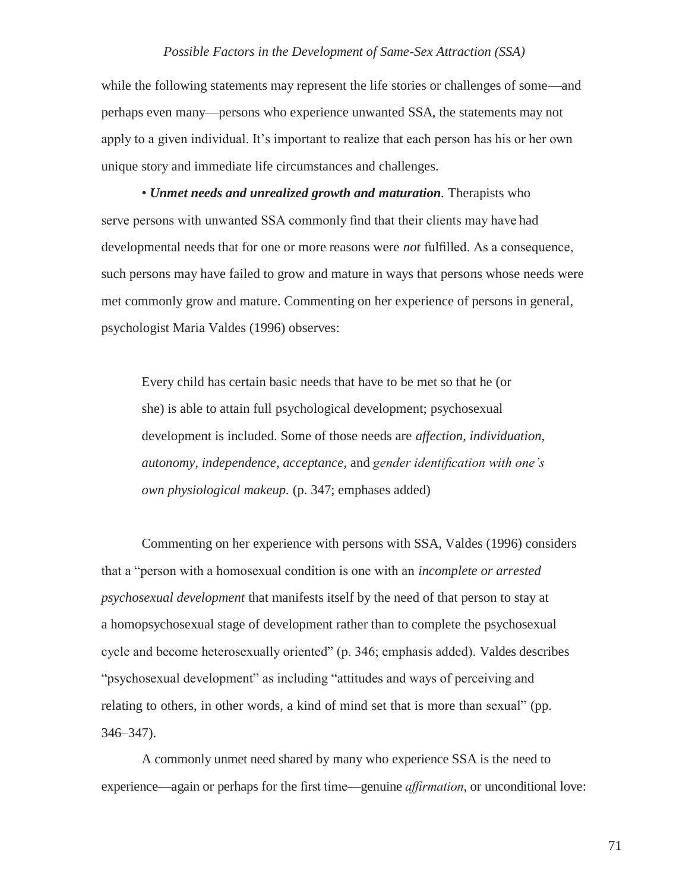while the following statements may represent the life stories or challenges of some—and perhaps even many—persons who experience unwanted SSA, the statements may not apply to a given individual. It's important to realize that each person has his or her own unique story and immediate life circumstances and challenges.

• ***Unmet needs and unrealized growth and maturation.*** Therapists who serve persons with unwanted SSA commonly find that their clients may have had developmental needs that for one or more reasons were *not* fulfilled. As a consequence, such persons may have failed to grow and mature in ways that persons whose needs were met commonly grow and mature. Commenting on her experience of persons in general, psychologist Maria Valdes (1996) observes:

> Every child has certain basic needs that have to be met so that he (or she) is able to attain full psychological development; psychosexual development is included. Some of those needs are *affection, individuation, autonomy, independence, acceptance,* and *gender identification with one's own physiological makeup.* (p. 347; emphases added)

Commenting on her experience with persons with SSA, Valdes (1996) considers that a "person with a homosexual condition is one with an *incomplete or arrested psychosexual development* that manifests itself by the need of that person to stay at a homopsychosexual stage of development rather than to complete the psychosexual cycle and become heterosexually oriented" (p. 346; emphasis added). Valdes describes "psychosexual development" as including "attitudes and ways of perceiving and relating to others, in other words, a kind of mind set that is more than sexual" (pp. 346–347).

A commonly unmet need shared by many who experience SSA is the need to experience—again or perhaps for the first time—genuine *affirmation*, or unconditional love: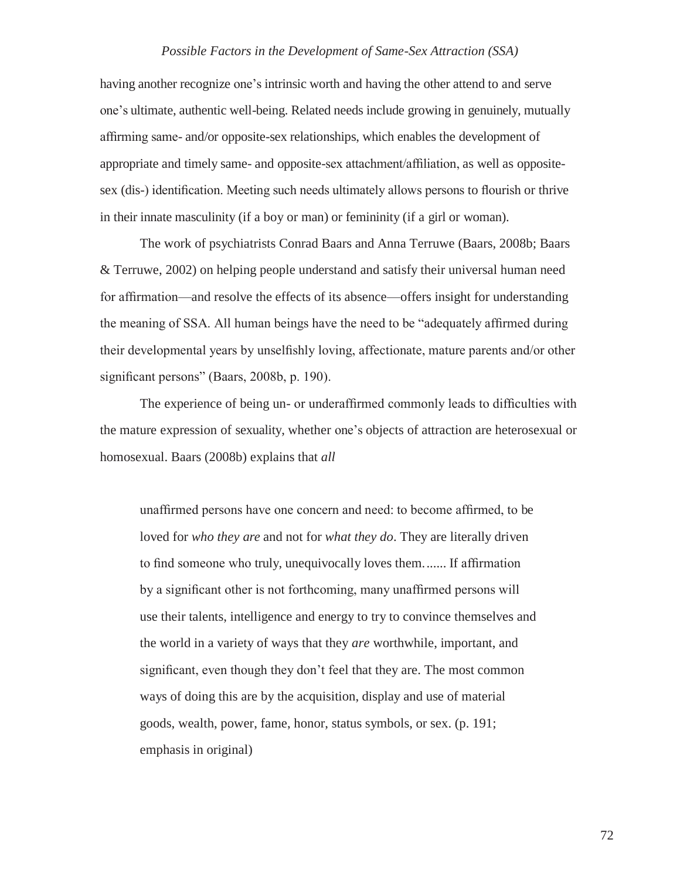having another recognize one's intrinsic worth and having the other attend to and serve one's ultimate, authentic well-being. Related needs include growing in genuinely, mutually affirming same- and/or opposite-sex relationships, which enables the development of appropriate and timely same- and opposite-sex attachment/affiliation, as well as opposite-sex (dis-) identification. Meeting such needs ultimately allows persons to flourish or thrive in their innate masculinity (if a boy or man) or femininity (if a girl or woman).

The work of psychiatrists Conrad Baars and Anna Terruwe (Baars, 2008b; Baars & Terruwe, 2002) on helping people understand and satisfy their universal human need for affirmation—and resolve the effects of its absence—offers insight for understanding the meaning of SSA. All human beings have the need to be "adequately affirmed during their developmental years by unselfishly loving, affectionate, mature parents and/or other significant persons" (Baars, 2008b, p. 190).

The experience of being un- or underaffirmed commonly leads to difficulties with the mature expression of sexuality, whether one's objects of attraction are heterosexual or homosexual. Baars (2008b) explains that *all*

> unaffirmed persons have one concern and need: to become affirmed, to be loved for *who they are* and not for *what they do*. They are literally driven to find someone who truly, unequivocally loves them....... If affirmation by a significant other is not forthcoming, many unaffirmed persons will use their talents, intelligence and energy to try to convince themselves and the world in a variety of ways that they *are* worthwhile, important, and significant, even though they don't feel that they are. The most common ways of doing this are by the acquisition, display and use of material goods, wealth, power, fame, honor, status symbols, or sex. (p. 191; emphasis in original)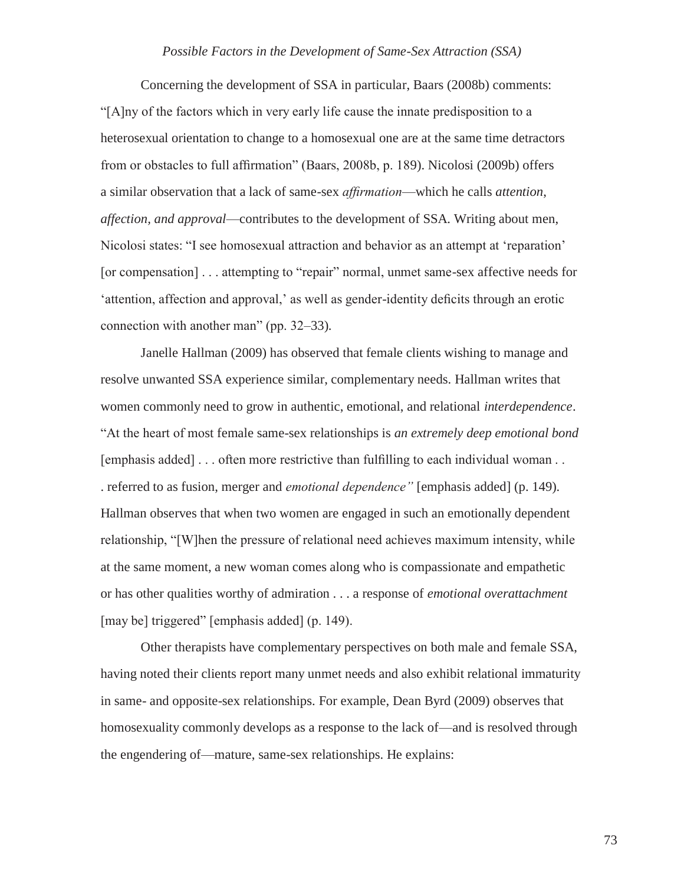*Possible Factors in the Development of Same-Sex Attraction (SSA)*

Concerning the development of SSA in particular, Baars (2008b) comments: "[A]ny of the factors which in very early life cause the innate predisposition to a heterosexual orientation to change to a homosexual one are at the same time detractors from or obstacles to full affirmation" (Baars, 2008b, p. 189). Nicolosi (2009b) offers a similar observation that a lack of same-sex *affirmation*—which he calls *attention, affection, and approval*—contributes to the development of SSA. Writing about men, Nicolosi states: "I see homosexual attraction and behavior as an attempt at 'reparation' [or compensation] . . . attempting to "repair" normal, unmet same-sex affective needs for 'attention, affection and approval,' as well as gender-identity deficits through an erotic connection with another man" (pp. 32–33).

Janelle Hallman (2009) has observed that female clients wishing to manage and resolve unwanted SSA experience similar, complementary needs. Hallman writes that women commonly need to grow in authentic, emotional, and relational *interdependence*. "At the heart of most female same-sex relationships is *an extremely deep emotional bond* [emphasis added] . . . often more restrictive than fulfilling to each individual woman . . . referred to as fusion, merger and *emotional dependence"* [emphasis added] (p. 149). Hallman observes that when two women are engaged in such an emotionally dependent relationship, "[W]hen the pressure of relational need achieves maximum intensity, while at the same moment, a new woman comes along who is compassionate and empathetic or has other qualities worthy of admiration . . . a response of *emotional overattachment* [may be] triggered" [emphasis added] (p. 149).

Other therapists have complementary perspectives on both male and female SSA, having noted their clients report many unmet needs and also exhibit relational immaturity in same- and opposite-sex relationships. For example, Dean Byrd (2009) observes that homosexuality commonly develops as a response to the lack of—and is resolved through the engendering of—mature, same-sex relationships. He explains: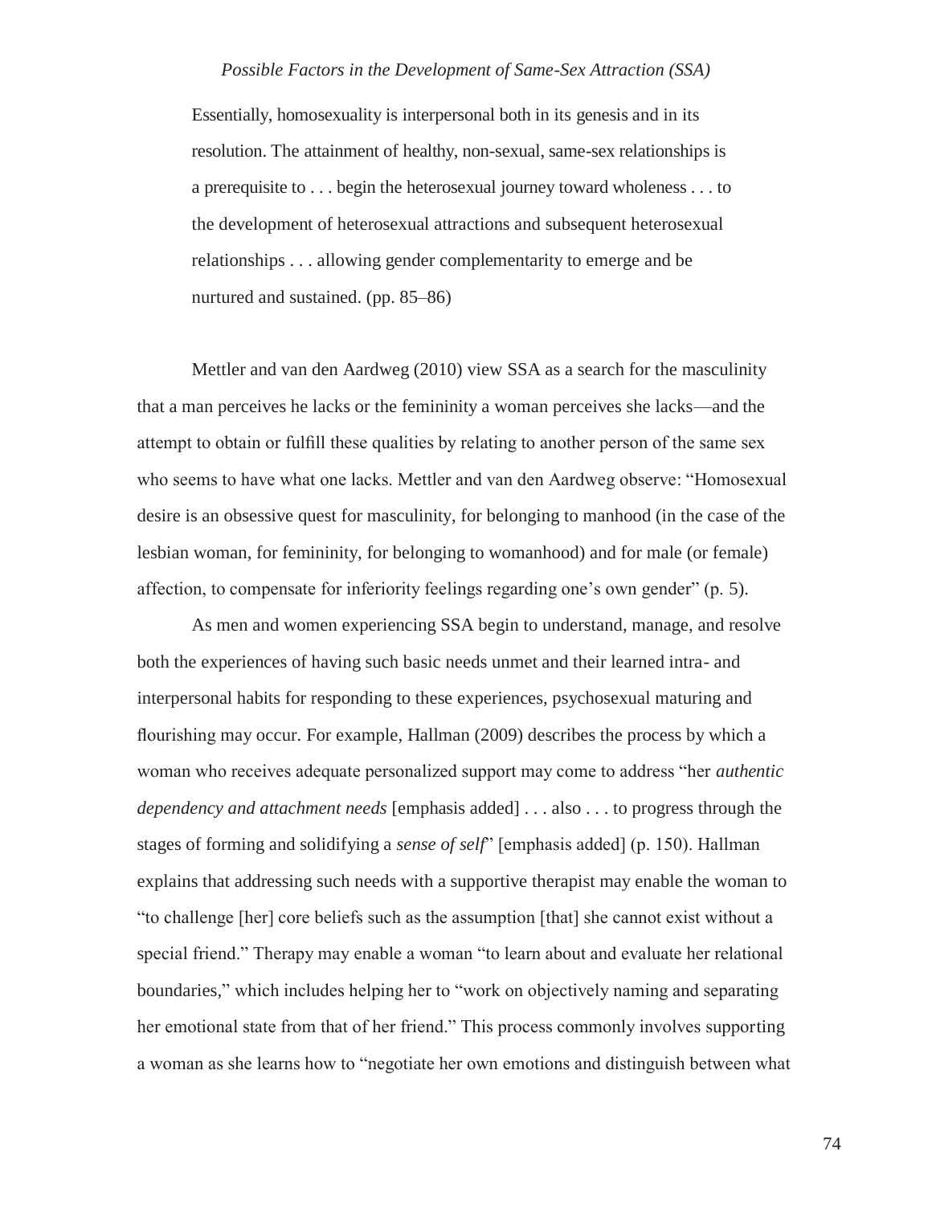> Essentially, homosexuality is interpersonal both in its genesis and in its resolution. The attainment of healthy, non-sexual, same-sex relationships is a prerequisite to . . . begin the heterosexual journey toward wholeness . . . to the development of heterosexual attractions and subsequent heterosexual relationships . . . allowing gender complementarity to emerge and be nurtured and sustained. (pp. 85–86)

Mettler and van den Aardweg (2010) view SSA as a search for the masculinity that a man perceives he lacks or the femininity a woman perceives she lacks—and the attempt to obtain or fulfill these qualities by relating to another person of the same sex who seems to have what one lacks. Mettler and van den Aardweg observe: "Homosexual desire is an obsessive quest for masculinity, for belonging to manhood (in the case of the lesbian woman, for femininity, for belonging to womanhood) and for male (or female) affection, to compensate for inferiority feelings regarding one's own gender" (p. 5).

As men and women experiencing SSA begin to understand, manage, and resolve both the experiences of having such basic needs unmet and their learned intra- and interpersonal habits for responding to these experiences, psychosexual maturing and flourishing may occur. For example, Hallman (2009) describes the process by which a woman who receives adequate personalized support may come to address "her *authentic dependency and attachment needs* [emphasis added] . . . also . . . to progress through the stages of forming and solidifying a *sense of self*" [emphasis added] (p. 150). Hallman explains that addressing such needs with a supportive therapist may enable the woman to "to challenge [her] core beliefs such as the assumption [that] she cannot exist without a special friend." Therapy may enable a woman "to learn about and evaluate her relational boundaries," which includes helping her to "work on objectively naming and separating her emotional state from that of her friend." This process commonly involves supporting a woman as she learns how to "negotiate her own emotions and distinguish between what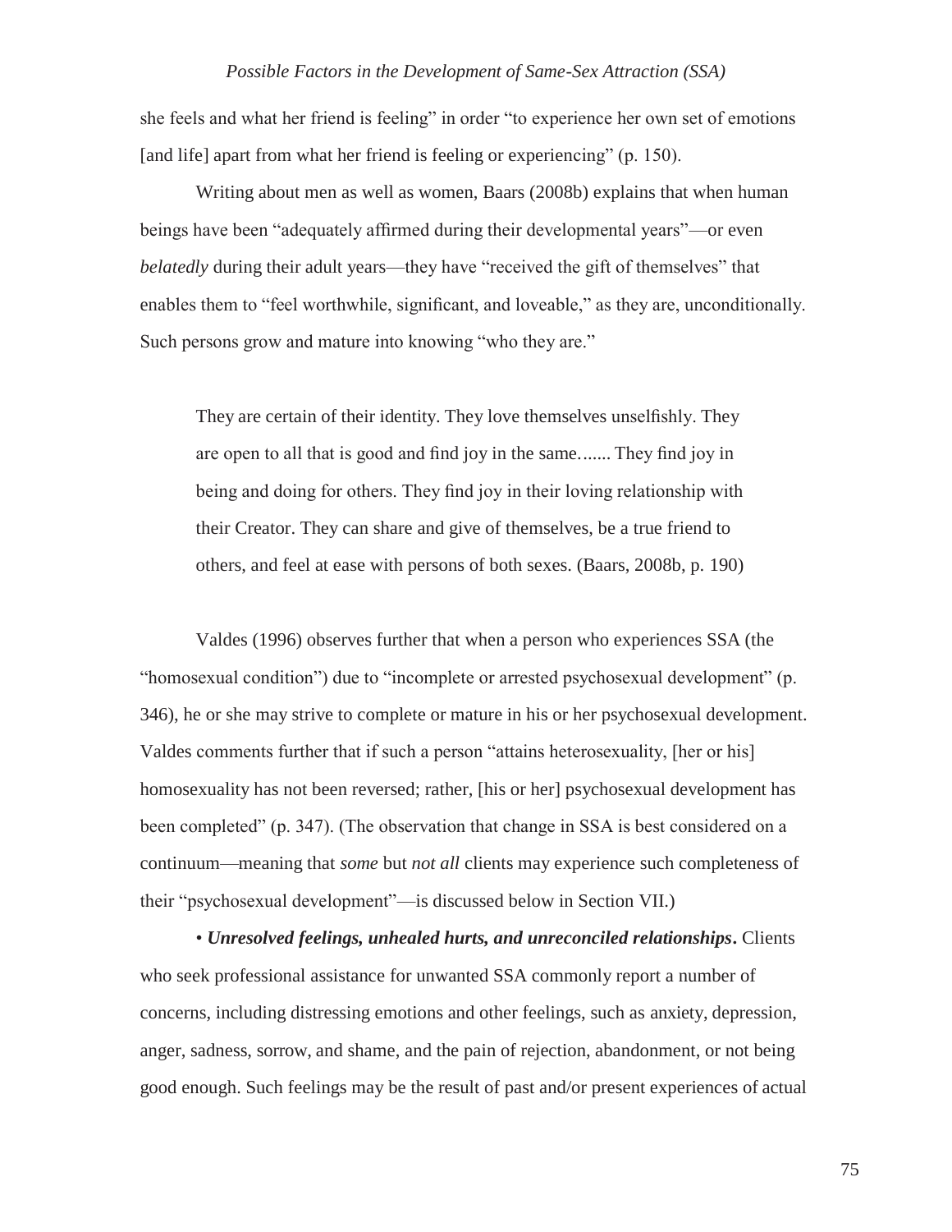she feels and what her friend is feeling" in order "to experience her own set of emotions [and life] apart from what her friend is feeling or experiencing" (p. 150).

Writing about men as well as women, Baars (2008b) explains that when human beings have been "adequately affirmed during their developmental years"—or even *belatedly* during their adult years—they have "received the gift of themselves" that enables them to "feel worthwhile, significant, and loveable," as they are, unconditionally. Such persons grow and mature into knowing "who they are."

> They are certain of their identity. They love themselves unselfishly. They are open to all that is good and find joy in the same....... They find joy in being and doing for others. They find joy in their loving relationship with their Creator. They can share and give of themselves, be a true friend to others, and feel at ease with persons of both sexes. (Baars, 2008b, p. 190)

Valdes (1996) observes further that when a person who experiences SSA (the "homosexual condition") due to "incomplete or arrested psychosexual development" (p. 346), he or she may strive to complete or mature in his or her psychosexual development. Valdes comments further that if such a person "attains heterosexuality, [her or his] homosexuality has not been reversed; rather, [his or her] psychosexual development has been completed" (p. 347). (The observation that change in SSA is best considered on a continuum—meaning that *some* but *not all* clients may experience such completeness of their "psychosexual development"—is discussed below in Section VII.)

• ***Unresolved feelings, unhealed hurts, and unreconciled relationships*****.** Clients who seek professional assistance for unwanted SSA commonly report a number of concerns, including distressing emotions and other feelings, such as anxiety, depression, anger, sadness, sorrow, and shame, and the pain of rejection, abandonment, or not being good enough. Such feelings may be the result of past and/or present experiences of actual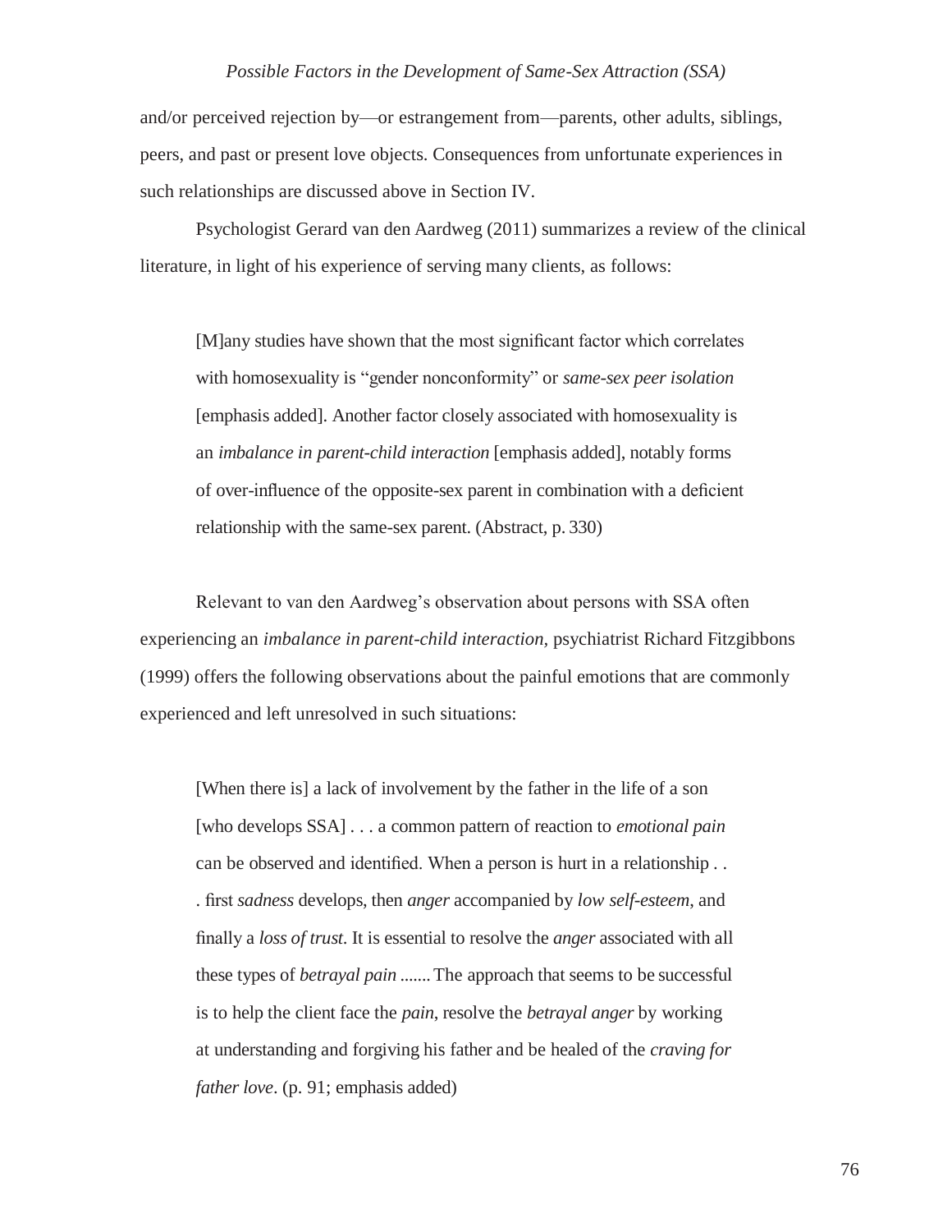and/or perceived rejection by—or estrangement from—parents, other adults, siblings, peers, and past or present love objects. Consequences from unfortunate experiences in such relationships are discussed above in Section IV.

Psychologist Gerard van den Aardweg (2011) summarizes a review of the clinical literature, in light of his experience of serving many clients, as follows:

> [M]any studies have shown that the most significant factor which correlates with homosexuality is "gender nonconformity" or *same-sex peer isolation* [emphasis added]. Another factor closely associated with homosexuality is an *imbalance in parent-child interaction* [emphasis added], notably forms of over-influence of the opposite-sex parent in combination with a deficient relationship with the same-sex parent. (Abstract, p. 330)

Relevant to van den Aardweg's observation about persons with SSA often experiencing an *imbalance in parent-child interaction,* psychiatrist Richard Fitzgibbons (1999) offers the following observations about the painful emotions that are commonly experienced and left unresolved in such situations:

> [When there is] a lack of involvement by the father in the life of a son [who develops SSA] . . . a common pattern of reaction to *emotional pain* can be observed and identified. When a person is hurt in a relationship . . . first *sadness* develops, then *anger* accompanied by *low self-esteem*, and finally a *loss of trust*. It is essential to resolve the *anger* associated with all these types of *betrayal pain* ....... The approach that seems to be successful is to help the client face the *pain*, resolve the *betrayal anger* by working at understanding and forgiving his father and be healed of the *craving for father love*. (p. 91; emphasis added)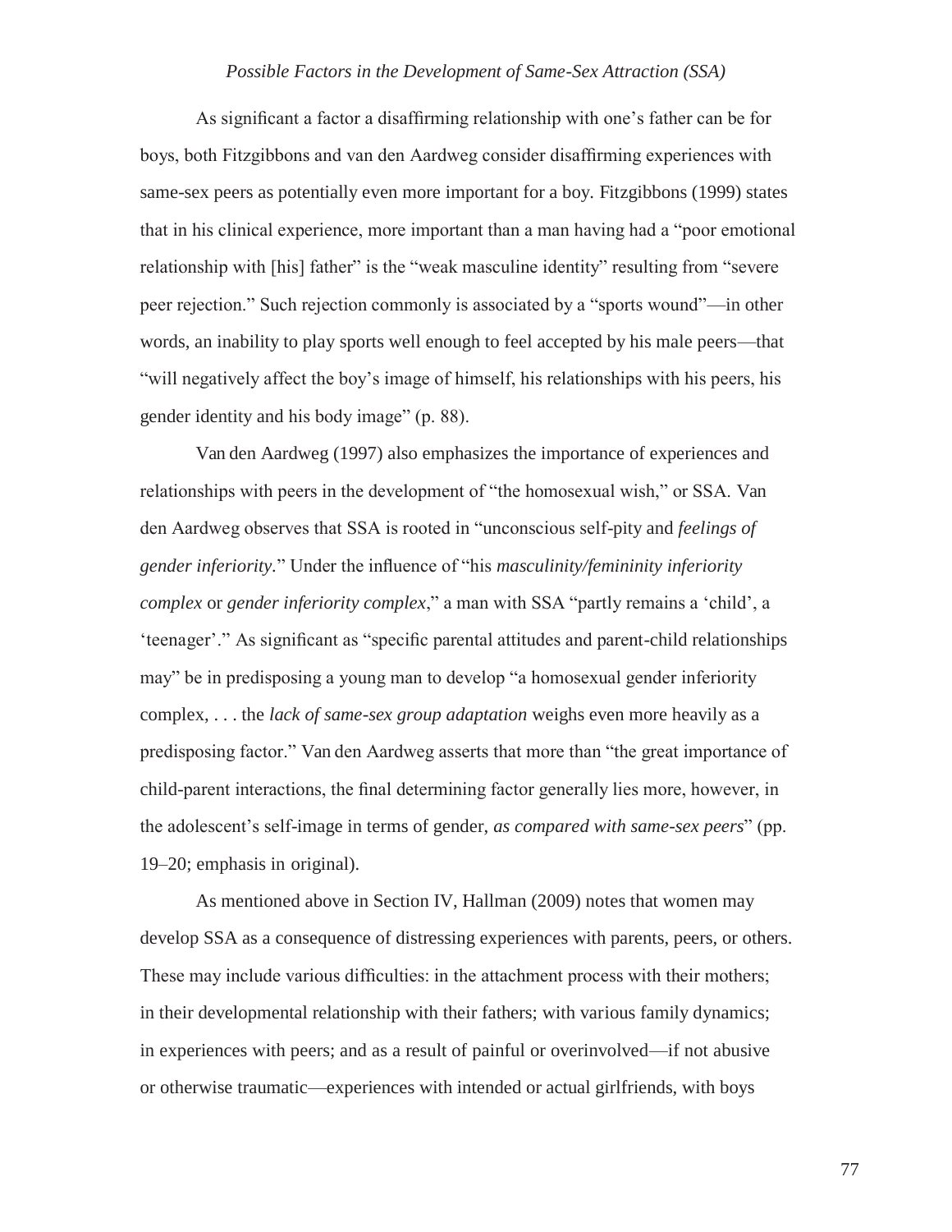As significant a factor a disaffirming relationship with one's father can be for boys, both Fitzgibbons and van den Aardweg consider disaffirming experiences with same-sex peers as potentially even more important for a boy. Fitzgibbons (1999) states that in his clinical experience, more important than a man having had a "poor emotional relationship with [his] father" is the "weak masculine identity" resulting from "severe peer rejection." Such rejection commonly is associated by a "sports wound"—in other words, an inability to play sports well enough to feel accepted by his male peers—that "will negatively affect the boy's image of himself, his relationships with his peers, his gender identity and his body image" (p. 88).

Van den Aardweg (1997) also emphasizes the importance of experiences and relationships with peers in the development of "the homosexual wish," or SSA. Van den Aardweg observes that SSA is rooted in "unconscious self-pity and *feelings of gender inferiority*." Under the influence of "his *masculinity/femininity inferiority complex* or *gender inferiority complex*," a man with SSA "partly remains a 'child', a 'teenager'." As significant as "specific parental attitudes and parent-child relationships may" be in predisposing a young man to develop "a homosexual gender inferiority complex, . . . the *lack of same-sex group adaptation* weighs even more heavily as a predisposing factor." Van den Aardweg asserts that more than "the great importance of child-parent interactions, the final determining factor generally lies more, however, in the adolescent's self-image in terms of gender, *as compared with same-sex peers*" (pp. 19–20; emphasis in original).

As mentioned above in Section IV, Hallman (2009) notes that women may develop SSA as a consequence of distressing experiences with parents, peers, or others. These may include various difficulties: in the attachment process with their mothers; in their developmental relationship with their fathers; with various family dynamics; in experiences with peers; and as a result of painful or overinvolved—if not abusive or otherwise traumatic—experiences with intended or actual girlfriends, with boys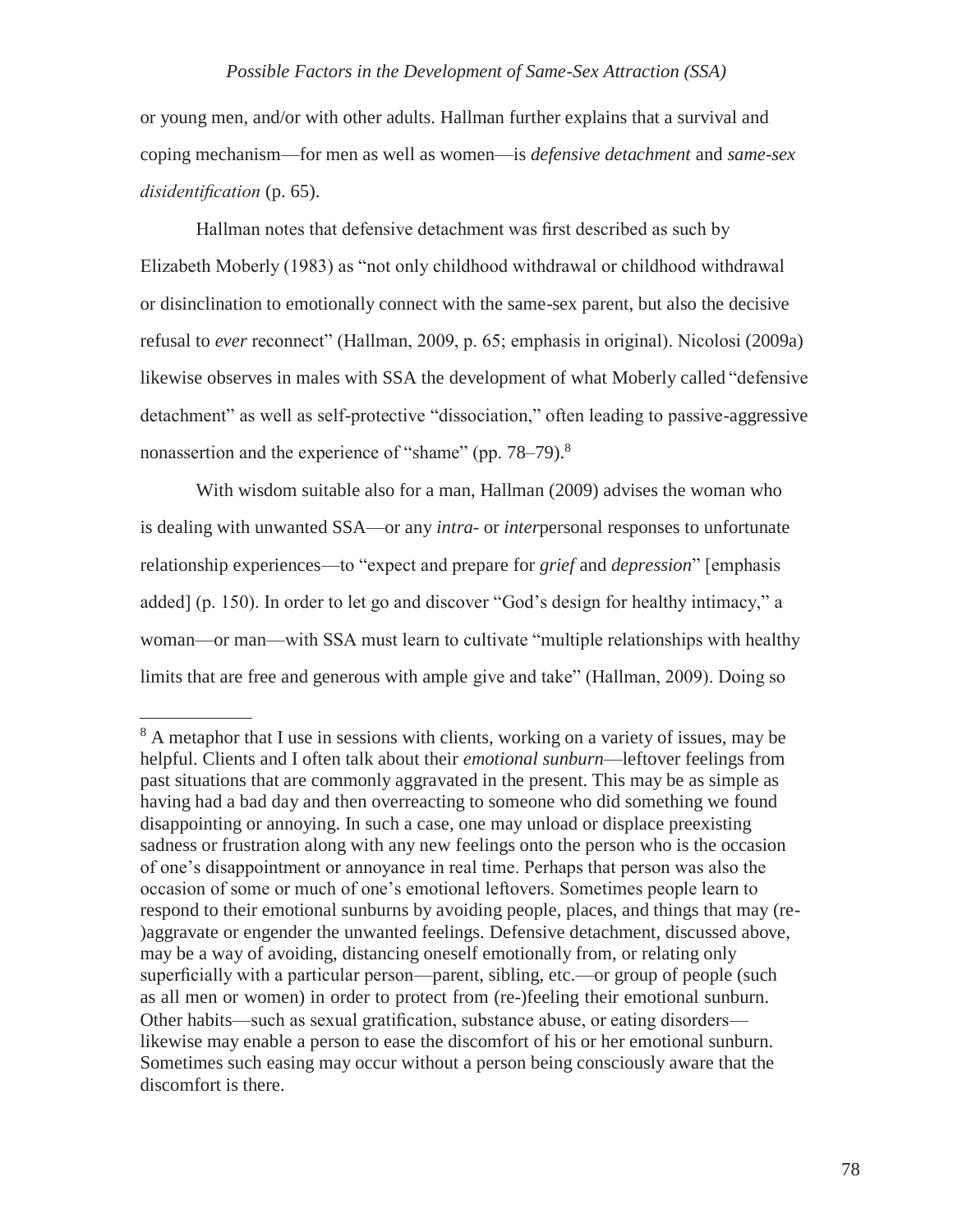or young men, and/or with other adults. Hallman further explains that a survival and coping mechanism—for men as well as women—is *defensive detachment* and *same-sex disidentification* (p. 65).

Hallman notes that defensive detachment was first described as such by Elizabeth Moberly (1983) as "not only childhood withdrawal or childhood withdrawal or disinclination to emotionally connect with the same-sex parent, but also the decisive refusal to *ever* reconnect" (Hallman, 2009, p. 65; emphasis in original). Nicolosi (2009a) likewise observes in males with SSA the development of what Moberly called "defensive detachment" as well as self-protective "dissociation," often leading to passive-aggressive nonassertion and the experience of "shame" (pp. 78–79).[8]

With wisdom suitable also for a man, Hallman (2009) advises the woman who is dealing with unwanted SSA—or any *intra-* or *inter*personal responses to unfortunate relationship experiences—to "expect and prepare for *grief* and *depression*" [emphasis added] (p. 150). In order to let go and discover "God's design for healthy intimacy," a woman—or man—with SSA must learn to cultivate "multiple relationships with healthy limits that are free and generous with ample give and take" (Hallman, 2009). Doing so

---

[8] A metaphor that I use in sessions with clients, working on a variety of issues, may be helpful. Clients and I often talk about their *emotional sunburn*—leftover feelings from past situations that are commonly aggravated in the present. This may be as simple as having had a bad day and then overreacting to someone who did something we found disappointing or annoying. In such a case, one may unload or displace preexisting sadness or frustration along with any new feelings onto the person who is the occasion of one's disappointment or annoyance in real time. Perhaps that person was also the occasion of some or much of one's emotional leftovers. Sometimes people learn to respond to their emotional sunburns by avoiding people, places, and things that may (re-)aggravate or engender the unwanted feelings. Defensive detachment, discussed above, may be a way of avoiding, distancing oneself emotionally from, or relating only superficially with a particular person—parent, sibling, etc.—or group of people (such as all men or women) in order to protect from (re-)feeling their emotional sunburn. Other habits—such as sexual gratification, substance abuse, or eating disorders—likewise may enable a person to ease the discomfort of his or her emotional sunburn. Sometimes such easing may occur without a person being consciously aware that the discomfort is there.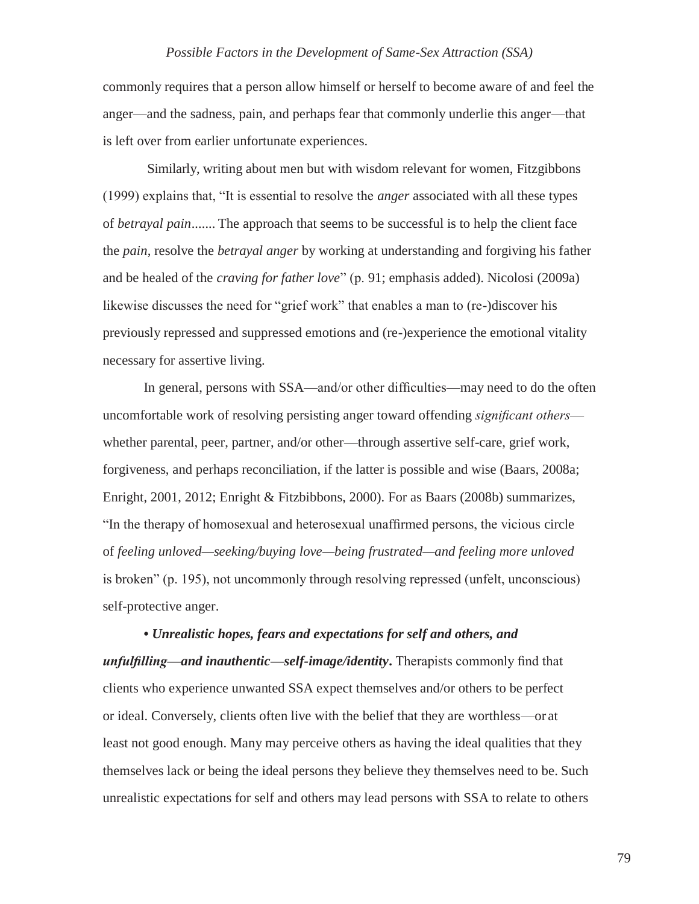commonly requires that a person allow himself or herself to become aware of and feel the anger—and the sadness, pain, and perhaps fear that commonly underlie this anger—that is left over from earlier unfortunate experiences.

Similarly, writing about men but with wisdom relevant for women, Fitzgibbons (1999) explains that, "It is essential to resolve the *anger* associated with all these types of *betrayal pain*....... The approach that seems to be successful is to help the client face the *pain*, resolve the *betrayal anger* by working at understanding and forgiving his father and be healed of the *craving for father love*" (p. 91; emphasis added). Nicolosi (2009a) likewise discusses the need for "grief work" that enables a man to (re-)discover his previously repressed and suppressed emotions and (re-)experience the emotional vitality necessary for assertive living.

In general, persons with SSA—and/or other difficulties—may need to do the often uncomfortable work of resolving persisting anger toward offending *significant others*—whether parental, peer, partner, and/or other—through assertive self-care, grief work, forgiveness, and perhaps reconciliation, if the latter is possible and wise (Baars, 2008a; Enright, 2001, 2012; Enright & Fitzbibbons, 2000). For as Baars (2008b) summarizes, "In the therapy of homosexual and heterosexual unaffirmed persons, the vicious circle of *feeling unloved—seeking/buying love—being frustrated—and feeling more unloved* is broken" (p. 195), not uncommonly through resolving repressed (unfelt, unconscious) self-protective anger.

**• *Unrealistic hopes, fears and expectations for self and others, and unfulfilling—and inauthentic—self-image/identity*.** Therapists commonly find that clients who experience unwanted SSA expect themselves and/or others to be perfect or ideal. Conversely, clients often live with the belief that they are worthless—or at least not good enough. Many may perceive others as having the ideal qualities that they themselves lack or being the ideal persons they believe they themselves need to be. Such unrealistic expectations for self and others may lead persons with SSA to relate to others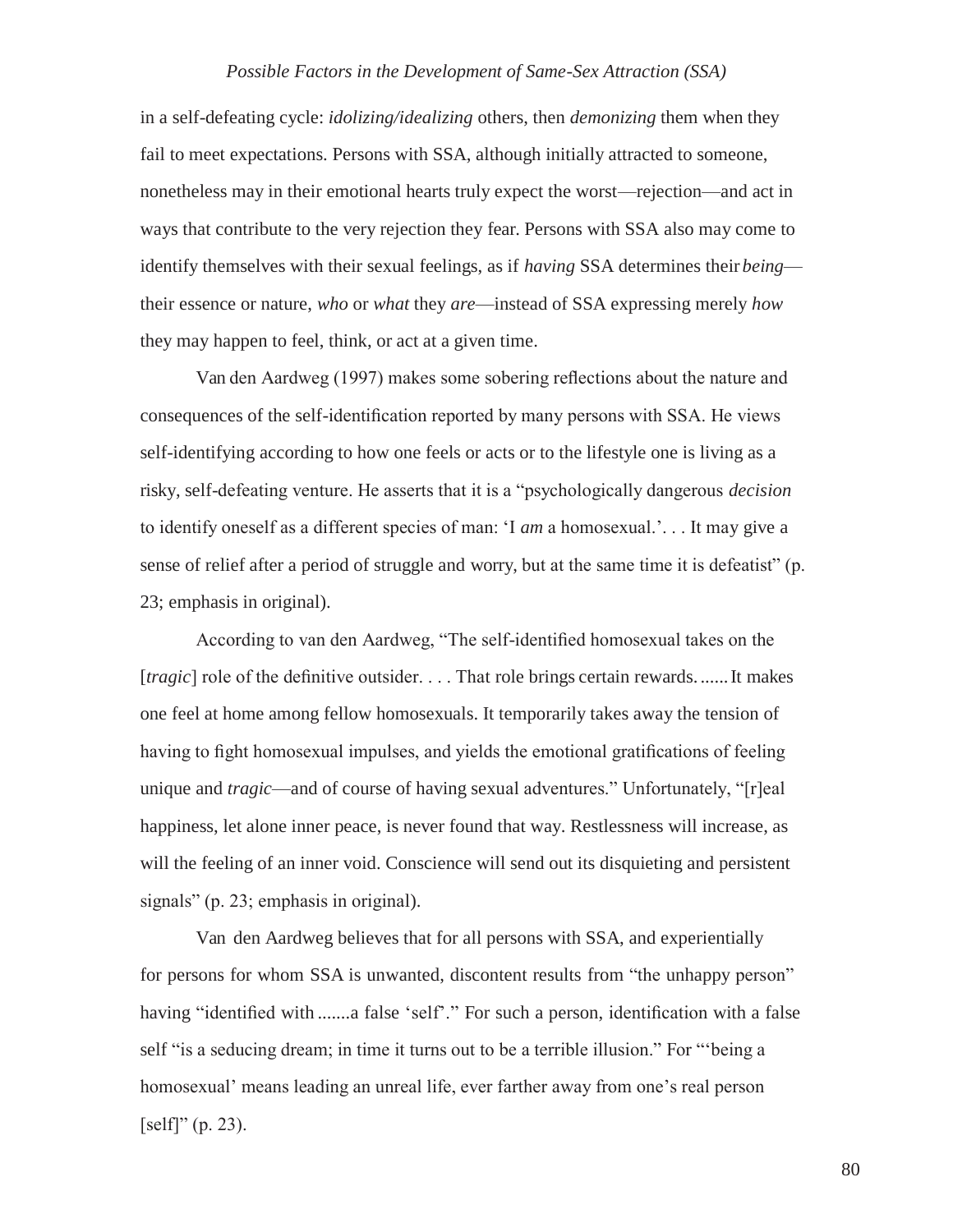in a self-defeating cycle: *idolizing/idealizing* others, then *demonizing* them when they fail to meet expectations. Persons with SSA, although initially attracted to someone, nonetheless may in their emotional hearts truly expect the worst—rejection—and act in ways that contribute to the very rejection they fear. Persons with SSA also may come to identify themselves with their sexual feelings, as if *having* SSA determines their *being*—their essence or nature, *who* or *what* they *are*—instead of SSA expressing merely *how* they may happen to feel, think, or act at a given time.

Van den Aardweg (1997) makes some sobering reflections about the nature and consequences of the self-identification reported by many persons with SSA. He views self-identifying according to how one feels or acts or to the lifestyle one is living as a risky, self-defeating venture. He asserts that it is a "psychologically dangerous *decision* to identify oneself as a different species of man: 'I *am* a homosexual.'. . . It may give a sense of relief after a period of struggle and worry, but at the same time it is defeatist" (p. 23; emphasis in original).

According to van den Aardweg, "The self-identified homosexual takes on the [*tragic*] role of the definitive outsider. . . . That role brings certain rewards. ...... It makes one feel at home among fellow homosexuals. It temporarily takes away the tension of having to fight homosexual impulses, and yields the emotional gratifications of feeling unique and *tragic*—and of course of having sexual adventures." Unfortunately, "[r]eal happiness, let alone inner peace, is never found that way. Restlessness will increase, as will the feeling of an inner void. Conscience will send out its disquieting and persistent signals" (p. 23; emphasis in original).

Van den Aardweg believes that for all persons with SSA, and experientially for persons for whom SSA is unwanted, discontent results from "the unhappy person" having "identified with .......a false 'self'." For such a person, identification with a false self "is a seducing dream; in time it turns out to be a terrible illusion." For "'being a homosexual' means leading an unreal life, ever farther away from one's real person [self]" (p. 23).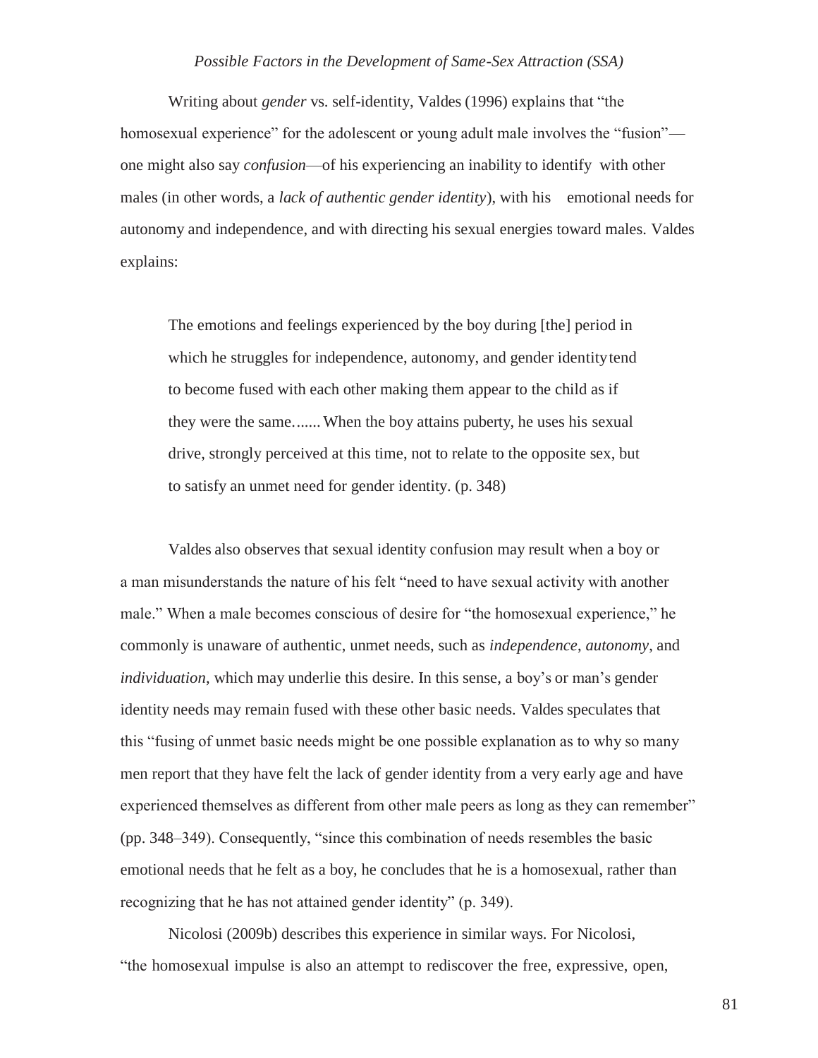Writing about *gender* vs. self-identity, Valdes (1996) explains that "the homosexual experience" for the adolescent or young adult male involves the "fusion"—one might also say *confusion*—of his experiencing an inability to identify with other males (in other words, a *lack of authentic gender identity*), with his emotional needs for autonomy and independence, and with directing his sexual energies toward males. Valdes explains:

> The emotions and feelings experienced by the boy during [the] period in which he struggles for independence, autonomy, and gender identity tend to become fused with each other making them appear to the child as if they were the same....... When the boy attains puberty, he uses his sexual drive, strongly perceived at this time, not to relate to the opposite sex, but to satisfy an unmet need for gender identity. (p. 348)

Valdes also observes that sexual identity confusion may result when a boy or a man misunderstands the nature of his felt "need to have sexual activity with another male." When a male becomes conscious of desire for "the homosexual experience," he commonly is unaware of authentic, unmet needs, such as *independence*, *autonomy*, and *individuation*, which may underlie this desire. In this sense, a boy's or man's gender identity needs may remain fused with these other basic needs. Valdes speculates that this "fusing of unmet basic needs might be one possible explanation as to why so many men report that they have felt the lack of gender identity from a very early age and have experienced themselves as different from other male peers as long as they can remember" (pp. 348–349). Consequently, "since this combination of needs resembles the basic emotional needs that he felt as a boy, he concludes that he is a homosexual, rather than recognizing that he has not attained gender identity" (p. 349).

Nicolosi (2009b) describes this experience in similar ways. For Nicolosi, "the homosexual impulse is also an attempt to rediscover the free, expressive, open,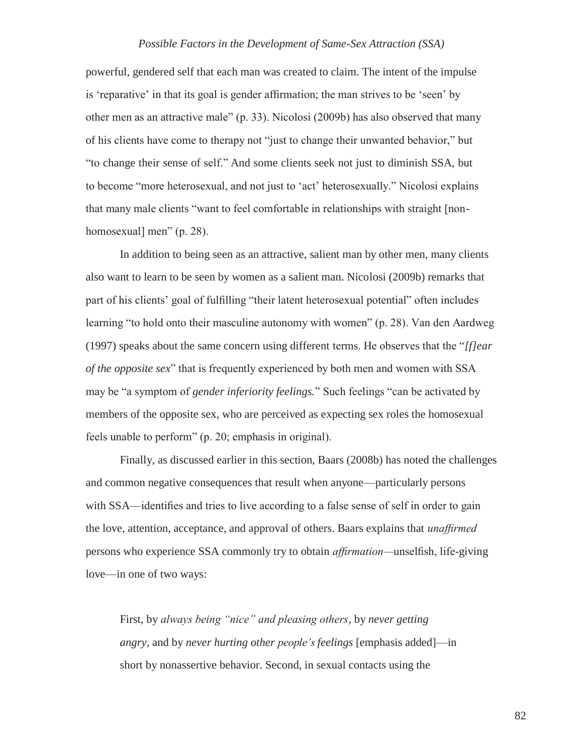powerful, gendered self that each man was created to claim. The intent of the impulse is 'reparative' in that its goal is gender affirmation; the man strives to be 'seen' by other men as an attractive male" (p. 33). Nicolosi (2009b) has also observed that many of his clients have come to therapy not "just to change their unwanted behavior," but "to change their sense of self." And some clients seek not just to diminish SSA, but to become "more heterosexual, and not just to 'act' heterosexually." Nicolosi explains that many male clients "want to feel comfortable in relationships with straight [non-homosexual] men" (p. 28).

In addition to being seen as an attractive, salient man by other men, many clients also want to learn to be seen by women as a salient man. Nicolosi (2009b) remarks that part of his clients' goal of fulfilling "their latent heterosexual potential" often includes learning "to hold onto their masculine autonomy with women" (p. 28). Van den Aardweg (1997) speaks about the same concern using different terms. He observes that the "*[f]ear of the opposite sex*" that is frequently experienced by both men and women with SSA may be "a symptom of *gender inferiority feelings.*" Such feelings "can be activated by members of the opposite sex, who are perceived as expecting sex roles the homosexual feels unable to perform" (p. 20; emphasis in original).

Finally, as discussed earlier in this section, Baars (2008b) has noted the challenges and common negative consequences that result when anyone—particularly persons with SSA—identifies and tries to live according to a false sense of self in order to gain the love, attention, acceptance, and approval of others. Baars explains that *unaffirmed* persons who experience SSA commonly try to obtain *affirmation*—unselfish, life-giving love—in one of two ways:

> First, by *always being "nice" and pleasing others*, by *never getting angry*, and by *never hurting other people's feelings* [emphasis added]—in short by nonassertive behavior. Second, in sexual contacts using the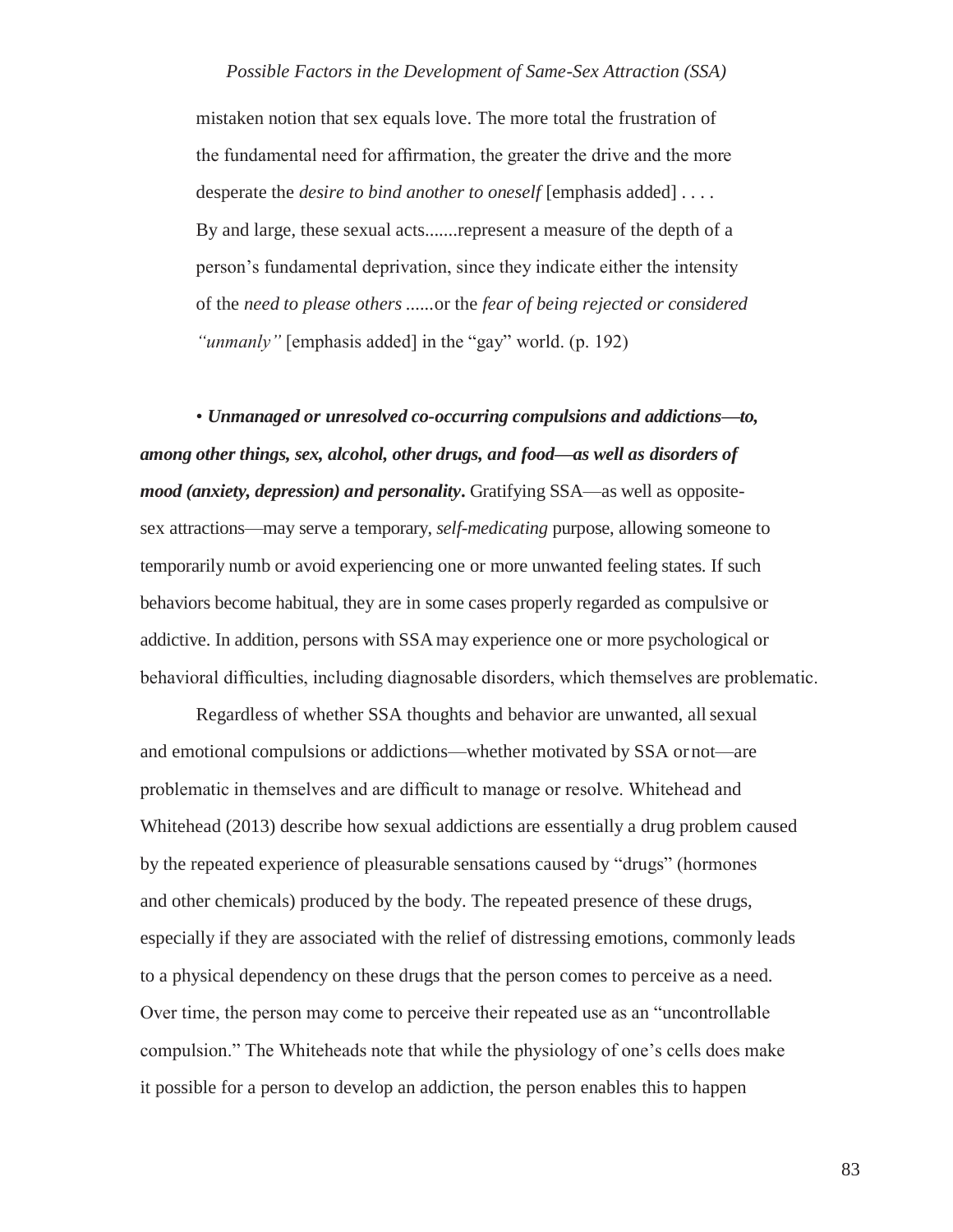mistaken notion that sex equals love. The more total the frustration of the fundamental need for affirmation, the greater the drive and the more desperate the *desire to bind another to oneself* [emphasis added] . . . . By and large, these sexual acts.......represent a measure of the depth of a person's fundamental deprivation, since they indicate either the intensity of the *need to please others* ......or the *fear of being rejected or considered "unmanly"* [emphasis added] in the "gay" world. (p. 192)

• ***Unmanaged or unresolved co-occurring compulsions and addictions—to, among other things, sex, alcohol, other drugs, and food—as well as disorders of mood (anxiety, depression) and personality*.** Gratifying SSA—as well as opposite-sex attractions—may serve a temporary, *self-medicating* purpose, allowing someone to temporarily numb or avoid experiencing one or more unwanted feeling states. If such behaviors become habitual, they are in some cases properly regarded as compulsive or addictive. In addition, persons with SSA may experience one or more psychological or behavioral difficulties, including diagnosable disorders, which themselves are problematic.

Regardless of whether SSA thoughts and behavior are unwanted, all sexual and emotional compulsions or addictions—whether motivated by SSA or not—are problematic in themselves and are difficult to manage or resolve. Whitehead and Whitehead (2013) describe how sexual addictions are essentially a drug problem caused by the repeated experience of pleasurable sensations caused by "drugs" (hormones and other chemicals) produced by the body. The repeated presence of these drugs, especially if they are associated with the relief of distressing emotions, commonly leads to a physical dependency on these drugs that the person comes to perceive as a need. Over time, the person may come to perceive their repeated use as an "uncontrollable compulsion." The Whiteheads note that while the physiology of one's cells does make it possible for a person to develop an addiction, the person enables this to happen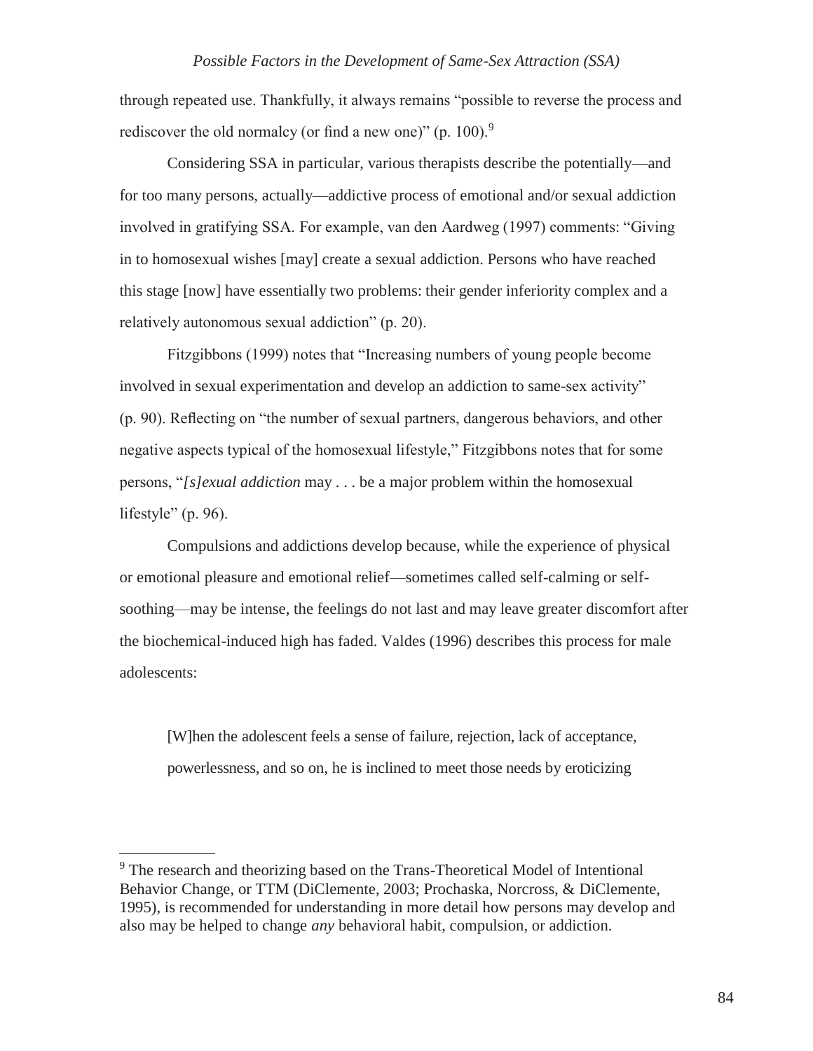through repeated use. Thankfully, it always remains "possible to reverse the process and rediscover the old normalcy (or find a new one)" (p. 100).[9]

Considering SSA in particular, various therapists describe the potentially—and for too many persons, actually—addictive process of emotional and/or sexual addiction involved in gratifying SSA. For example, van den Aardweg (1997) comments: "Giving in to homosexual wishes [may] create a sexual addiction. Persons who have reached this stage [now] have essentially two problems: their gender inferiority complex and a relatively autonomous sexual addiction" (p. 20).

Fitzgibbons (1999) notes that "Increasing numbers of young people become involved in sexual experimentation and develop an addiction to same-sex activity" (p. 90). Reflecting on "the number of sexual partners, dangerous behaviors, and other negative aspects typical of the homosexual lifestyle," Fitzgibbons notes that for some persons, "*[s]exual addiction* may . . . be a major problem within the homosexual lifestyle" (p. 96).

Compulsions and addictions develop because, while the experience of physical or emotional pleasure and emotional relief—sometimes called self-calming or self-soothing—may be intense, the feelings do not last and may leave greater discomfort after the biochemical-induced high has faded. Valdes (1996) describes this process for male adolescents:

> [W]hen the adolescent feels a sense of failure, rejection, lack of acceptance, powerlessness, and so on, he is inclined to meet those needs by eroticizing

---

[9] The research and theorizing based on the Trans-Theoretical Model of Intentional Behavior Change, or TTM (DiClemente, 2003; Prochaska, Norcross, & DiClemente, 1995), is recommended for understanding in more detail how persons may develop and also may be helped to change *any* behavioral habit, compulsion, or addiction.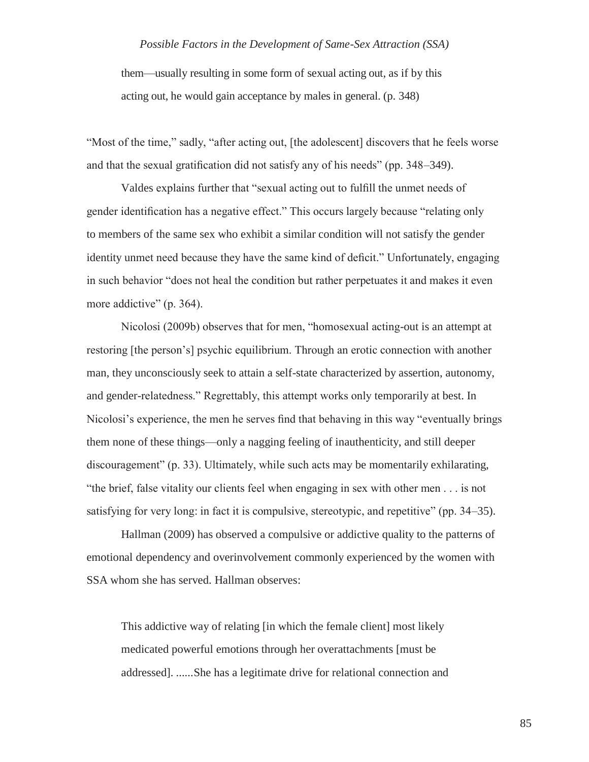> them—usually resulting in some form of sexual acting out, as if by this acting out, he would gain acceptance by males in general. (p. 348)

"Most of the time," sadly, "after acting out, [the adolescent] discovers that he feels worse and that the sexual gratification did not satisfy any of his needs" (pp. 348–349).

Valdes explains further that "sexual acting out to fulfill the unmet needs of gender identification has a negative effect." This occurs largely because "relating only to members of the same sex who exhibit a similar condition will not satisfy the gender identity unmet need because they have the same kind of deficit." Unfortunately, engaging in such behavior "does not heal the condition but rather perpetuates it and makes it even more addictive" (p. 364).

Nicolosi (2009b) observes that for men, "homosexual acting-out is an attempt at restoring [the person's] psychic equilibrium. Through an erotic connection with another man, they unconsciously seek to attain a self-state characterized by assertion, autonomy, and gender-relatedness." Regrettably, this attempt works only temporarily at best. In Nicolosi's experience, the men he serves find that behaving in this way "eventually brings them none of these things—only a nagging feeling of inauthenticity, and still deeper discouragement" (p. 33). Ultimately, while such acts may be momentarily exhilarating, "the brief, false vitality our clients feel when engaging in sex with other men . . . is not satisfying for very long: in fact it is compulsive, stereotypic, and repetitive" (pp. 34–35).

Hallman (2009) has observed a compulsive or addictive quality to the patterns of emotional dependency and overinvolvement commonly experienced by the women with SSA whom she has served. Hallman observes:

> This addictive way of relating [in which the female client] most likely medicated powerful emotions through her overattachments [must be addressed]. ......She has a legitimate drive for relational connection and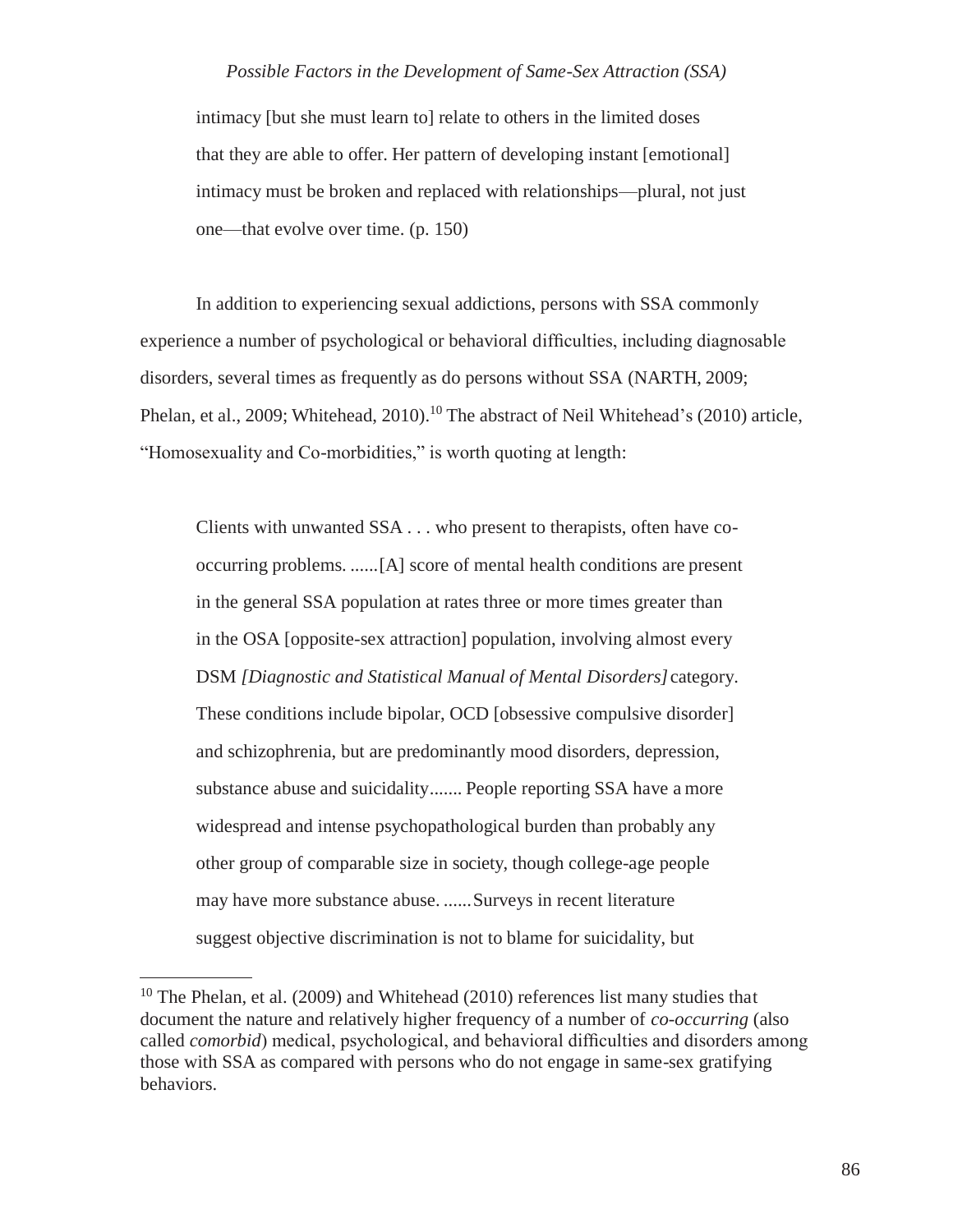> intimacy [but she must learn to] relate to others in the limited doses that they are able to offer. Her pattern of developing instant [emotional] intimacy must be broken and replaced with relationships—plural, not just one—that evolve over time. (p. 150)

In addition to experiencing sexual addictions, persons with SSA commonly experience a number of psychological or behavioral difficulties, including diagnosable disorders, several times as frequently as do persons without SSA (NARTH, 2009; Phelan, et al., 2009; Whitehead, 2010).[10] The abstract of Neil Whitehead's (2010) article, "Homosexuality and Co-morbidities," is worth quoting at length:

> Clients with unwanted SSA . . . who present to therapists, often have co-occurring problems. ......[A] score of mental health conditions are present in the general SSA population at rates three or more times greater than in the OSA [opposite-sex attraction] population, involving almost every DSM *[Diagnostic and Statistical Manual of Mental Disorders]* category. These conditions include bipolar, OCD [obsessive compulsive disorder] and schizophrenia, but are predominantly mood disorders, depression, substance abuse and suicidality....... People reporting SSA have a more widespread and intense psychopathological burden than probably any other group of comparable size in society, though college-age people may have more substance abuse. ......Surveys in recent literature suggest objective discrimination is not to blame for suicidality, but

[10] The Phelan, et al. (2009) and Whitehead (2010) references list many studies that document the nature and relatively higher frequency of a number of *co-occurring* (also called *comorbid*) medical, psychological, and behavioral difficulties and disorders among those with SSA as compared with persons who do not engage in same-sex gratifying behaviors.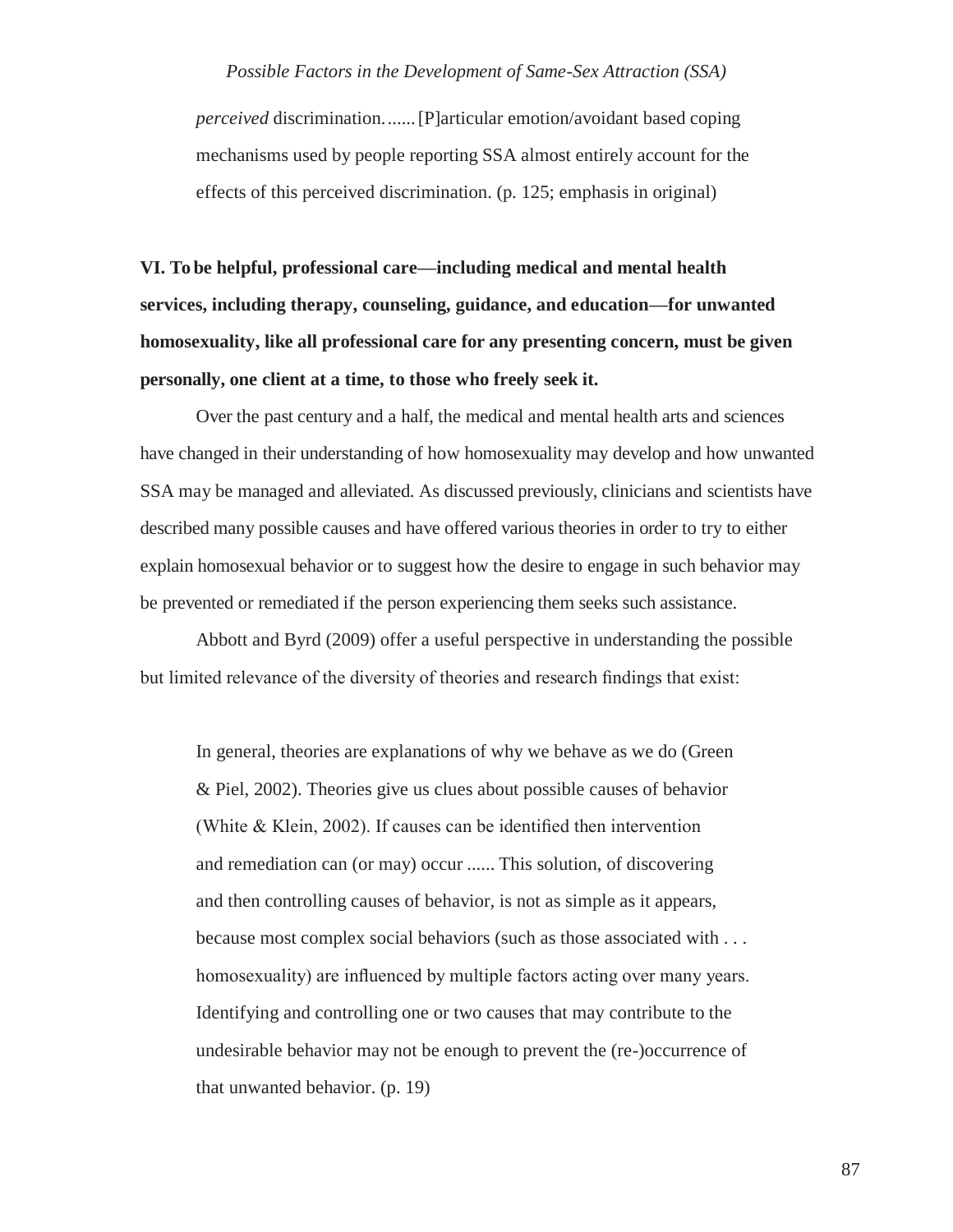> *perceived* discrimination.......[P]articular emotion/avoidant based coping mechanisms used by people reporting SSA almost entirely account for the effects of this perceived discrimination. (p. 125; emphasis in original)

**VI. To be helpful, professional care—including medical and mental health services, including therapy, counseling, guidance, and education—for unwanted homosexuality, like all professional care for any presenting concern, must be given personally, one client at a time, to those who freely seek it.**

Over the past century and a half, the medical and mental health arts and sciences have changed in their understanding of how homosexuality may develop and how unwanted SSA may be managed and alleviated. As discussed previously, clinicians and scientists have described many possible causes and have offered various theories in order to try to either explain homosexual behavior or to suggest how the desire to engage in such behavior may be prevented or remediated if the person experiencing them seeks such assistance.

Abbott and Byrd (2009) offer a useful perspective in understanding the possible but limited relevance of the diversity of theories and research findings that exist:

> In general, theories are explanations of why we behave as we do (Green & Piel, 2002). Theories give us clues about possible causes of behavior (White & Klein, 2002). If causes can be identified then intervention and remediation can (or may) occur ...... This solution, of discovering and then controlling causes of behavior, is not as simple as it appears, because most complex social behaviors (such as those associated with . . . homosexuality) are influenced by multiple factors acting over many years. Identifying and controlling one or two causes that may contribute to the undesirable behavior may not be enough to prevent the (re-)occurrence of that unwanted behavior. (p. 19)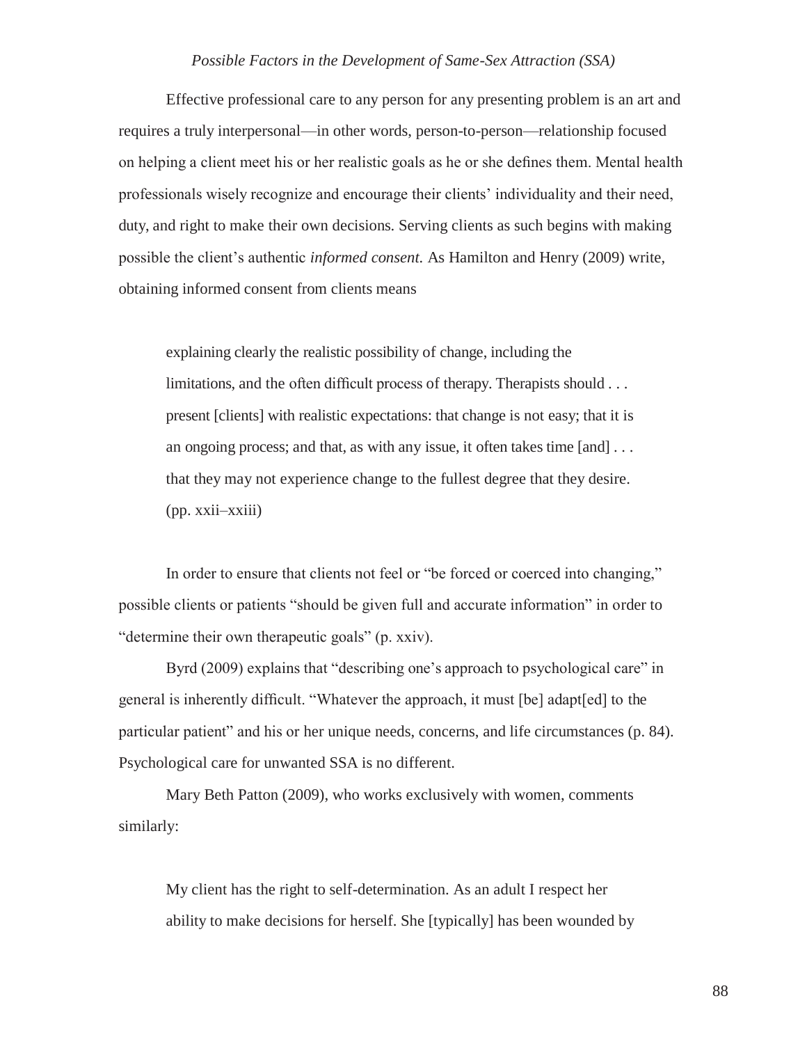Effective professional care to any person for any presenting problem is an art and requires a truly interpersonal—in other words, person-to-person—relationship focused on helping a client meet his or her realistic goals as he or she defines them. Mental health professionals wisely recognize and encourage their clients' individuality and their need, duty, and right to make their own decisions. Serving clients as such begins with making possible the client's authentic *informed consent.* As Hamilton and Henry (2009) write, obtaining informed consent from clients means

> explaining clearly the realistic possibility of change, including the limitations, and the often difficult process of therapy. Therapists should . . . present [clients] with realistic expectations: that change is not easy; that it is an ongoing process; and that, as with any issue, it often takes time [and] . . . that they may not experience change to the fullest degree that they desire. (pp. xxii–xxiii)

In order to ensure that clients not feel or "be forced or coerced into changing," possible clients or patients "should be given full and accurate information" in order to "determine their own therapeutic goals" (p. xxiv).

Byrd (2009) explains that "describing one's approach to psychological care" in general is inherently difficult. "Whatever the approach, it must [be] adapt[ed] to the particular patient" and his or her unique needs, concerns, and life circumstances (p. 84). Psychological care for unwanted SSA is no different.

Mary Beth Patton (2009), who works exclusively with women, comments similarly:

> My client has the right to self-determination. As an adult I respect her ability to make decisions for herself. She [typically] has been wounded by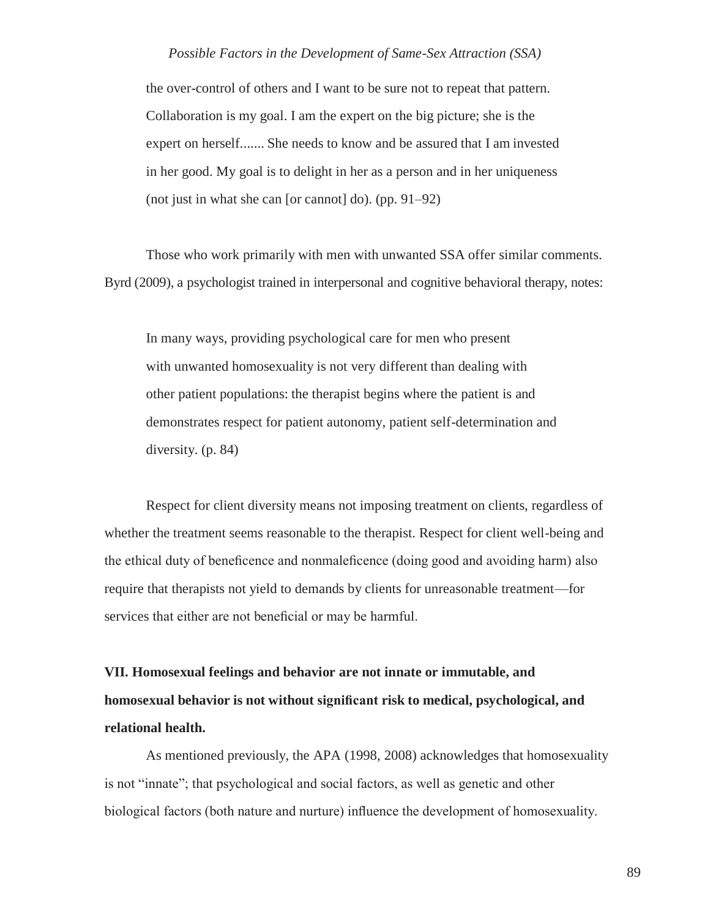the over-control of others and I want to be sure not to repeat that pattern. Collaboration is my goal. I am the expert on the big picture; she is the expert on herself....... She needs to know and be assured that I am invested in her good. My goal is to delight in her as a person and in her uniqueness (not just in what she can [or cannot] do). (pp. 91–92)

Those who work primarily with men with unwanted SSA offer similar comments. Byrd (2009), a psychologist trained in interpersonal and cognitive behavioral therapy, notes:

> In many ways, providing psychological care for men who present with unwanted homosexuality is not very different than dealing with other patient populations: the therapist begins where the patient is and demonstrates respect for patient autonomy, patient self-determination and diversity. (p. 84)

Respect for client diversity means not imposing treatment on clients, regardless of whether the treatment seems reasonable to the therapist. Respect for client well-being and the ethical duty of beneficence and nonmaleficence (doing good and avoiding harm) also require that therapists not yield to demands by clients for unreasonable treatment—for services that either are not beneficial or may be harmful.

**VII. Homosexual feelings and behavior are not innate or immutable, and homosexual behavior is not without significant risk to medical, psychological, and relational health.**

As mentioned previously, the APA (1998, 2008) acknowledges that homosexuality is not "innate"; that psychological and social factors, as well as genetic and other biological factors (both nature and nurture) influence the development of homosexuality.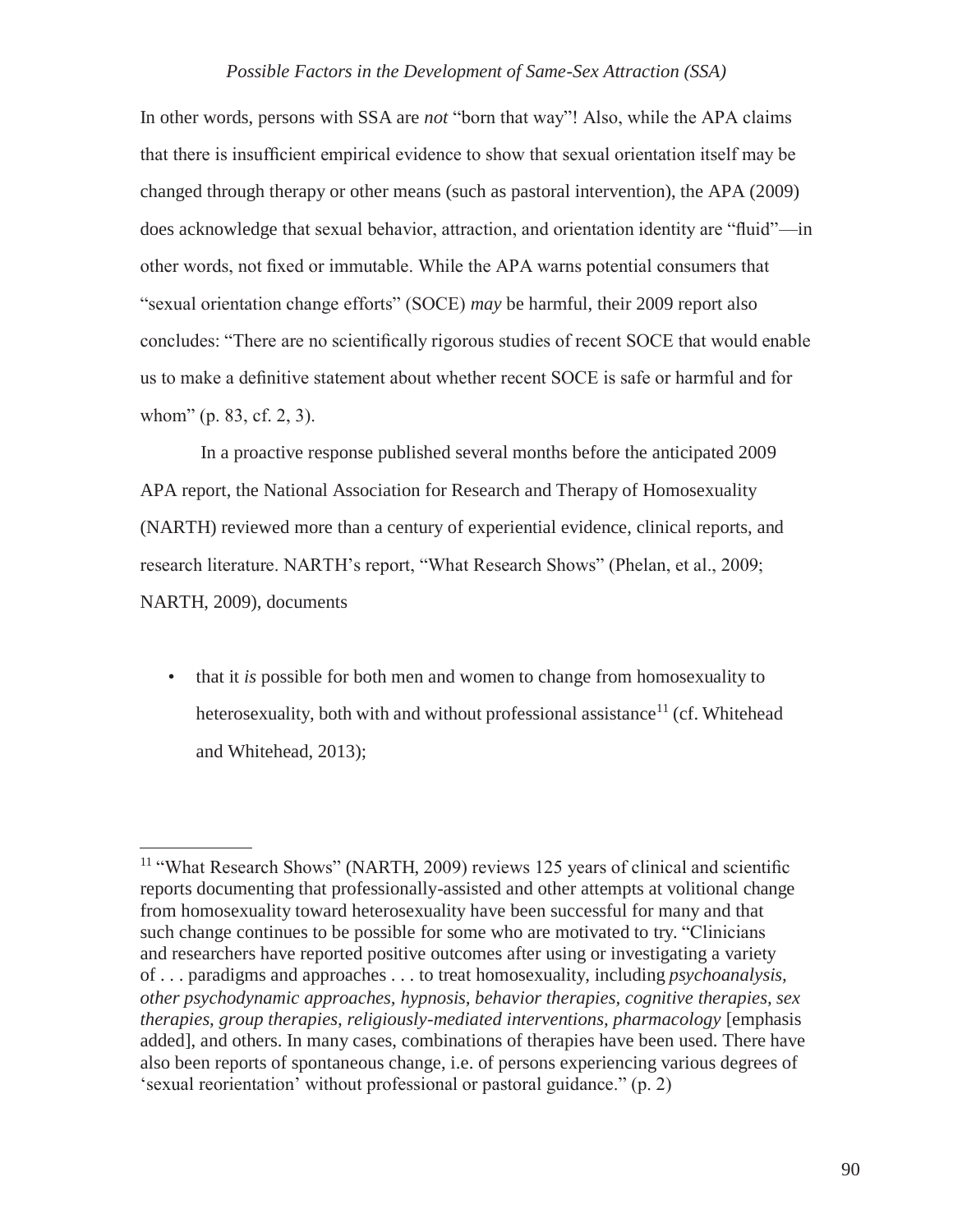In other words, persons with SSA are *not* "born that way"! Also, while the APA claims that there is insufficient empirical evidence to show that sexual orientation itself may be changed through therapy or other means (such as pastoral intervention), the APA (2009) does acknowledge that sexual behavior, attraction, and orientation identity are "fluid"—in other words, not fixed or immutable. While the APA warns potential consumers that "sexual orientation change efforts" (SOCE) *may* be harmful, their 2009 report also concludes: "There are no scientifically rigorous studies of recent SOCE that would enable us to make a definitive statement about whether recent SOCE is safe or harmful and for whom" (p. 83, cf. 2, 3).

In a proactive response published several months before the anticipated 2009 APA report, the National Association for Research and Therapy of Homosexuality (NARTH) reviewed more than a century of experiential evidence, clinical reports, and research literature. NARTH's report, "What Research Shows" (Phelan, et al., 2009; NARTH, 2009), documents

- that it *is* possible for both men and women to change from homosexuality to heterosexuality, both with and without professional assistance[11] (cf. Whitehead and Whitehead, 2013);

---

[11] "What Research Shows" (NARTH, 2009) reviews 125 years of clinical and scientific reports documenting that professionally-assisted and other attempts at volitional change from homosexuality toward heterosexuality have been successful for many and that such change continues to be possible for some who are motivated to try. "Clinicians and researchers have reported positive outcomes after using or investigating a variety of . . . paradigms and approaches . . . to treat homosexuality, including *psychoanalysis, other psychodynamic approaches, hypnosis, behavior therapies, cognitive therapies, sex therapies, group therapies, religiously-mediated interventions, pharmacology* [emphasis added], and others. In many cases, combinations of therapies have been used. There have also been reports of spontaneous change, i.e. of persons experiencing various degrees of 'sexual reorientation' without professional or pastoral guidance." (p. 2)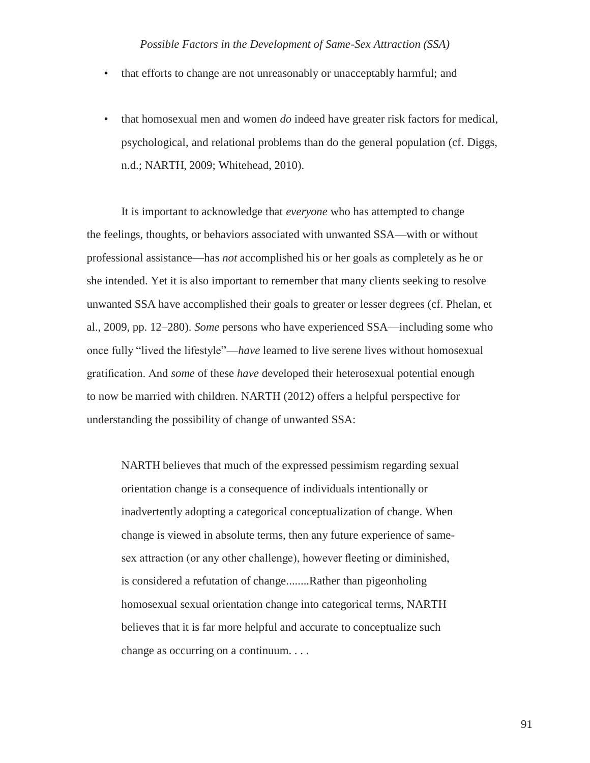- that efforts to change are not unreasonably or unacceptably harmful; and

- that homosexual men and women *do* indeed have greater risk factors for medical, psychological, and relational problems than do the general population (cf. Diggs, n.d.; NARTH, 2009; Whitehead, 2010).

It is important to acknowledge that *everyone* who has attempted to change the feelings, thoughts, or behaviors associated with unwanted SSA—with or without professional assistance—has *not* accomplished his or her goals as completely as he or she intended. Yet it is also important to remember that many clients seeking to resolve unwanted SSA have accomplished their goals to greater or lesser degrees (cf. Phelan, et al., 2009, pp. 12–280). *Some* persons who have experienced SSA—including some who once fully "lived the lifestyle"—*have* learned to live serene lives without homosexual gratification. And *some* of these *have* developed their heterosexual potential enough to now be married with children. NARTH (2012) offers a helpful perspective for understanding the possibility of change of unwanted SSA:

> NARTH believes that much of the expressed pessimism regarding sexual orientation change is a consequence of individuals intentionally or inadvertently adopting a categorical conceptualization of change. When change is viewed in absolute terms, then any future experience of same-sex attraction (or any other challenge), however fleeting or diminished, is considered a refutation of change........Rather than pigeonholing homosexual sexual orientation change into categorical terms, NARTH believes that it is far more helpful and accurate to conceptualize such change as occurring on a continuum. . . .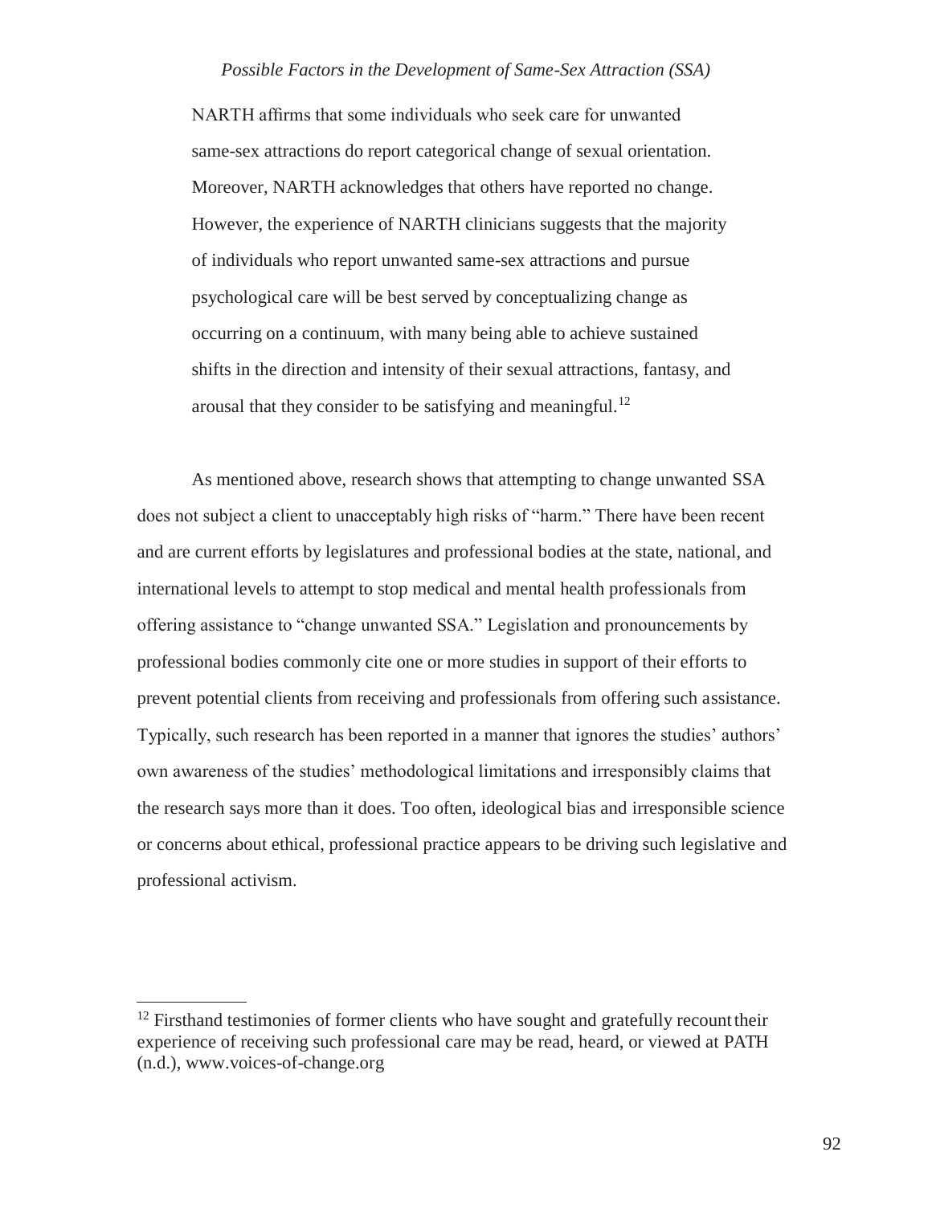> NARTH affirms that some individuals who seek care for unwanted same-sex attractions do report categorical change of sexual orientation. Moreover, NARTH acknowledges that others have reported no change. However, the experience of NARTH clinicians suggests that the majority of individuals who report unwanted same-sex attractions and pursue psychological care will be best served by conceptualizing change as occurring on a continuum, with many being able to achieve sustained shifts in the direction and intensity of their sexual attractions, fantasy, and arousal that they consider to be satisfying and meaningful.[12]

As mentioned above, research shows that attempting to change unwanted SSA does not subject a client to unacceptably high risks of "harm." There have been recent and are current efforts by legislatures and professional bodies at the state, national, and international levels to attempt to stop medical and mental health professionals from offering assistance to "change unwanted SSA." Legislation and pronouncements by professional bodies commonly cite one or more studies in support of their efforts to prevent potential clients from receiving and professionals from offering such assistance. Typically, such research has been reported in a manner that ignores the studies' authors' own awareness of the studies' methodological limitations and irresponsibly claims that the research says more than it does. Too often, ideological bias and irresponsible science or concerns about ethical, professional practice appears to be driving such legislative and professional activism.

---

[12] Firsthand testimonies of former clients who have sought and gratefully recount their experience of receiving such professional care may be read, heard, or viewed at PATH (n.d.), www.voices-of-change.org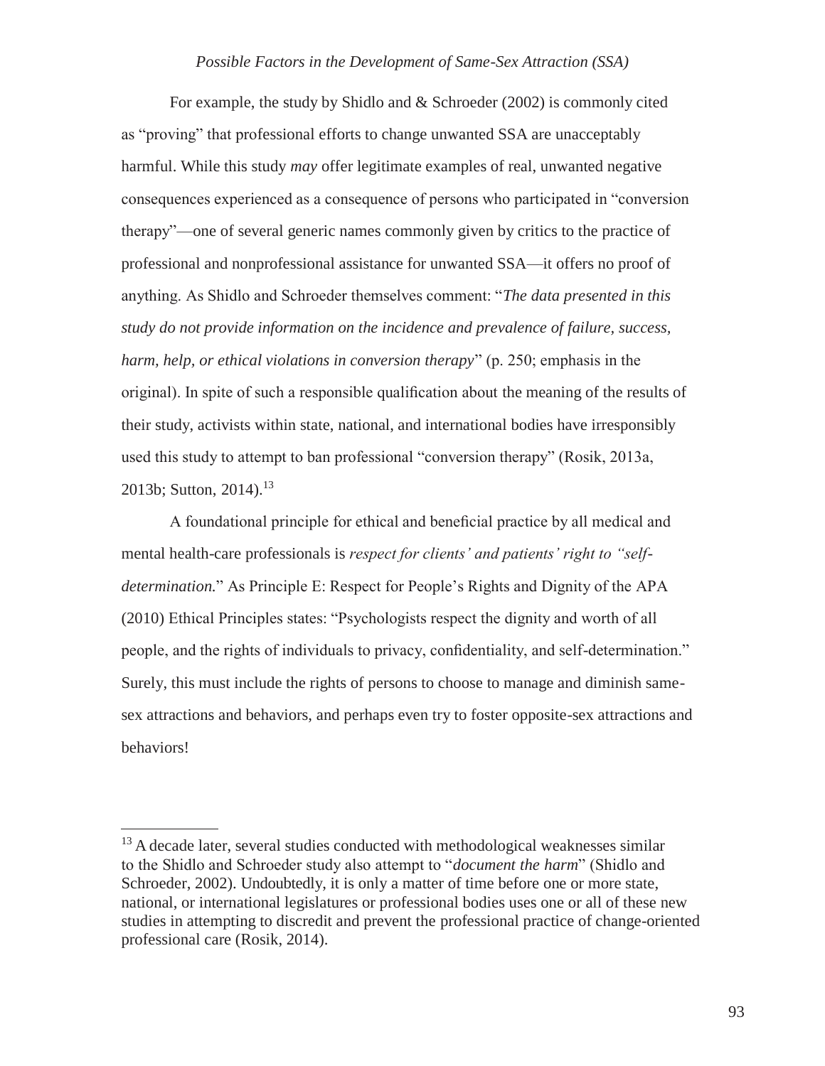For example, the study by Shidlo and & Schroeder (2002) is commonly cited as "proving" that professional efforts to change unwanted SSA are unacceptably harmful. While this study *may* offer legitimate examples of real, unwanted negative consequences experienced as a consequence of persons who participated in "conversion therapy"—one of several generic names commonly given by critics to the practice of professional and nonprofessional assistance for unwanted SSA—it offers no proof of anything. As Shidlo and Schroeder themselves comment: "*The data presented in this study do not provide information on the incidence and prevalence of failure, success, harm, help, or ethical violations in conversion therapy*" (p. 250; emphasis in the original). In spite of such a responsible qualification about the meaning of the results of their study, activists within state, national, and international bodies have irresponsibly used this study to attempt to ban professional "conversion therapy" (Rosik, 2013a, 2013b; Sutton, 2014).[13]

A foundational principle for ethical and beneficial practice by all medical and mental health-care professionals is *respect for clients' and patients' right to "self-determination.*" As Principle E: Respect for People's Rights and Dignity of the APA (2010) Ethical Principles states: "Psychologists respect the dignity and worth of all people, and the rights of individuals to privacy, confidentiality, and self-determination." Surely, this must include the rights of persons to choose to manage and diminish same-sex attractions and behaviors, and perhaps even try to foster opposite-sex attractions and behaviors!

---

[13] A decade later, several studies conducted with methodological weaknesses similar to the Shidlo and Schroeder study also attempt to "*document the harm*" (Shidlo and Schroeder, 2002). Undoubtedly, it is only a matter of time before one or more state, national, or international legislatures or professional bodies uses one or all of these new studies in attempting to discredit and prevent the professional practice of change-oriented professional care (Rosik, 2014).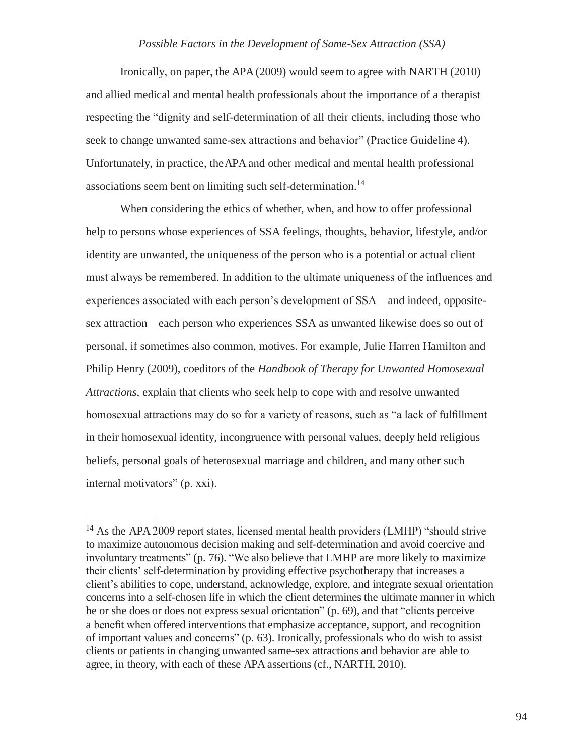Ironically, on paper, the APA (2009) would seem to agree with NARTH (2010) and allied medical and mental health professionals about the importance of a therapist respecting the "dignity and self-determination of all their clients, including those who seek to change unwanted same-sex attractions and behavior" (Practice Guideline 4). Unfortunately, in practice, the APA and other medical and mental health professional associations seem bent on limiting such self-determination.[14]

When considering the ethics of whether, when, and how to offer professional help to persons whose experiences of SSA feelings, thoughts, behavior, lifestyle, and/or identity are unwanted, the uniqueness of the person who is a potential or actual client must always be remembered. In addition to the ultimate uniqueness of the influences and experiences associated with each person's development of SSA—and indeed, opposite-sex attraction—each person who experiences SSA as unwanted likewise does so out of personal, if sometimes also common, motives. For example, Julie Harren Hamilton and Philip Henry (2009), coeditors of the *Handbook of Therapy for Unwanted Homosexual Attractions*, explain that clients who seek help to cope with and resolve unwanted homosexual attractions may do so for a variety of reasons, such as "a lack of fulfillment in their homosexual identity, incongruence with personal values, deeply held religious beliefs, personal goals of heterosexual marriage and children, and many other such internal motivators" (p. xxi).

---

[14] As the APA 2009 report states, licensed mental health providers (LMHP) "should strive to maximize autonomous decision making and self-determination and avoid coercive and involuntary treatments" (p. 76). "We also believe that LMHP are more likely to maximize their clients' self-determination by providing effective psychotherapy that increases a client's abilities to cope, understand, acknowledge, explore, and integrate sexual orientation concerns into a self-chosen life in which the client determines the ultimate manner in which he or she does or does not express sexual orientation" (p. 69), and that "clients perceive a benefit when offered interventions that emphasize acceptance, support, and recognition of important values and concerns" (p. 63). Ironically, professionals who do wish to assist clients or patients in changing unwanted same-sex attractions and behavior are able to agree, in theory, with each of these APA assertions (cf., NARTH, 2010).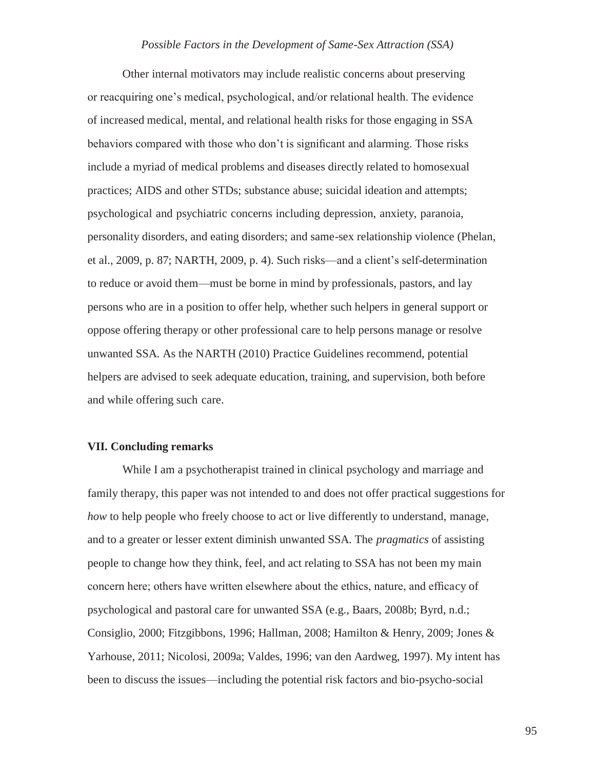Other internal motivators may include realistic concerns about preserving or reacquiring one's medical, psychological, and/or relational health. The evidence of increased medical, mental, and relational health risks for those engaging in SSA behaviors compared with those who don't is significant and alarming. Those risks include a myriad of medical problems and diseases directly related to homosexual practices; AIDS and other STDs; substance abuse; suicidal ideation and attempts; psychological and psychiatric concerns including depression, anxiety, paranoia, personality disorders, and eating disorders; and same-sex relationship violence (Phelan, et al., 2009, p. 87; NARTH, 2009, p. 4). Such risks—and a client's self-determination to reduce or avoid them—must be borne in mind by professionals, pastors, and lay persons who are in a position to offer help, whether such helpers in general support or oppose offering therapy or other professional care to help persons manage or resolve unwanted SSA. As the NARTH (2010) Practice Guidelines recommend, potential helpers are advised to seek adequate education, training, and supervision, both before and while offering such care.

### VII. Concluding remarks

While I am a psychotherapist trained in clinical psychology and marriage and family therapy, this paper was not intended to and does not offer practical suggestions for *how* to help people who freely choose to act or live differently to understand, manage, and to a greater or lesser extent diminish unwanted SSA. The *pragmatics* of assisting people to change how they think, feel, and act relating to SSA has not been my main concern here; others have written elsewhere about the ethics, nature, and efficacy of psychological and pastoral care for unwanted SSA (e.g., Baars, 2008b; Byrd, n.d.; Consiglio, 2000; Fitzgibbons, 1996; Hallman, 2008; Hamilton & Henry, 2009; Jones & Yarhouse, 2011; Nicolosi, 2009a; Valdes, 1996; van den Aardweg, 1997). My intent has been to discuss the issues—including the potential risk factors and bio-psycho-social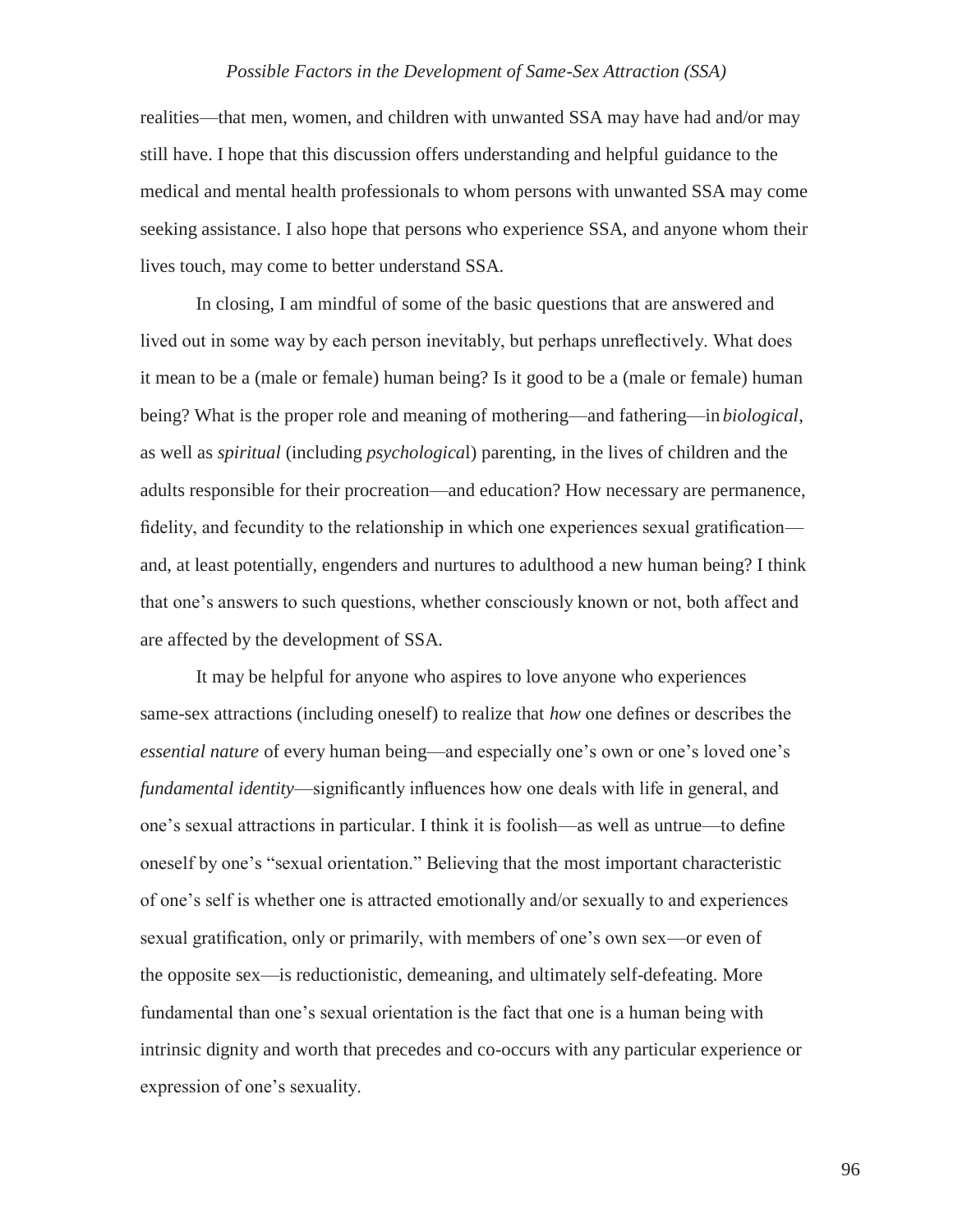realities—that men, women, and children with unwanted SSA may have had and/or may still have. I hope that this discussion offers understanding and helpful guidance to the medical and mental health professionals to whom persons with unwanted SSA may come seeking assistance. I also hope that persons who experience SSA, and anyone whom their lives touch, may come to better understand SSA.

In closing, I am mindful of some of the basic questions that are answered and lived out in some way by each person inevitably, but perhaps unreflectively. What does it mean to be a (male or female) human being? Is it good to be a (male or female) human being? What is the proper role and meaning of mothering—and fathering—in *biological*, as well as *spiritual* (including *psychologica*l) parenting, in the lives of children and the adults responsible for their procreation—and education? How necessary are permanence, fidelity, and fecundity to the relationship in which one experiences sexual gratification—and, at least potentially, engenders and nurtures to adulthood a new human being? I think that one's answers to such questions, whether consciously known or not, both affect and are affected by the development of SSA.

It may be helpful for anyone who aspires to love anyone who experiences same-sex attractions (including oneself) to realize that *how* one defines or describes the *essential nature* of every human being—and especially one's own or one's loved one's *fundamental identity*—significantly influences how one deals with life in general, and one's sexual attractions in particular. I think it is foolish—as well as untrue—to define oneself by one's "sexual orientation." Believing that the most important characteristic of one's self is whether one is attracted emotionally and/or sexually to and experiences sexual gratification, only or primarily, with members of one's own sex—or even of the opposite sex—is reductionistic, demeaning, and ultimately self-defeating. More fundamental than one's sexual orientation is the fact that one is a human being with intrinsic dignity and worth that precedes and co-occurs with any particular experience or expression of one's sexuality.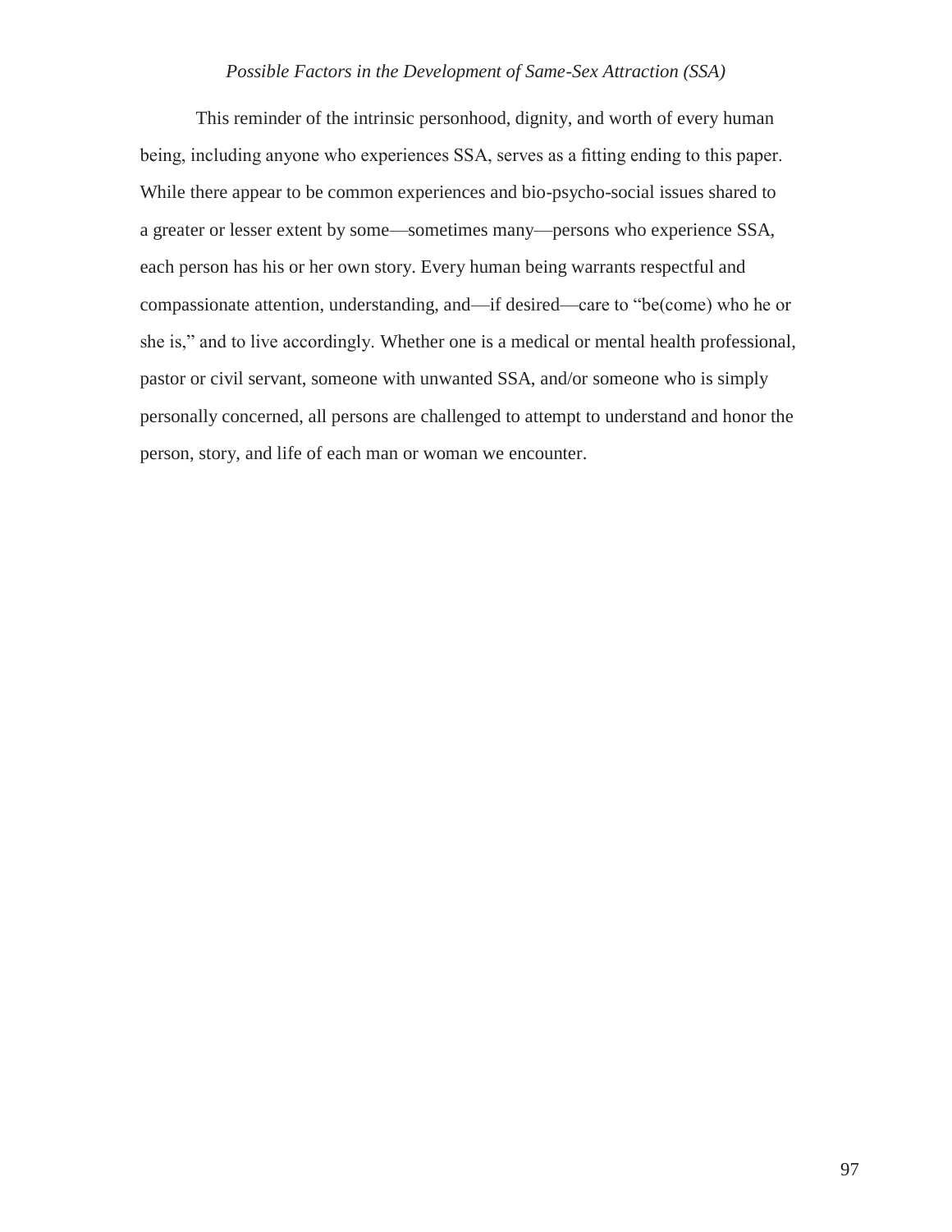This reminder of the intrinsic personhood, dignity, and worth of every human being, including anyone who experiences SSA, serves as a fitting ending to this paper. While there appear to be common experiences and bio-psycho-social issues shared to a greater or lesser extent by some—sometimes many—persons who experience SSA, each person has his or her own story. Every human being warrants respectful and compassionate attention, understanding, and—if desired—care to "be(come) who he or she is," and to live accordingly. Whether one is a medical or mental health professional, pastor or civil servant, someone with unwanted SSA, and/or someone who is simply personally concerned, all persons are challenged to attempt to understand and honor the person, story, and life of each man or woman we encounter.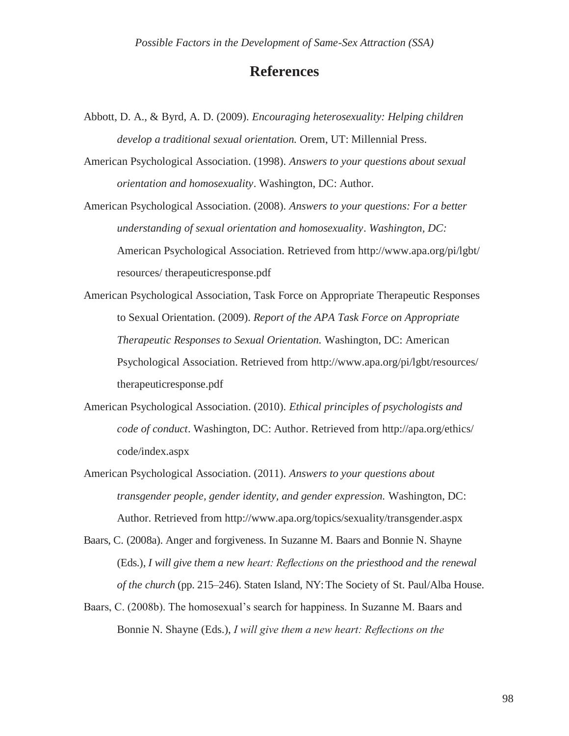## References

Abbott, D. A., & Byrd, A. D. (2009). *Encouraging heterosexuality: Helping children develop a traditional sexual orientation.* Orem, UT: Millennial Press.

American Psychological Association. (1998). *Answers to your questions about sexual orientation and homosexuality*. Washington, DC: Author.

American Psychological Association. (2008). *Answers to your questions: For a better understanding of sexual orientation and homosexuality*. *Washington, DC:* American Psychological Association. Retrieved from http://www.apa.org/pi/lgbt/resources/ therapeuticresponse.pdf

American Psychological Association, Task Force on Appropriate Therapeutic Responses to Sexual Orientation. (2009). *Report of the APA Task Force on Appropriate Therapeutic Responses to Sexual Orientation.* Washington, DC: American Psychological Association. Retrieved from http://www.apa.org/pi/lgbt/resources/ therapeuticresponse.pdf

American Psychological Association. (2010). *Ethical principles of psychologists and code of conduct*. Washington, DC: Author. Retrieved from http://apa.org/ethics/ code/index.aspx

American Psychological Association. (2011). *Answers to your questions about transgender people, gender identity, and gender expression.* Washington, DC: Author. Retrieved from http://www.apa.org/topics/sexuality/transgender.aspx

Baars, C. (2008a). Anger and forgiveness. In Suzanne M. Baars and Bonnie N. Shayne (Eds.), *I will give them a new heart: Reflections on the priesthood and the renewal of the church* (pp. 215–246). Staten Island, NY: The Society of St. Paul/Alba House.

Baars, C. (2008b). The homosexual's search for happiness. In Suzanne M. Baars and Bonnie N. Shayne (Eds.), *I will give them a new heart: Reflections on the*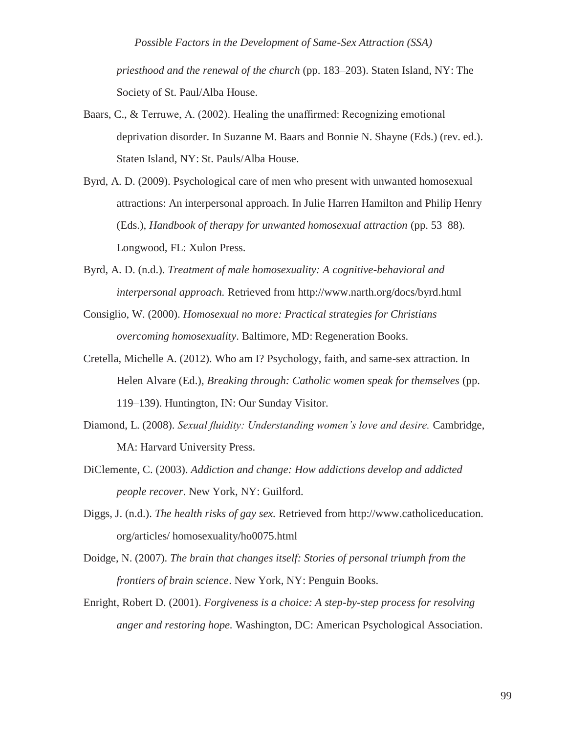*priesthood and the renewal of the church* (pp. 183–203). Staten Island, NY: The Society of St. Paul/Alba House.

Baars, C., & Terruwe, A. (2002). Healing the unaffirmed: Recognizing emotional deprivation disorder. In Suzanne M. Baars and Bonnie N. Shayne (Eds.) (rev. ed.). Staten Island, NY: St. Pauls/Alba House.

Byrd, A. D. (2009). Psychological care of men who present with unwanted homosexual attractions: An interpersonal approach. In Julie Harren Hamilton and Philip Henry (Eds.), *Handbook of therapy for unwanted homosexual attraction* (pp. 53–88). Longwood, FL: Xulon Press.

Byrd, A. D. (n.d.). *Treatment of male homosexuality: A cognitive-behavioral and interpersonal approach.* Retrieved from http://www.narth.org/docs/byrd.html

Consiglio, W. (2000). *Homosexual no more: Practical strategies for Christians overcoming homosexuality*. Baltimore, MD: Regeneration Books.

Cretella, Michelle A. (2012). Who am I? Psychology, faith, and same-sex attraction. In Helen Alvare (Ed.), *Breaking through: Catholic women speak for themselves* (pp. 119–139). Huntington, IN: Our Sunday Visitor.

Diamond, L. (2008). *Sexual fluidity: Understanding women's love and desire.* Cambridge, MA: Harvard University Press.

DiClemente, C. (2003). *Addiction and change: How addictions develop and addicted people recover*. New York, NY: Guilford.

Diggs, J. (n.d.). *The health risks of gay sex.* Retrieved from http://www.catholiceducation.org/articles/ homosexuality/ho0075.html

Doidge, N. (2007). *The brain that changes itself: Stories of personal triumph from the frontiers of brain science*. New York, NY: Penguin Books.

Enright, Robert D. (2001). *Forgiveness is a choice: A step-by-step process for resolving anger and restoring hope.* Washington, DC: American Psychological Association.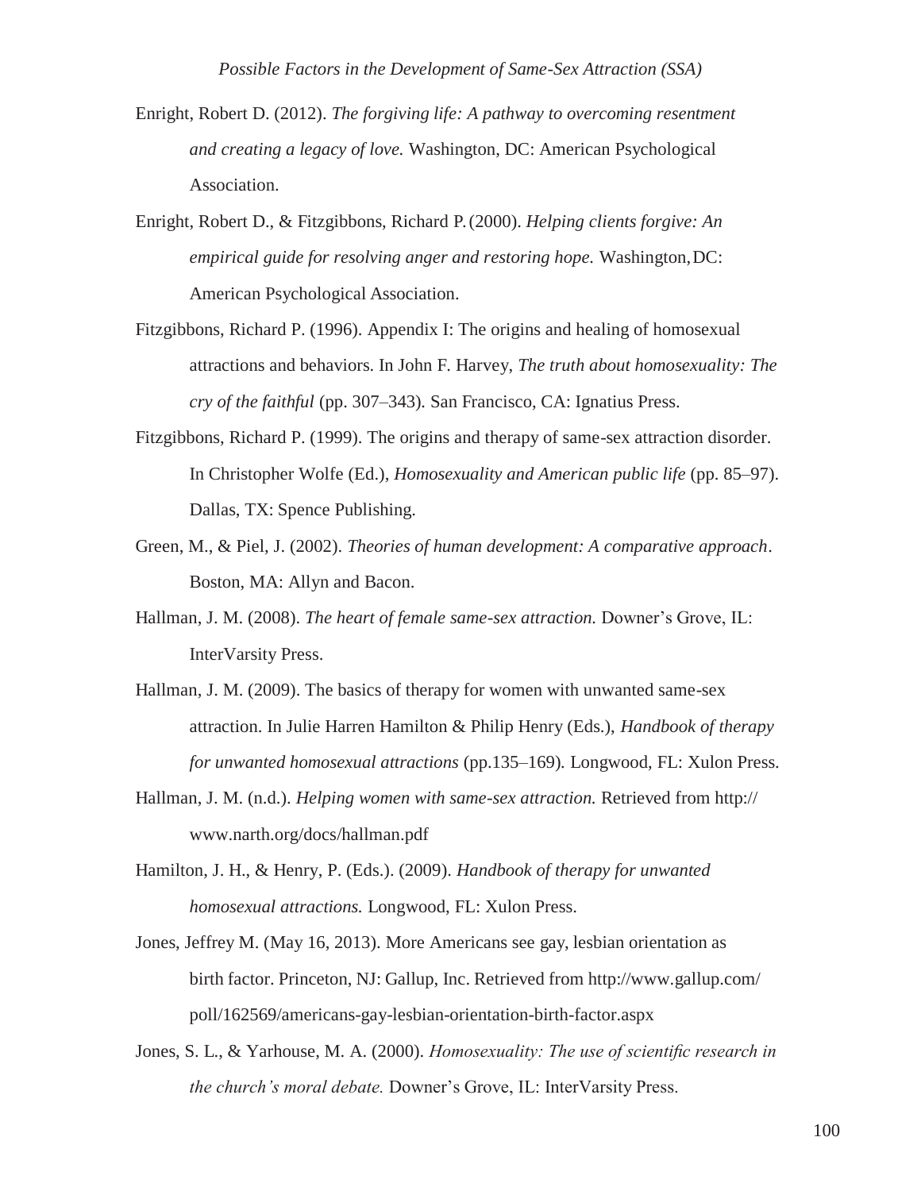Enright, Robert D. (2012). *The forgiving life: A pathway to overcoming resentment and creating a legacy of love.* Washington, DC: American Psychological Association.

Enright, Robert D., & Fitzgibbons, Richard P. (2000). *Helping clients forgive: An empirical guide for resolving anger and restoring hope.* Washington, DC: American Psychological Association.

Fitzgibbons, Richard P. (1996). Appendix I: The origins and healing of homosexual attractions and behaviors. In John F. Harvey, *The truth about homosexuality: The cry of the faithful* (pp. 307–343). San Francisco, CA: Ignatius Press.

Fitzgibbons, Richard P. (1999). The origins and therapy of same-sex attraction disorder. In Christopher Wolfe (Ed.), *Homosexuality and American public life* (pp. 85–97). Dallas, TX: Spence Publishing.

Green, M., & Piel, J. (2002). *Theories of human development: A comparative approach*. Boston, MA: Allyn and Bacon.

Hallman, J. M. (2008). *The heart of female same-sex attraction.* Downer's Grove, IL: InterVarsity Press.

Hallman, J. M. (2009). The basics of therapy for women with unwanted same-sex attraction. In Julie Harren Hamilton & Philip Henry (Eds.), *Handbook of therapy for unwanted homosexual attractions* (pp.135–169). Longwood, FL: Xulon Press.

Hallman, J. M. (n.d.). *Helping women with same-sex attraction.* Retrieved from http://www.narth.org/docs/hallman.pdf

Hamilton, J. H., & Henry, P. (Eds.). (2009). *Handbook of therapy for unwanted homosexual attractions.* Longwood, FL: Xulon Press.

Jones, Jeffrey M. (May 16, 2013). More Americans see gay, lesbian orientation as birth factor. Princeton, NJ: Gallup, Inc. Retrieved from http://www.gallup.com/poll/162569/americans-gay-lesbian-orientation-birth-factor.aspx

Jones, S. L., & Yarhouse, M. A. (2000). *Homosexuality: The use of scientific research in the church's moral debate.* Downer's Grove, IL: InterVarsity Press.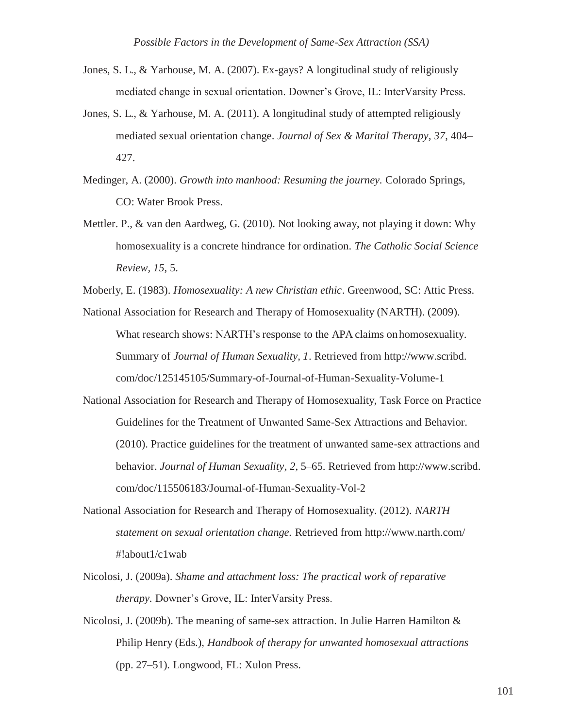Jones, S. L., & Yarhouse, M. A. (2007). Ex-gays? A longitudinal study of religiously mediated change in sexual orientation. Downer's Grove, IL: InterVarsity Press.

Jones, S. L., & Yarhouse, M. A. (2011). A longitudinal study of attempted religiously mediated sexual orientation change. *Journal of Sex & Marital Therapy*, *37*, 404–427.

Medinger, A. (2000). *Growth into manhood: Resuming the journey.* Colorado Springs, CO: Water Brook Press.

Mettler. P., & van den Aardweg, G. (2010). Not looking away, not playing it down: Why homosexuality is a concrete hindrance for ordination. *The Catholic Social Science Review*, *15*, 5.

Moberly, E. (1983). *Homosexuality: A new Christian ethic*. Greenwood, SC: Attic Press.

National Association for Research and Therapy of Homosexuality (NARTH). (2009). What research shows: NARTH's response to the APA claims on homosexuality. Summary of *Journal of Human Sexuality*, *1*. Retrieved from http://www.scribd.com/doc/125145105/Summary-of-Journal-of-Human-Sexuality-Volume-1

National Association for Research and Therapy of Homosexuality, Task Force on Practice Guidelines for the Treatment of Unwanted Same-Sex Attractions and Behavior. (2010). Practice guidelines for the treatment of unwanted same-sex attractions and behavior. *Journal of Human Sexuality*, *2*, 5–65. Retrieved from http://www.scribd.com/doc/115506183/Journal-of-Human-Sexuality-Vol-2

National Association for Research and Therapy of Homosexuality. (2012). *NARTH statement on sexual orientation change.* Retrieved from http://www.narth.com/#!about1/c1wab

Nicolosi, J. (2009a). *Shame and attachment loss: The practical work of reparative therapy.* Downer's Grove, IL: InterVarsity Press.

Nicolosi, J. (2009b). The meaning of same-sex attraction. In Julie Harren Hamilton & Philip Henry (Eds.), *Handbook of therapy for unwanted homosexual attractions* (pp. 27–51). Longwood, FL: Xulon Press.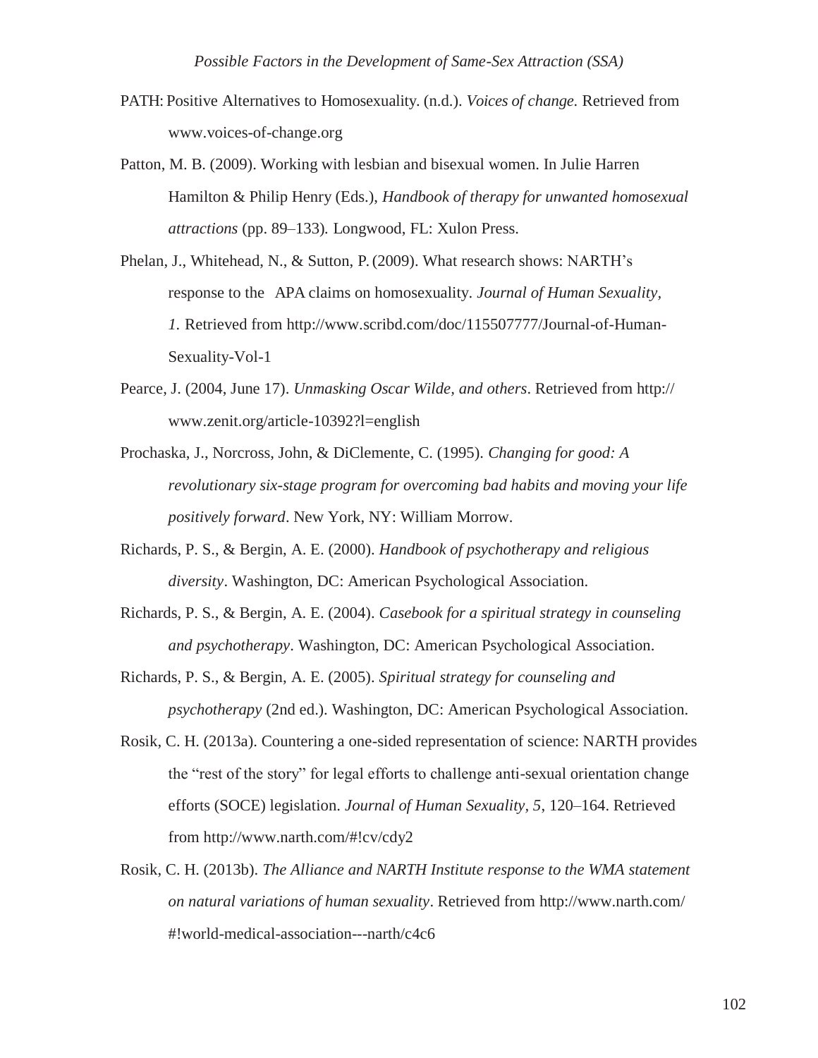PATH: Positive Alternatives to Homosexuality. (n.d.). *Voices of change.* Retrieved from www.voices-of-change.org

Patton, M. B. (2009). Working with lesbian and bisexual women. In Julie Harren Hamilton & Philip Henry (Eds.), *Handbook of therapy for unwanted homosexual attractions* (pp. 89–133)*.* Longwood, FL: Xulon Press.

Phelan, J., Whitehead, N., & Sutton, P. (2009). What research shows: NARTH's response to the APA claims on homosexuality. *Journal of Human Sexuality, 1.* Retrieved from http://www.scribd.com/doc/115507777/Journal-of-Human-Sexuality-Vol-1

Pearce, J. (2004, June 17). *Unmasking Oscar Wilde, and others*. Retrieved from http://www.zenit.org/article-10392?l=english

Prochaska, J., Norcross, John, & DiClemente, C. (1995). *Changing for good: A revolutionary six-stage program for overcoming bad habits and moving your life positively forward*. New York, NY: William Morrow.

Richards, P. S., & Bergin, A. E. (2000). *Handbook of psychotherapy and religious diversity*. Washington, DC: American Psychological Association.

Richards, P. S., & Bergin, A. E. (2004). *Casebook for a spiritual strategy in counseling and psychotherapy*. Washington, DC: American Psychological Association.

Richards, P. S., & Bergin, A. E. (2005). *Spiritual strategy for counseling and psychotherapy* (2nd ed.). Washington, DC: American Psychological Association.

Rosik, C. H. (2013a). Countering a one-sided representation of science: NARTH provides the "rest of the story" for legal efforts to challenge anti-sexual orientation change efforts (SOCE) legislation. *Journal of Human Sexuality, 5*, 120–164. Retrieved from http://www.narth.com/#!cv/cdy2

Rosik, C. H. (2013b). *The Alliance and NARTH Institute response to the WMA statement on natural variations of human sexuality*. Retrieved from http://www.narth.com/#!world-medical-association---narth/c4c6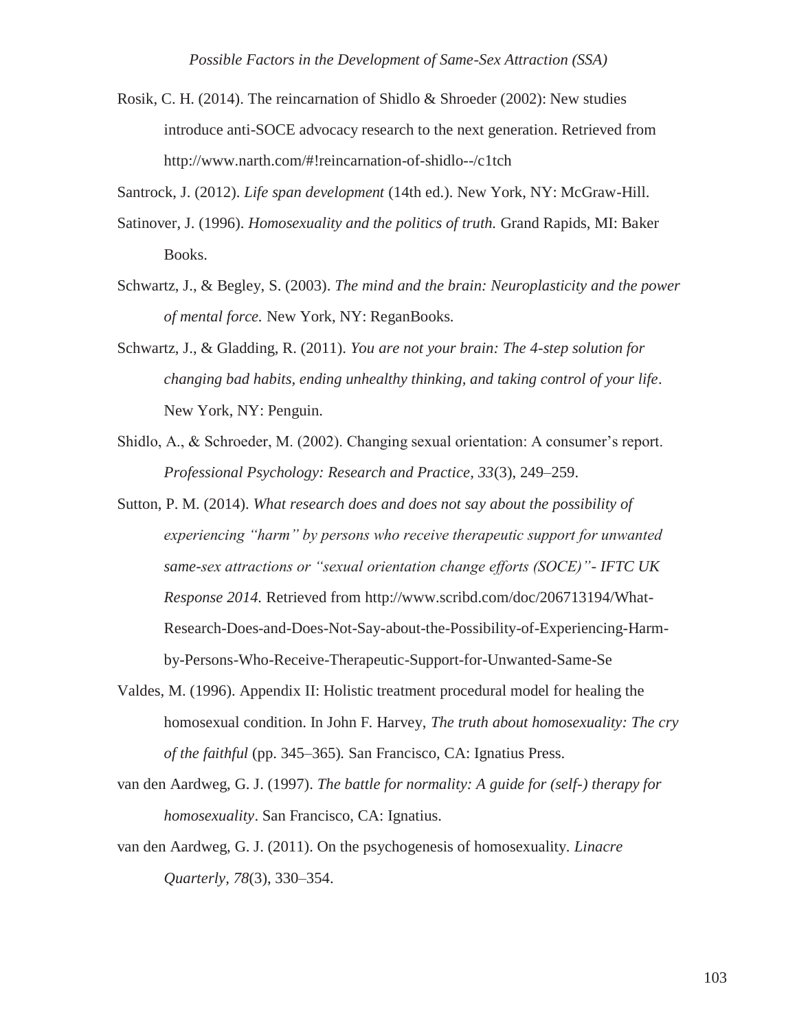Rosik, C. H. (2014). The reincarnation of Shidlo & Shroeder (2002): New studies introduce anti-SOCE advocacy research to the next generation. Retrieved from http://www.narth.com/#!reincarnation-of-shidlo--/c1tch

Santrock, J. (2012). *Life span development* (14th ed.). New York, NY: McGraw-Hill.

Satinover, J. (1996). *Homosexuality and the politics of truth.* Grand Rapids, MI: Baker Books.

Schwartz, J., & Begley, S. (2003). *The mind and the brain: Neuroplasticity and the power of mental force.* New York, NY: ReganBooks.

Schwartz, J., & Gladding, R. (2011). *You are not your brain: The 4-step solution for changing bad habits, ending unhealthy thinking, and taking control of your life*. New York, NY: Penguin.

Shidlo, A., & Schroeder, M. (2002). Changing sexual orientation: A consumer's report. *Professional Psychology: Research and Practice, 33*(3), 249–259.

Sutton, P. M. (2014). *What research does and does not say about the possibility of experiencing "harm" by persons who receive therapeutic support for unwanted same-sex attractions or "sexual orientation change efforts (SOCE)"- IFTC UK Response 2014.* Retrieved from http://www.scribd.com/doc/206713194/What-Research-Does-and-Does-Not-Say-about-the-Possibility-of-Experiencing-Harm-by-Persons-Who-Receive-Therapeutic-Support-for-Unwanted-Same-Se

Valdes, M. (1996). Appendix II: Holistic treatment procedural model for healing the homosexual condition. In John F. Harvey, *The truth about homosexuality: The cry of the faithful* (pp. 345–365)*.* San Francisco, CA: Ignatius Press.

van den Aardweg, G. J. (1997). *The battle for normality: A guide for (self-) therapy for homosexuality*. San Francisco, CA: Ignatius.

van den Aardweg, G. J. (2011). On the psychogenesis of homosexuality. *Linacre Quarterly*, *78*(3), 330–354.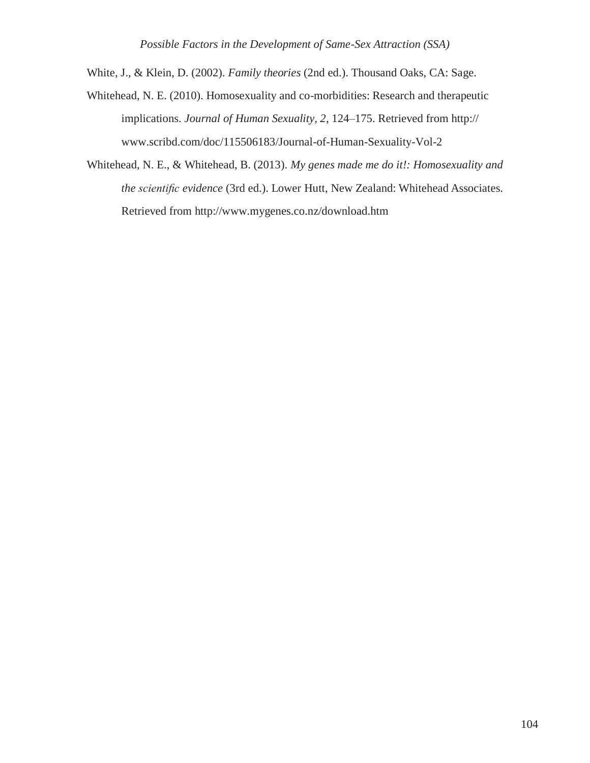White, J., & Klein, D. (2002). *Family theories* (2nd ed.). Thousand Oaks, CA: Sage.

Whitehead, N. E. (2010). Homosexuality and co-morbidities: Research and therapeutic implications. *Journal of Human Sexuality, 2*, 124–175. Retrieved from http://www.scribd.com/doc/115506183/Journal-of-Human-Sexuality-Vol-2

Whitehead, N. E., & Whitehead, B. (2013). *My genes made me do it!: Homosexuality and the scientific evidence* (3rd ed.). Lower Hutt, New Zealand: Whitehead Associates. Retrieved from http://www.mygenes.co.nz/download.htm